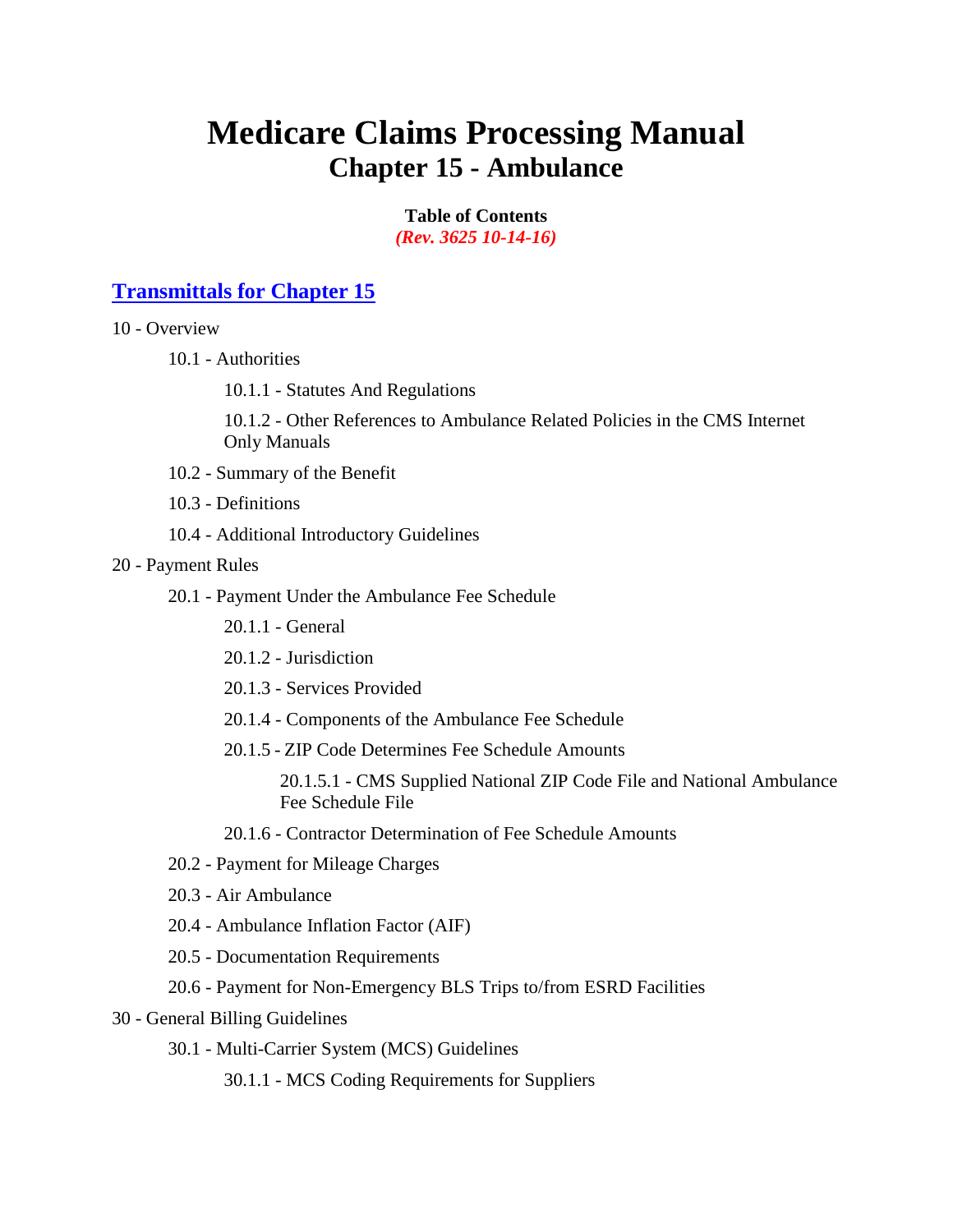# Medicare Claims Processing Manual
## Chapter 15 - Ambulance

**Table of Contents**
***(Rev. 3625 10-14-16)***

### Transmittals for Chapter 15

10 - Overview

- 10.1 - Authorities
  - 10.1.1 - Statutes And Regulations
  - 10.1.2 - Other References to Ambulance Related Policies in the CMS Internet Only Manuals
- 10.2 - Summary of the Benefit
- 10.3 - Definitions
- 10.4 - Additional Introductory Guidelines

20 - Payment Rules

- 20.1 - Payment Under the Ambulance Fee Schedule
  - 20.1.1 - General
  - 20.1.2 - Jurisdiction
  - 20.1.3 - Services Provided
  - 20.1.4 - Components of the Ambulance Fee Schedule
  - 20.1.5 - ZIP Code Determines Fee Schedule Amounts
    - 20.1.5.1 - CMS Supplied National ZIP Code File and National Ambulance Fee Schedule File
  - 20.1.6 - Contractor Determination of Fee Schedule Amounts
- 20.2 - Payment for Mileage Charges
- 20.3 - Air Ambulance
- 20.4 - Ambulance Inflation Factor (AIF)
- 20.5 - Documentation Requirements
- 20.6 - Payment for Non-Emergency BLS Trips to/from ESRD Facilities

30 - General Billing Guidelines

- 30.1 - Multi-Carrier System (MCS) Guidelines
  - 30.1.1 - MCS Coding Requirements for Suppliers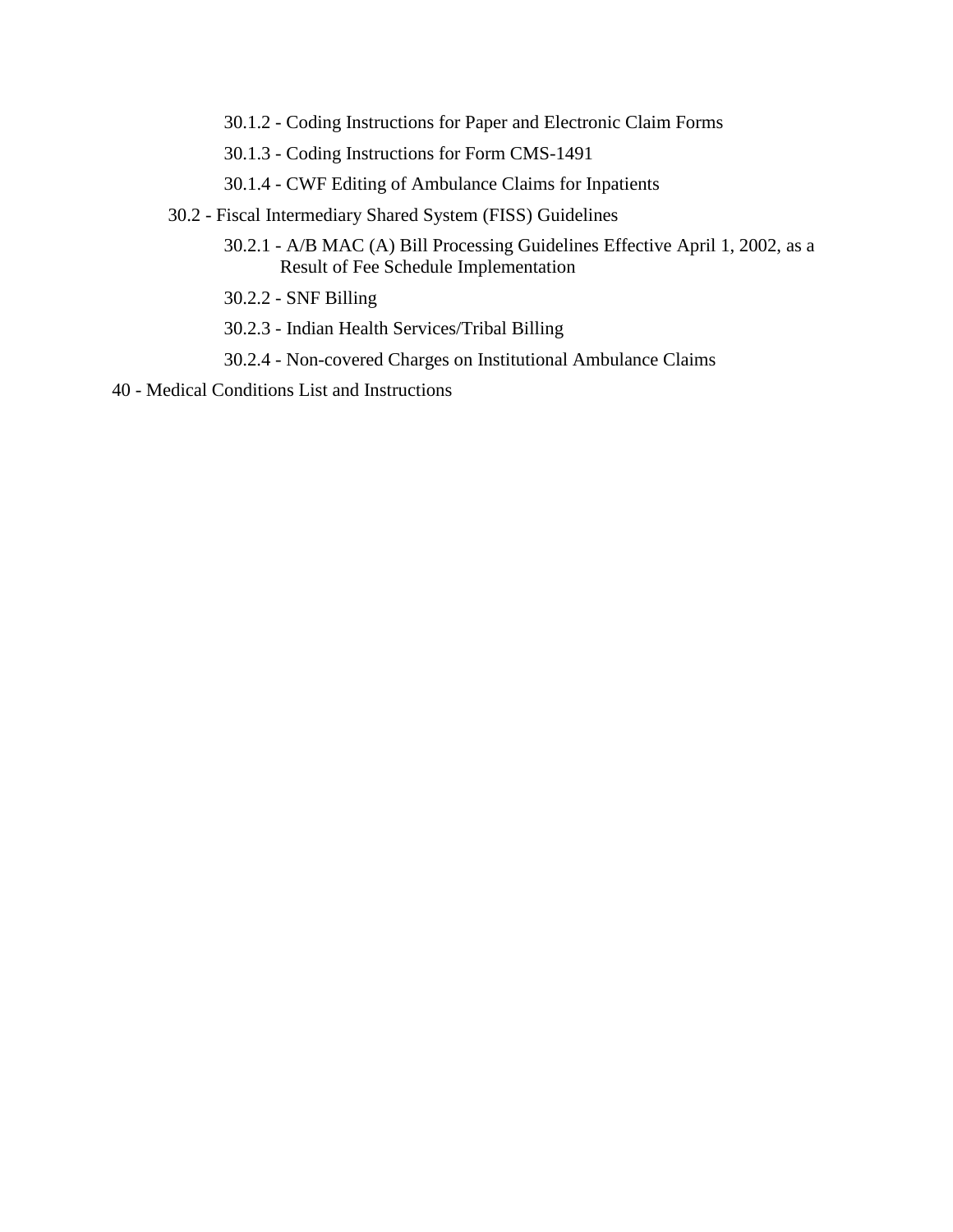30.1.2 - Coding Instructions for Paper and Electronic Claim Forms

30.1.3 - Coding Instructions for Form CMS-1491

30.1.4 - CWF Editing of Ambulance Claims for Inpatients

30.2 - Fiscal Intermediary Shared System (FISS) Guidelines

30.2.1 - A/B MAC (A) Bill Processing Guidelines Effective April 1, 2002, as a Result of Fee Schedule Implementation

30.2.2 - SNF Billing

30.2.3 - Indian Health Services/Tribal Billing

30.2.4 - Non-covered Charges on Institutional Ambulance Claims

40 - Medical Conditions List and Instructions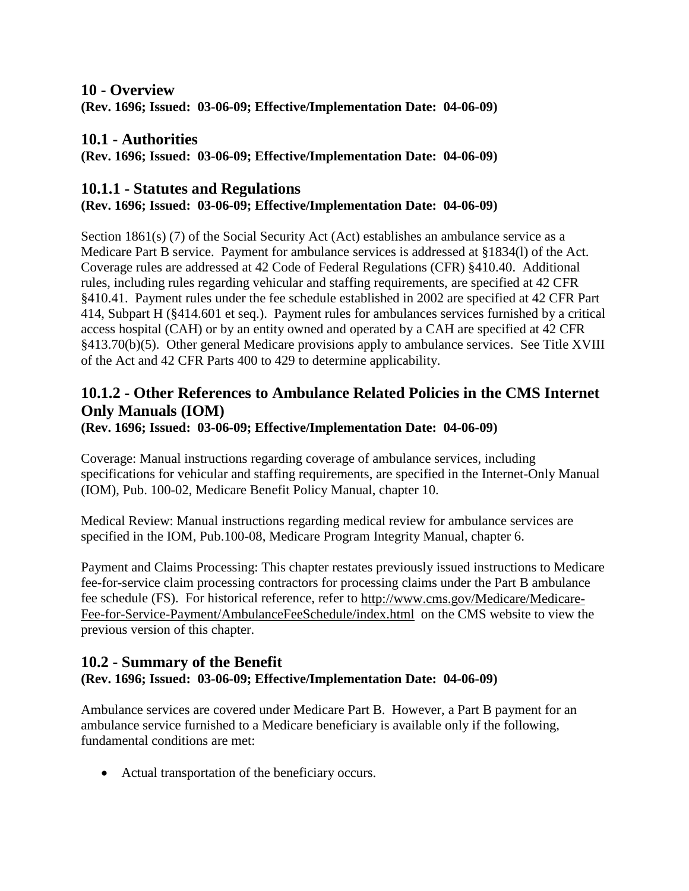## 10 - Overview

**(Rev. 1696; Issued: 03-06-09; Effective/Implementation Date: 04-06-09)**

## 10.1 - Authorities

**(Rev. 1696; Issued: 03-06-09; Effective/Implementation Date: 04-06-09)**

### 10.1.1 - Statutes and Regulations

**(Rev. 1696; Issued: 03-06-09; Effective/Implementation Date: 04-06-09)**

Section 1861(s) (7) of the Social Security Act (Act) establishes an ambulance service as a Medicare Part B service. Payment for ambulance services is addressed at §1834(l) of the Act. Coverage rules are addressed at 42 Code of Federal Regulations (CFR) §410.40. Additional rules, including rules regarding vehicular and staffing requirements, are specified at 42 CFR §410.41. Payment rules under the fee schedule established in 2002 are specified at 42 CFR Part 414, Subpart H (§414.601 et seq.). Payment rules for ambulances services furnished by a critical access hospital (CAH) or by an entity owned and operated by a CAH are specified at 42 CFR §413.70(b)(5). Other general Medicare provisions apply to ambulance services. See Title XVIII of the Act and 42 CFR Parts 400 to 429 to determine applicability.

### 10.1.2 - Other References to Ambulance Related Policies in the CMS Internet Only Manuals (IOM)

**(Rev. 1696; Issued: 03-06-09; Effective/Implementation Date: 04-06-09)**

Coverage: Manual instructions regarding coverage of ambulance services, including specifications for vehicular and staffing requirements, are specified in the Internet-Only Manual (IOM), Pub. 100-02, Medicare Benefit Policy Manual, chapter 10.

Medical Review: Manual instructions regarding medical review for ambulance services are specified in the IOM, Pub.100-08, Medicare Program Integrity Manual, chapter 6.

Payment and Claims Processing: This chapter restates previously issued instructions to Medicare fee-for-service claim processing contractors for processing claims under the Part B ambulance fee schedule (FS). For historical reference, refer to http://www.cms.gov/Medicare/Medicare-Fee-for-Service-Payment/AmbulanceFeeSchedule/index.html on the CMS website to view the previous version of this chapter.

## 10.2 - Summary of the Benefit

**(Rev. 1696; Issued: 03-06-09; Effective/Implementation Date: 04-06-09)**

Ambulance services are covered under Medicare Part B. However, a Part B payment for an ambulance service furnished to a Medicare beneficiary is available only if the following, fundamental conditions are met:

- Actual transportation of the beneficiary occurs.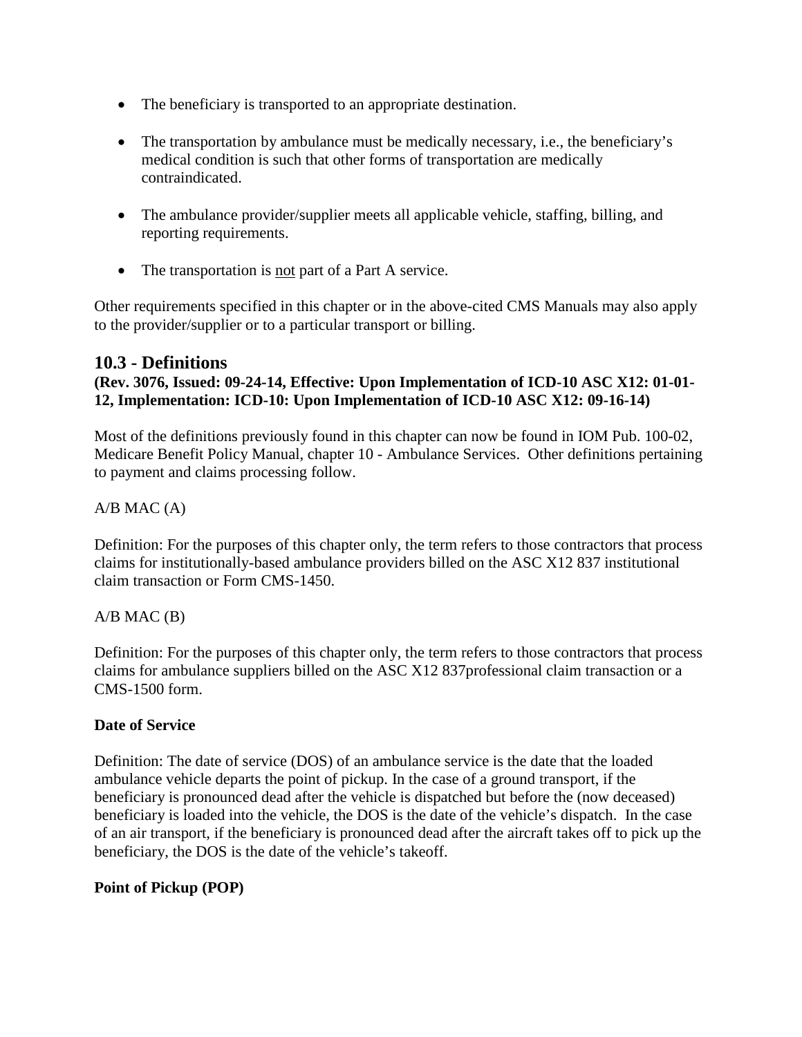- The beneficiary is transported to an appropriate destination.

- The transportation by ambulance must be medically necessary, i.e., the beneficiary's medical condition is such that other forms of transportation are medically contraindicated.

- The ambulance provider/supplier meets all applicable vehicle, staffing, billing, and reporting requirements.

- The transportation is <u>not</u> part of a Part A service.

Other requirements specified in this chapter or in the above-cited CMS Manuals may also apply to the provider/supplier or to a particular transport or billing.

## 10.3 - Definitions

**(Rev. 3076, Issued: 09-24-14, Effective: Upon Implementation of ICD-10 ASC X12: 01-01-12, Implementation: ICD-10: Upon Implementation of ICD-10 ASC X12: 09-16-14)**

Most of the definitions previously found in this chapter can now be found in IOM Pub. 100-02, Medicare Benefit Policy Manual, chapter 10 - Ambulance Services. Other definitions pertaining to payment and claims processing follow.

A/B MAC (A)

Definition: For the purposes of this chapter only, the term refers to those contractors that process claims for institutionally-based ambulance providers billed on the ASC X12 837 institutional claim transaction or Form CMS-1450.

A/B MAC (B)

Definition: For the purposes of this chapter only, the term refers to those contractors that process claims for ambulance suppliers billed on the ASC X12 837professional claim transaction or a CMS-1500 form.

**Date of Service**

Definition: The date of service (DOS) of an ambulance service is the date that the loaded ambulance vehicle departs the point of pickup. In the case of a ground transport, if the beneficiary is pronounced dead after the vehicle is dispatched but before the (now deceased) beneficiary is loaded into the vehicle, the DOS is the date of the vehicle's dispatch. In the case of an air transport, if the beneficiary is pronounced dead after the aircraft takes off to pick up the beneficiary, the DOS is the date of the vehicle's takeoff.

**Point of Pickup (POP)**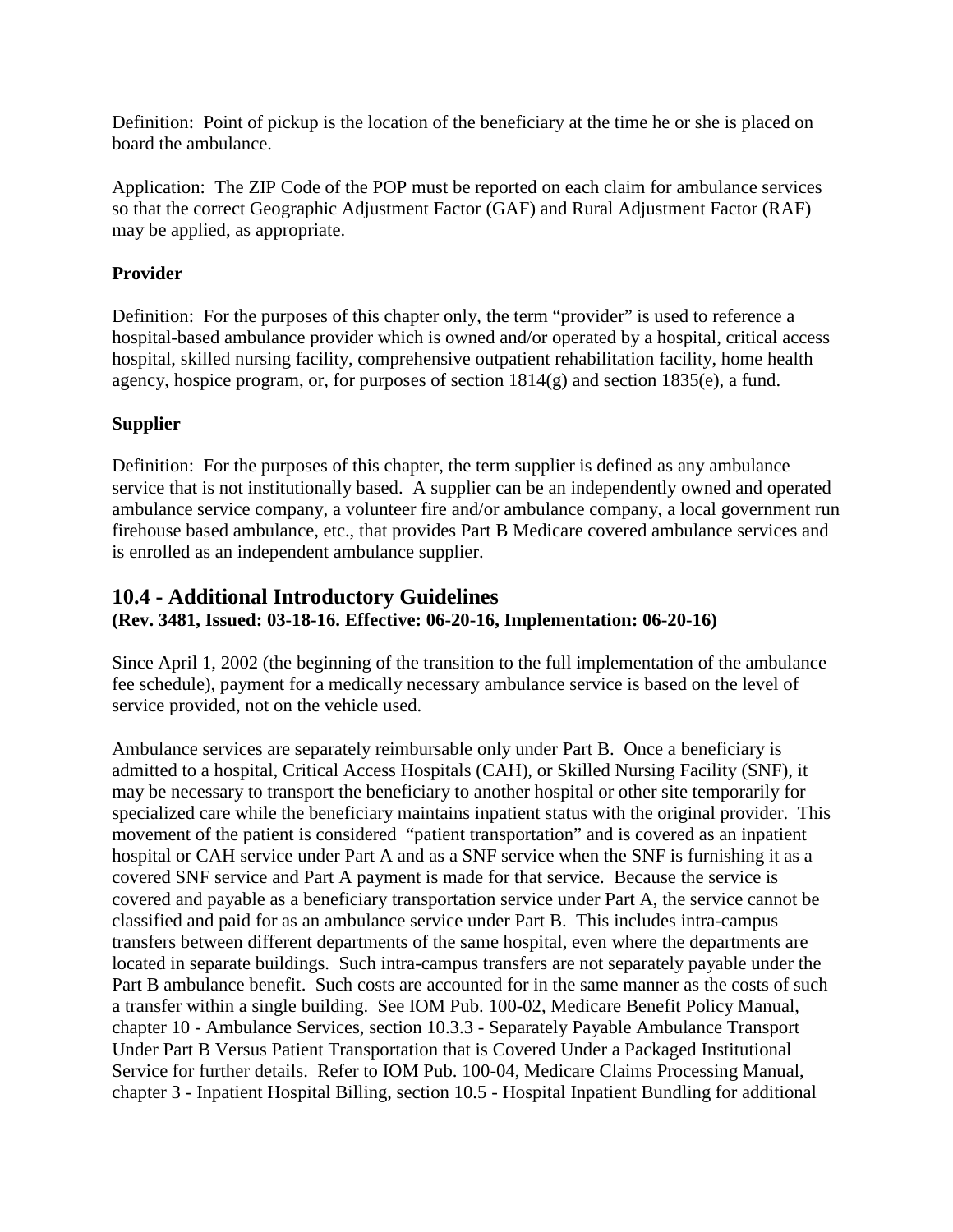Definition: Point of pickup is the location of the beneficiary at the time he or she is placed on board the ambulance.

Application: The ZIP Code of the POP must be reported on each claim for ambulance services so that the correct Geographic Adjustment Factor (GAF) and Rural Adjustment Factor (RAF) may be applied, as appropriate.

**Provider**

Definition: For the purposes of this chapter only, the term "provider" is used to reference a hospital-based ambulance provider which is owned and/or operated by a hospital, critical access hospital, skilled nursing facility, comprehensive outpatient rehabilitation facility, home health agency, hospice program, or, for purposes of section 1814(g) and section 1835(e), a fund.

**Supplier**

Definition: For the purposes of this chapter, the term supplier is defined as any ambulance service that is not institutionally based. A supplier can be an independently owned and operated ambulance service company, a volunteer fire and/or ambulance company, a local government run firehouse based ambulance, etc., that provides Part B Medicare covered ambulance services and is enrolled as an independent ambulance supplier.

## 10.4 - Additional Introductory Guidelines
**(Rev. 3481, Issued: 03-18-16. Effective: 06-20-16, Implementation: 06-20-16)**

Since April 1, 2002 (the beginning of the transition to the full implementation of the ambulance fee schedule), payment for a medically necessary ambulance service is based on the level of service provided, not on the vehicle used.

Ambulance services are separately reimbursable only under Part B. Once a beneficiary is admitted to a hospital, Critical Access Hospitals (CAH), or Skilled Nursing Facility (SNF), it may be necessary to transport the beneficiary to another hospital or other site temporarily for specialized care while the beneficiary maintains inpatient status with the original provider. This movement of the patient is considered "patient transportation" and is covered as an inpatient hospital or CAH service under Part A and as a SNF service when the SNF is furnishing it as a covered SNF service and Part A payment is made for that service. Because the service is covered and payable as a beneficiary transportation service under Part A, the service cannot be classified and paid for as an ambulance service under Part B. This includes intra-campus transfers between different departments of the same hospital, even where the departments are located in separate buildings. Such intra-campus transfers are not separately payable under the Part B ambulance benefit. Such costs are accounted for in the same manner as the costs of such a transfer within a single building. See IOM Pub. 100-02, Medicare Benefit Policy Manual, chapter 10 - Ambulance Services, section 10.3.3 - Separately Payable Ambulance Transport Under Part B Versus Patient Transportation that is Covered Under a Packaged Institutional Service for further details. Refer to IOM Pub. 100-04, Medicare Claims Processing Manual, chapter 3 - Inpatient Hospital Billing, section 10.5 - Hospital Inpatient Bundling for additional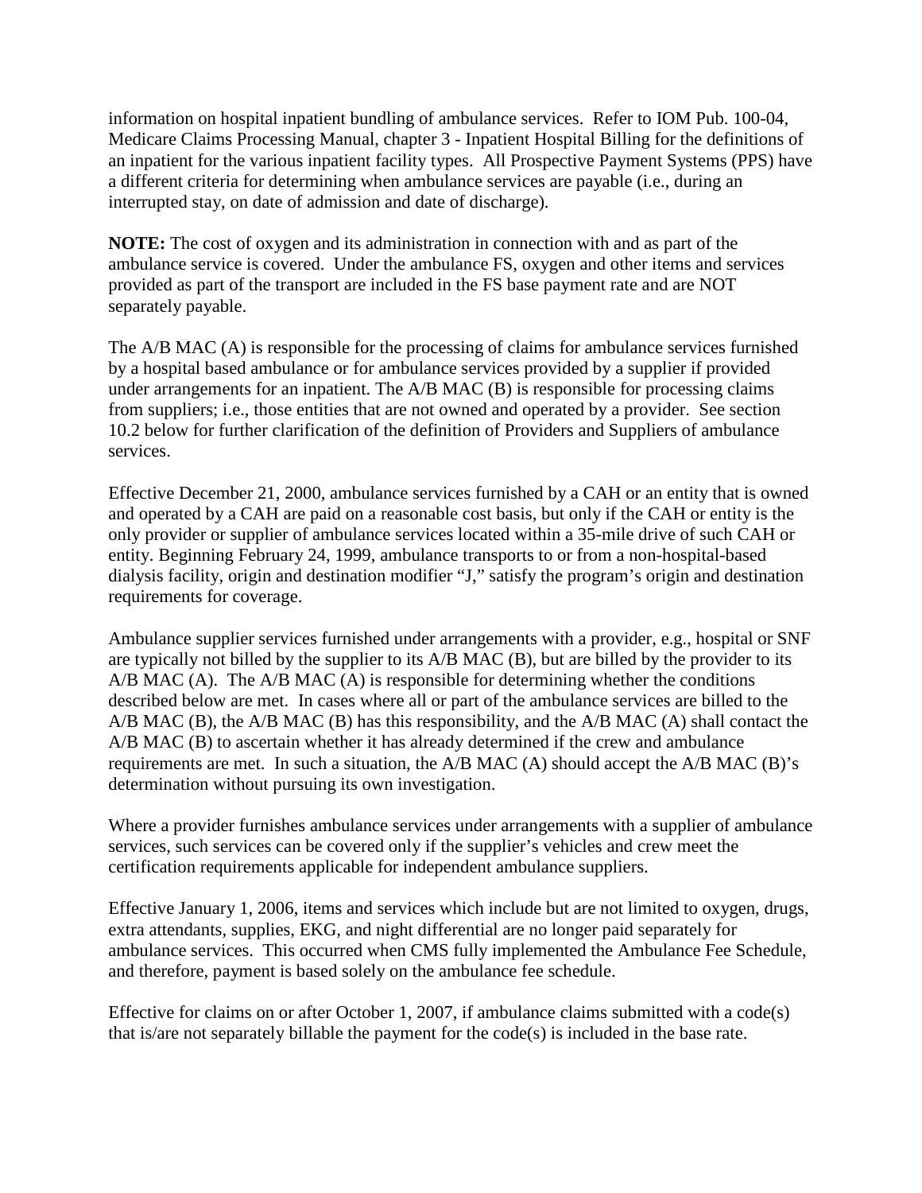information on hospital inpatient bundling of ambulance services. Refer to IOM Pub. 100-04, Medicare Claims Processing Manual, chapter 3 - Inpatient Hospital Billing for the definitions of an inpatient for the various inpatient facility types. All Prospective Payment Systems (PPS) have a different criteria for determining when ambulance services are payable (i.e., during an interrupted stay, on date of admission and date of discharge).

**NOTE:** The cost of oxygen and its administration in connection with and as part of the ambulance service is covered. Under the ambulance FS, oxygen and other items and services provided as part of the transport are included in the FS base payment rate and are NOT separately payable.

The A/B MAC (A) is responsible for the processing of claims for ambulance services furnished by a hospital based ambulance or for ambulance services provided by a supplier if provided under arrangements for an inpatient. The A/B MAC (B) is responsible for processing claims from suppliers; i.e., those entities that are not owned and operated by a provider. See section 10.2 below for further clarification of the definition of Providers and Suppliers of ambulance services.

Effective December 21, 2000, ambulance services furnished by a CAH or an entity that is owned and operated by a CAH are paid on a reasonable cost basis, but only if the CAH or entity is the only provider or supplier of ambulance services located within a 35-mile drive of such CAH or entity. Beginning February 24, 1999, ambulance transports to or from a non-hospital-based dialysis facility, origin and destination modifier "J," satisfy the program's origin and destination requirements for coverage.

Ambulance supplier services furnished under arrangements with a provider, e.g., hospital or SNF are typically not billed by the supplier to its A/B MAC (B), but are billed by the provider to its A/B MAC (A). The A/B MAC (A) is responsible for determining whether the conditions described below are met. In cases where all or part of the ambulance services are billed to the A/B MAC (B), the A/B MAC (B) has this responsibility, and the A/B MAC (A) shall contact the A/B MAC (B) to ascertain whether it has already determined if the crew and ambulance requirements are met. In such a situation, the A/B MAC (A) should accept the A/B MAC (B)'s determination without pursuing its own investigation.

Where a provider furnishes ambulance services under arrangements with a supplier of ambulance services, such services can be covered only if the supplier's vehicles and crew meet the certification requirements applicable for independent ambulance suppliers.

Effective January 1, 2006, items and services which include but are not limited to oxygen, drugs, extra attendants, supplies, EKG, and night differential are no longer paid separately for ambulance services. This occurred when CMS fully implemented the Ambulance Fee Schedule, and therefore, payment is based solely on the ambulance fee schedule.

Effective for claims on or after October 1, 2007, if ambulance claims submitted with a code(s) that is/are not separately billable the payment for the code(s) is included in the base rate.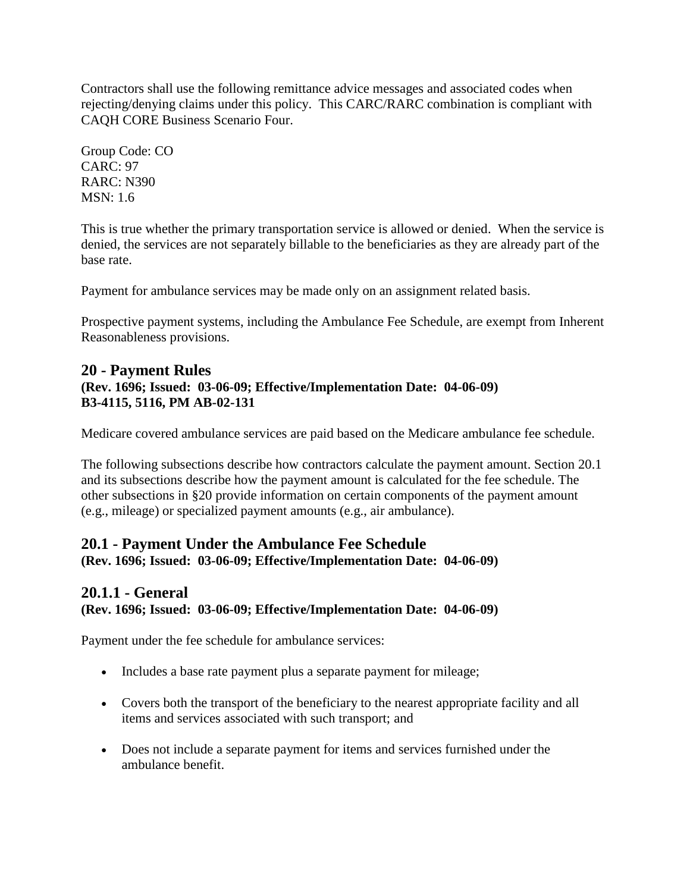Contractors shall use the following remittance advice messages and associated codes when rejecting/denying claims under this policy. This CARC/RARC combination is compliant with CAQH CORE Business Scenario Four.

Group Code: CO
CARC: 97
RARC: N390
MSN: 1.6

This is true whether the primary transportation service is allowed or denied. When the service is denied, the services are not separately billable to the beneficiaries as they are already part of the base rate.

Payment for ambulance services may be made only on an assignment related basis.

Prospective payment systems, including the Ambulance Fee Schedule, are exempt from Inherent Reasonableness provisions.

## 20 - Payment Rules

**(Rev. 1696; Issued: 03-06-09; Effective/Implementation Date: 04-06-09)**
**B3-4115, 5116, PM AB-02-131**

Medicare covered ambulance services are paid based on the Medicare ambulance fee schedule.

The following subsections describe how contractors calculate the payment amount. Section 20.1 and its subsections describe how the payment amount is calculated for the fee schedule. The other subsections in §20 provide information on certain components of the payment amount (e.g., mileage) or specialized payment amounts (e.g., air ambulance).

## 20.1 - Payment Under the Ambulance Fee Schedule

**(Rev. 1696; Issued: 03-06-09; Effective/Implementation Date: 04-06-09)**

## 20.1.1 - General

**(Rev. 1696; Issued: 03-06-09; Effective/Implementation Date: 04-06-09)**

Payment under the fee schedule for ambulance services:

- Includes a base rate payment plus a separate payment for mileage;
- Covers both the transport of the beneficiary to the nearest appropriate facility and all items and services associated with such transport; and
- Does not include a separate payment for items and services furnished under the ambulance benefit.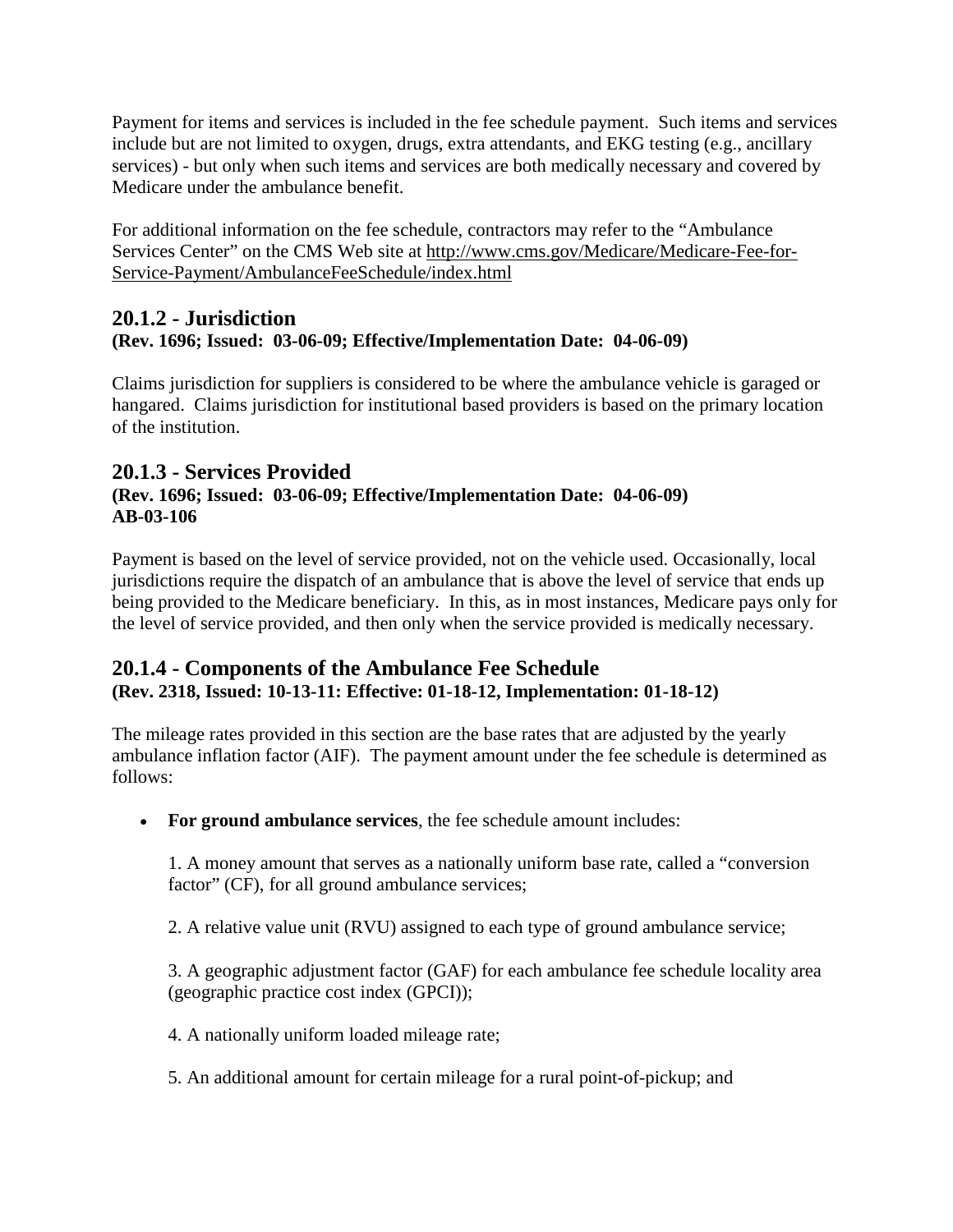Payment for items and services is included in the fee schedule payment. Such items and services include but are not limited to oxygen, drugs, extra attendants, and EKG testing (e.g., ancillary services) - but only when such items and services are both medically necessary and covered by Medicare under the ambulance benefit.

For additional information on the fee schedule, contractors may refer to the "Ambulance Services Center" on the CMS Web site at http://www.cms.gov/Medicare/Medicare-Fee-for-Service-Payment/AmbulanceFeeSchedule/index.html

## 20.1.2 - Jurisdiction

**(Rev. 1696; Issued: 03-06-09; Effective/Implementation Date: 04-06-09)**

Claims jurisdiction for suppliers is considered to be where the ambulance vehicle is garaged or hangared. Claims jurisdiction for institutional based providers is based on the primary location of the institution.

## 20.1.3 - Services Provided

**(Rev. 1696; Issued: 03-06-09; Effective/Implementation Date: 04-06-09)**
**AB-03-106**

Payment is based on the level of service provided, not on the vehicle used. Occasionally, local jurisdictions require the dispatch of an ambulance that is above the level of service that ends up being provided to the Medicare beneficiary. In this, as in most instances, Medicare pays only for the level of service provided, and then only when the service provided is medically necessary.

## 20.1.4 - Components of the Ambulance Fee Schedule

**(Rev. 2318, Issued: 10-13-11: Effective: 01-18-12, Implementation: 01-18-12)**

The mileage rates provided in this section are the base rates that are adjusted by the yearly ambulance inflation factor (AIF). The payment amount under the fee schedule is determined as follows:

- **For ground ambulance services**, the fee schedule amount includes:

  1. A money amount that serves as a nationally uniform base rate, called a "conversion factor" (CF), for all ground ambulance services;

  2. A relative value unit (RVU) assigned to each type of ground ambulance service;

  3. A geographic adjustment factor (GAF) for each ambulance fee schedule locality area (geographic practice cost index (GPCI));

  4. A nationally uniform loaded mileage rate;

  5. An additional amount for certain mileage for a rural point-of-pickup; and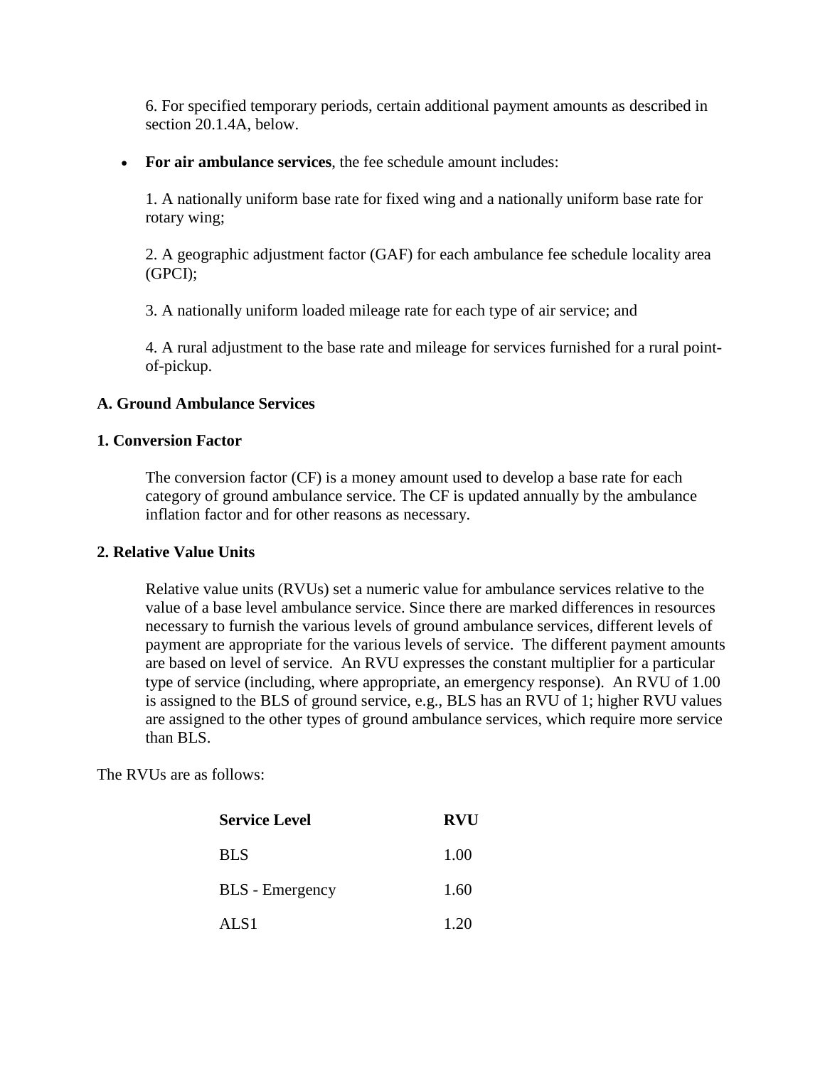6. For specified temporary periods, certain additional payment amounts as described in section 20.1.4A, below.

- **For air ambulance services**, the fee schedule amount includes:

  1. A nationally uniform base rate for fixed wing and a nationally uniform base rate for rotary wing;

  2. A geographic adjustment factor (GAF) for each ambulance fee schedule locality area (GPCI);

  3. A nationally uniform loaded mileage rate for each type of air service; and

  4. A rural adjustment to the base rate and mileage for services furnished for a rural point-of-pickup.

**A. Ground Ambulance Services**

**1. Conversion Factor**

The conversion factor (CF) is a money amount used to develop a base rate for each category of ground ambulance service. The CF is updated annually by the ambulance inflation factor and for other reasons as necessary.

**2. Relative Value Units**

Relative value units (RVUs) set a numeric value for ambulance services relative to the value of a base level ambulance service. Since there are marked differences in resources necessary to furnish the various levels of ground ambulance services, different levels of payment are appropriate for the various levels of service. The different payment amounts are based on level of service. An RVU expresses the constant multiplier for a particular type of service (including, where appropriate, an emergency response). An RVU of 1.00 is assigned to the BLS of ground service, e.g., BLS has an RVU of 1; higher RVU values are assigned to the other types of ground ambulance services, which require more service than BLS.

The RVUs are as follows:

| Service Level | RVU |
|---|---|
| BLS | 1.00 |
| BLS - Emergency | 1.60 |
| ALS1 | 1.20 |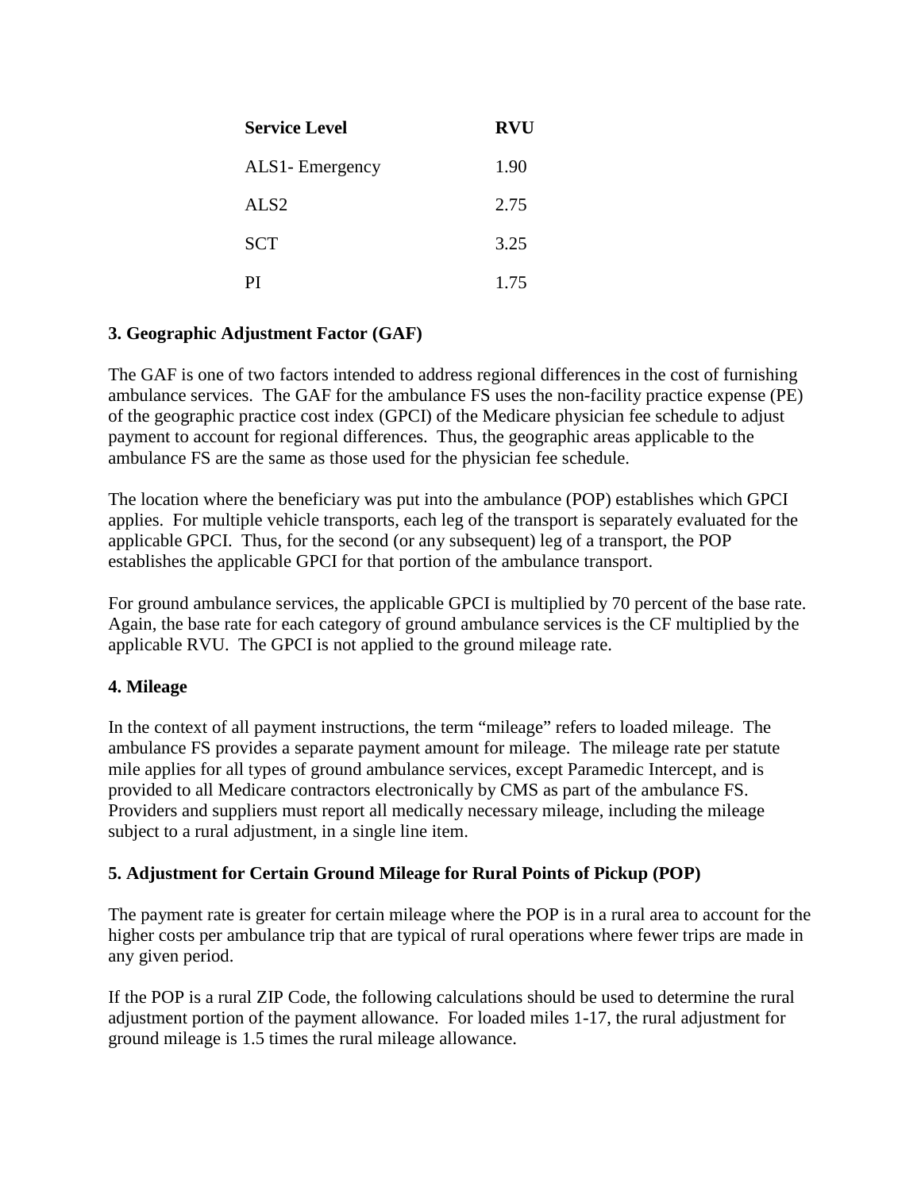| Service Level | RVU |
|---|---|
| ALS1- Emergency | 1.90 |
| ALS2 | 2.75 |
| SCT | 3.25 |
| PI | 1.75 |

### 3. Geographic Adjustment Factor (GAF)

The GAF is one of two factors intended to address regional differences in the cost of furnishing ambulance services. The GAF for the ambulance FS uses the non-facility practice expense (PE) of the geographic practice cost index (GPCI) of the Medicare physician fee schedule to adjust payment to account for regional differences. Thus, the geographic areas applicable to the ambulance FS are the same as those used for the physician fee schedule.

The location where the beneficiary was put into the ambulance (POP) establishes which GPCI applies. For multiple vehicle transports, each leg of the transport is separately evaluated for the applicable GPCI. Thus, for the second (or any subsequent) leg of a transport, the POP establishes the applicable GPCI for that portion of the ambulance transport.

For ground ambulance services, the applicable GPCI is multiplied by 70 percent of the base rate. Again, the base rate for each category of ground ambulance services is the CF multiplied by the applicable RVU. The GPCI is not applied to the ground mileage rate.

### 4. Mileage

In the context of all payment instructions, the term "mileage" refers to loaded mileage. The ambulance FS provides a separate payment amount for mileage. The mileage rate per statute mile applies for all types of ground ambulance services, except Paramedic Intercept, and is provided to all Medicare contractors electronically by CMS as part of the ambulance FS. Providers and suppliers must report all medically necessary mileage, including the mileage subject to a rural adjustment, in a single line item.

### 5. Adjustment for Certain Ground Mileage for Rural Points of Pickup (POP)

The payment rate is greater for certain mileage where the POP is in a rural area to account for the higher costs per ambulance trip that are typical of rural operations where fewer trips are made in any given period.

If the POP is a rural ZIP Code, the following calculations should be used to determine the rural adjustment portion of the payment allowance. For loaded miles 1-17, the rural adjustment for ground mileage is 1.5 times the rural mileage allowance.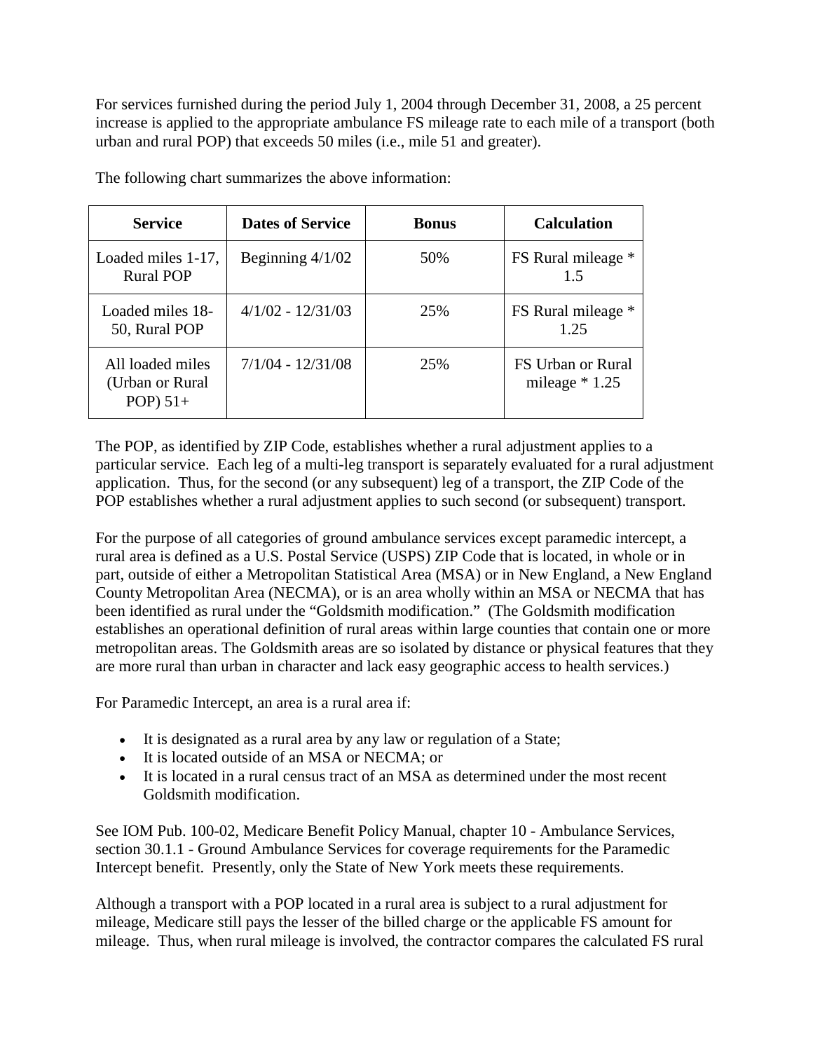For services furnished during the period July 1, 2004 through December 31, 2008, a 25 percent increase is applied to the appropriate ambulance FS mileage rate to each mile of a transport (both urban and rural POP) that exceeds 50 miles (i.e., mile 51 and greater).

The following chart summarizes the above information:

| Service | Dates of Service | Bonus | Calculation |
|---|---|---|---|
| Loaded miles 1-17, Rural POP | Beginning 4/1/02 | 50% | FS Rural mileage * 1.5 |
| Loaded miles 18-50, Rural POP | 4/1/02 - 12/31/03 | 25% | FS Rural mileage * 1.25 |
| All loaded miles (Urban or Rural POP) 51+ | 7/1/04 - 12/31/08 | 25% | FS Urban or Rural mileage * 1.25 |

The POP, as identified by ZIP Code, establishes whether a rural adjustment applies to a particular service. Each leg of a multi-leg transport is separately evaluated for a rural adjustment application. Thus, for the second (or any subsequent) leg of a transport, the ZIP Code of the POP establishes whether a rural adjustment applies to such second (or subsequent) transport.

For the purpose of all categories of ground ambulance services except paramedic intercept, a rural area is defined as a U.S. Postal Service (USPS) ZIP Code that is located, in whole or in part, outside of either a Metropolitan Statistical Area (MSA) or in New England, a New England County Metropolitan Area (NECMA), or is an area wholly within an MSA or NECMA that has been identified as rural under the "Goldsmith modification." (The Goldsmith modification establishes an operational definition of rural areas within large counties that contain one or more metropolitan areas. The Goldsmith areas are so isolated by distance or physical features that they are more rural than urban in character and lack easy geographic access to health services.)

For Paramedic Intercept, an area is a rural area if:

- It is designated as a rural area by any law or regulation of a State;
- It is located outside of an MSA or NECMA; or
- It is located in a rural census tract of an MSA as determined under the most recent Goldsmith modification.

See IOM Pub. 100-02, Medicare Benefit Policy Manual, chapter 10 - Ambulance Services, section 30.1.1 - Ground Ambulance Services for coverage requirements for the Paramedic Intercept benefit. Presently, only the State of New York meets these requirements.

Although a transport with a POP located in a rural area is subject to a rural adjustment for mileage, Medicare still pays the lesser of the billed charge or the applicable FS amount for mileage. Thus, when rural mileage is involved, the contractor compares the calculated FS rural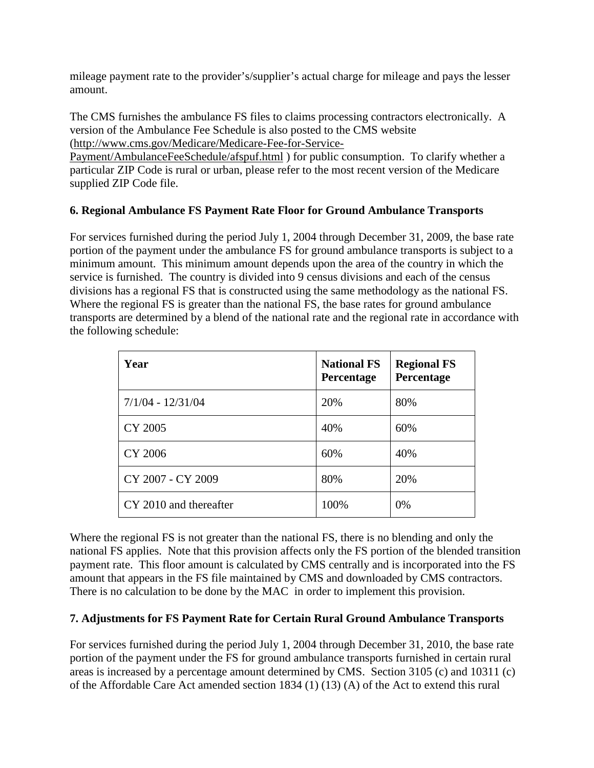mileage payment rate to the provider's/supplier's actual charge for mileage and pays the lesser amount.

The CMS furnishes the ambulance FS files to claims processing contractors electronically. A version of the Ambulance Fee Schedule is also posted to the CMS website (http://www.cms.gov/Medicare/Medicare-Fee-for-Service-Payment/AmbulanceFeeSchedule/afspuf.html ) for public consumption. To clarify whether a particular ZIP Code is rural or urban, please refer to the most recent version of the Medicare supplied ZIP Code file.

**6. Regional Ambulance FS Payment Rate Floor for Ground Ambulance Transports**

For services furnished during the period July 1, 2004 through December 31, 2009, the base rate portion of the payment under the ambulance FS for ground ambulance transports is subject to a minimum amount. This minimum amount depends upon the area of the country in which the service is furnished. The country is divided into 9 census divisions and each of the census divisions has a regional FS that is constructed using the same methodology as the national FS. Where the regional FS is greater than the national FS, the base rates for ground ambulance transports are determined by a blend of the national rate and the regional rate in accordance with the following schedule:

| Year | National FS Percentage | Regional FS Percentage |
|---|---|---|
| 7/1/04 - 12/31/04 | 20% | 80% |
| CY 2005 | 40% | 60% |
| CY 2006 | 60% | 40% |
| CY 2007 - CY 2009 | 80% | 20% |
| CY 2010 and thereafter | 100% | 0% |

Where the regional FS is not greater than the national FS, there is no blending and only the national FS applies. Note that this provision affects only the FS portion of the blended transition payment rate. This floor amount is calculated by CMS centrally and is incorporated into the FS amount that appears in the FS file maintained by CMS and downloaded by CMS contractors. There is no calculation to be done by the MAC in order to implement this provision.

**7. Adjustments for FS Payment Rate for Certain Rural Ground Ambulance Transports**

For services furnished during the period July 1, 2004 through December 31, 2010, the base rate portion of the payment under the FS for ground ambulance transports furnished in certain rural areas is increased by a percentage amount determined by CMS. Section 3105 (c) and 10311 (c) of the Affordable Care Act amended section 1834 (1) (13) (A) of the Act to extend this rural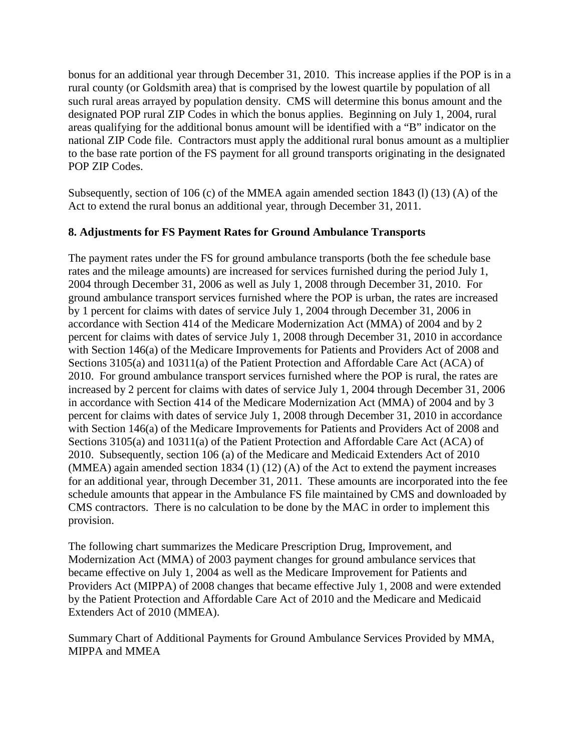bonus for an additional year through December 31, 2010. This increase applies if the POP is in a rural county (or Goldsmith area) that is comprised by the lowest quartile by population of all such rural areas arrayed by population density. CMS will determine this bonus amount and the designated POP rural ZIP Codes in which the bonus applies. Beginning on July 1, 2004, rural areas qualifying for the additional bonus amount will be identified with a "B" indicator on the national ZIP Code file. Contractors must apply the additional rural bonus amount as a multiplier to the base rate portion of the FS payment for all ground transports originating in the designated POP ZIP Codes.

Subsequently, section of 106 (c) of the MMEA again amended section 1843 (l) (13) (A) of the Act to extend the rural bonus an additional year, through December 31, 2011.

**8. Adjustments for FS Payment Rates for Ground Ambulance Transports**

The payment rates under the FS for ground ambulance transports (both the fee schedule base rates and the mileage amounts) are increased for services furnished during the period July 1, 2004 through December 31, 2006 as well as July 1, 2008 through December 31, 2010. For ground ambulance transport services furnished where the POP is urban, the rates are increased by 1 percent for claims with dates of service July 1, 2004 through December 31, 2006 in accordance with Section 414 of the Medicare Modernization Act (MMA) of 2004 and by 2 percent for claims with dates of service July 1, 2008 through December 31, 2010 in accordance with Section 146(a) of the Medicare Improvements for Patients and Providers Act of 2008 and Sections 3105(a) and 10311(a) of the Patient Protection and Affordable Care Act (ACA) of 2010. For ground ambulance transport services furnished where the POP is rural, the rates are increased by 2 percent for claims with dates of service July 1, 2004 through December 31, 2006 in accordance with Section 414 of the Medicare Modernization Act (MMA) of 2004 and by 3 percent for claims with dates of service July 1, 2008 through December 31, 2010 in accordance with Section 146(a) of the Medicare Improvements for Patients and Providers Act of 2008 and Sections 3105(a) and 10311(a) of the Patient Protection and Affordable Care Act (ACA) of 2010. Subsequently, section 106 (a) of the Medicare and Medicaid Extenders Act of 2010 (MMEA) again amended section 1834 (1) (12) (A) of the Act to extend the payment increases for an additional year, through December 31, 2011. These amounts are incorporated into the fee schedule amounts that appear in the Ambulance FS file maintained by CMS and downloaded by CMS contractors. There is no calculation to be done by the MAC in order to implement this provision.

The following chart summarizes the Medicare Prescription Drug, Improvement, and Modernization Act (MMA) of 2003 payment changes for ground ambulance services that became effective on July 1, 2004 as well as the Medicare Improvement for Patients and Providers Act (MIPPA) of 2008 changes that became effective July 1, 2008 and were extended by the Patient Protection and Affordable Care Act of 2010 and the Medicare and Medicaid Extenders Act of 2010 (MMEA).

Summary Chart of Additional Payments for Ground Ambulance Services Provided by MMA, MIPPA and MMEA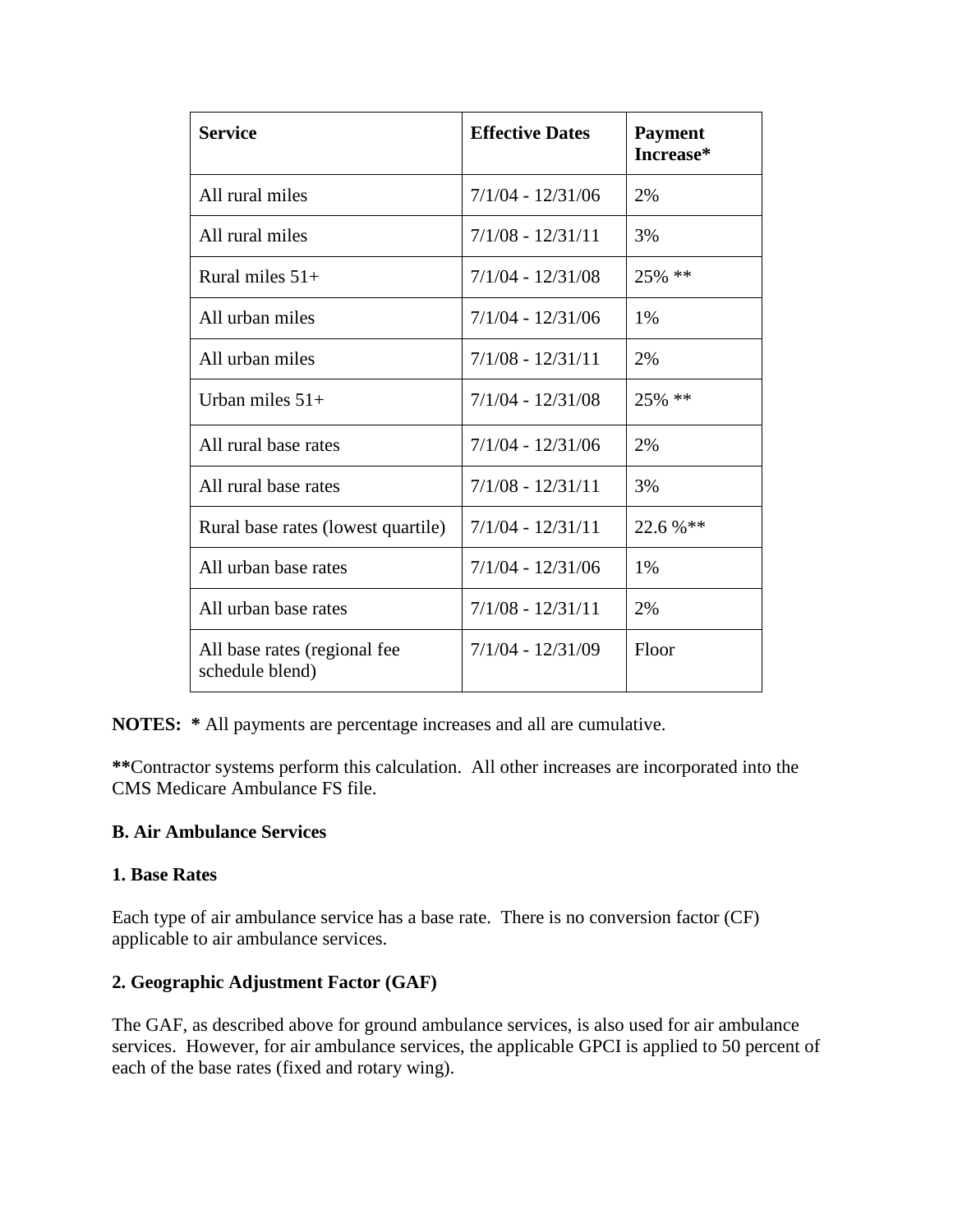| **Service** | **Effective Dates** | **Payment Increase*** |
|---|---|---|
| All rural miles | 7/1/04 - 12/31/06 | 2% |
| All rural miles | 7/1/08 - 12/31/11 | 3% |
| Rural miles 51+ | 7/1/04 - 12/31/08 | 25% ** |
| All urban miles | 7/1/04 - 12/31/06 | 1% |
| All urban miles | 7/1/08 - 12/31/11 | 2% |
| Urban miles 51+ | 7/1/04 - 12/31/08 | 25% ** |
| All rural base rates | 7/1/04 - 12/31/06 | 2% |
| All rural base rates | 7/1/08 - 12/31/11 | 3% |
| Rural base rates (lowest quartile) | 7/1/04 - 12/31/11 | 22.6 %** |
| All urban base rates | 7/1/04 - 12/31/06 | 1% |
| All urban base rates | 7/1/08 - 12/31/11 | 2% |
| All base rates (regional fee schedule blend) | 7/1/04 - 12/31/09 | Floor |

**NOTES:** **\*** All payments are percentage increases and all are cumulative.

**\*\***Contractor systems perform this calculation. All other increases are incorporated into the CMS Medicare Ambulance FS file.

**B. Air Ambulance Services**

**1. Base Rates**

Each type of air ambulance service has a base rate. There is no conversion factor (CF) applicable to air ambulance services.

**2. Geographic Adjustment Factor (GAF)**

The GAF, as described above for ground ambulance services, is also used for air ambulance services. However, for air ambulance services, the applicable GPCI is applied to 50 percent of each of the base rates (fixed and rotary wing).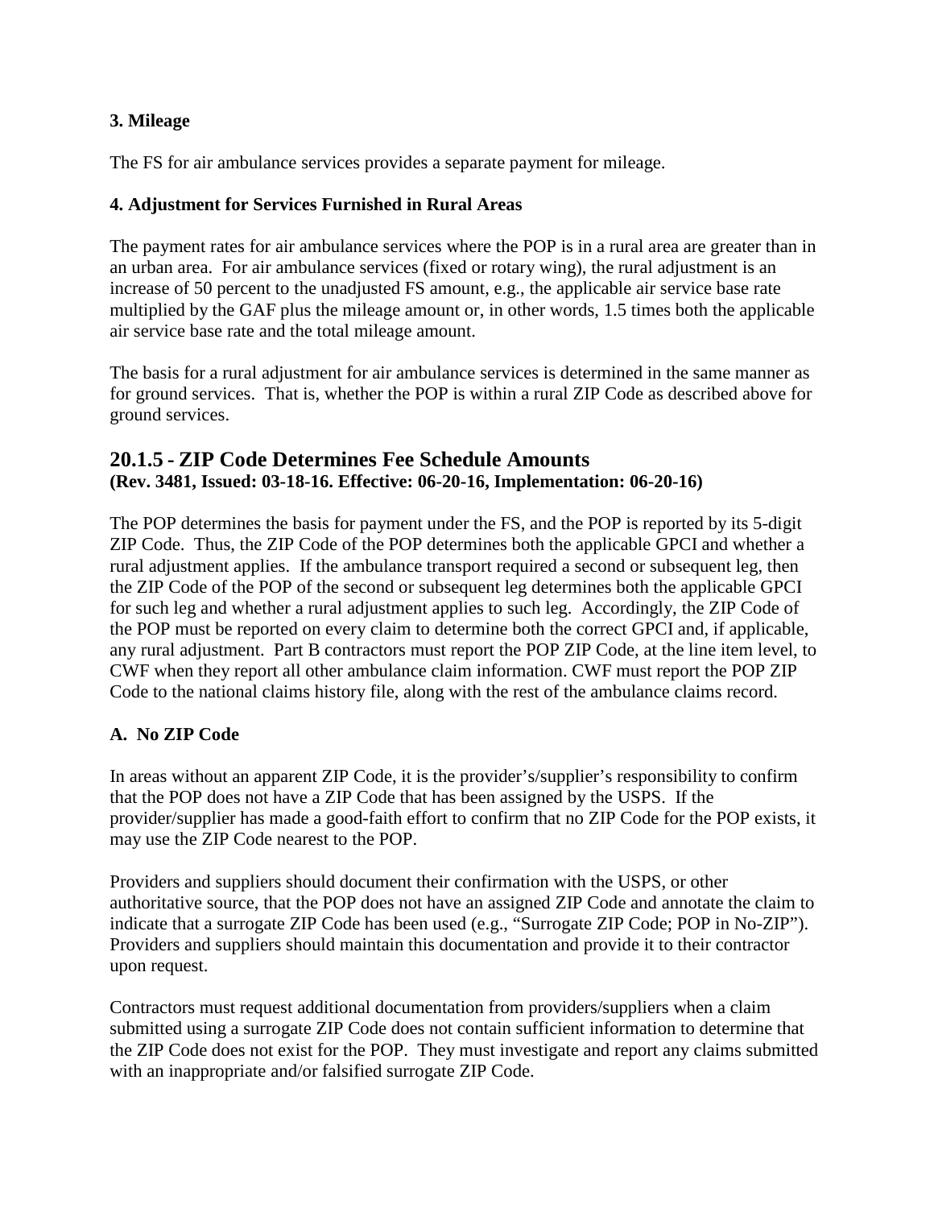**3. Mileage**

The FS for air ambulance services provides a separate payment for mileage.

**4. Adjustment for Services Furnished in Rural Areas**

The payment rates for air ambulance services where the POP is in a rural area are greater than in an urban area. For air ambulance services (fixed or rotary wing), the rural adjustment is an increase of 50 percent to the unadjusted FS amount, e.g., the applicable air service base rate multiplied by the GAF plus the mileage amount or, in other words, 1.5 times both the applicable air service base rate and the total mileage amount.

The basis for a rural adjustment for air ambulance services is determined in the same manner as for ground services. That is, whether the POP is within a rural ZIP Code as described above for ground services.

## 20.1.5 - ZIP Code Determines Fee Schedule Amounts

**(Rev. 3481, Issued: 03-18-16. Effective: 06-20-16, Implementation: 06-20-16)**

The POP determines the basis for payment under the FS, and the POP is reported by its 5-digit ZIP Code. Thus, the ZIP Code of the POP determines both the applicable GPCI and whether a rural adjustment applies. If the ambulance transport required a second or subsequent leg, then the ZIP Code of the POP of the second or subsequent leg determines both the applicable GPCI for such leg and whether a rural adjustment applies to such leg. Accordingly, the ZIP Code of the POP must be reported on every claim to determine both the correct GPCI and, if applicable, any rural adjustment. Part B contractors must report the POP ZIP Code, at the line item level, to CWF when they report all other ambulance claim information. CWF must report the POP ZIP Code to the national claims history file, along with the rest of the ambulance claims record.

**A. No ZIP Code**

In areas without an apparent ZIP Code, it is the provider's/supplier's responsibility to confirm that the POP does not have a ZIP Code that has been assigned by the USPS. If the provider/supplier has made a good-faith effort to confirm that no ZIP Code for the POP exists, it may use the ZIP Code nearest to the POP.

Providers and suppliers should document their confirmation with the USPS, or other authoritative source, that the POP does not have an assigned ZIP Code and annotate the claim to indicate that a surrogate ZIP Code has been used (e.g., "Surrogate ZIP Code; POP in No-ZIP"). Providers and suppliers should maintain this documentation and provide it to their contractor upon request.

Contractors must request additional documentation from providers/suppliers when a claim submitted using a surrogate ZIP Code does not contain sufficient information to determine that the ZIP Code does not exist for the POP. They must investigate and report any claims submitted with an inappropriate and/or falsified surrogate ZIP Code.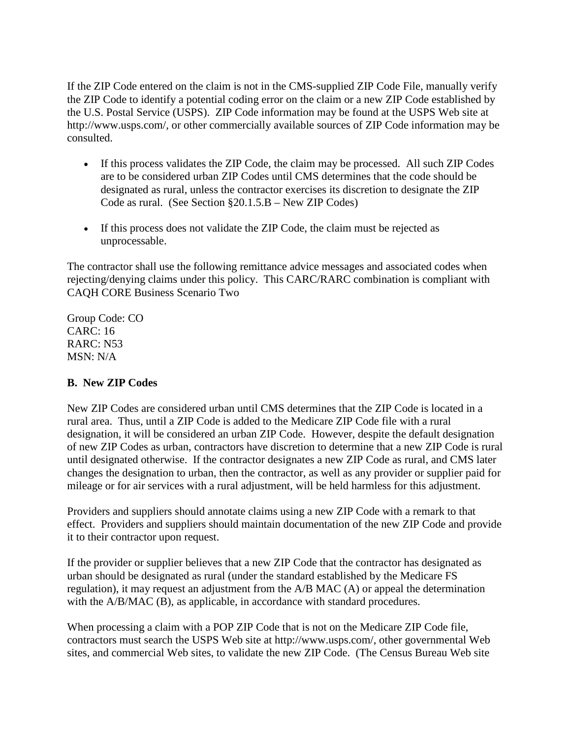If the ZIP Code entered on the claim is not in the CMS-supplied ZIP Code File, manually verify the ZIP Code to identify a potential coding error on the claim or a new ZIP Code established by the U.S. Postal Service (USPS). ZIP Code information may be found at the USPS Web site at http://www.usps.com/, or other commercially available sources of ZIP Code information may be consulted.

- If this process validates the ZIP Code, the claim may be processed. All such ZIP Codes are to be considered urban ZIP Codes until CMS determines that the code should be designated as rural, unless the contractor exercises its discretion to designate the ZIP Code as rural. (See Section §20.1.5.B – New ZIP Codes)

- If this process does not validate the ZIP Code, the claim must be rejected as unprocessable.

The contractor shall use the following remittance advice messages and associated codes when rejecting/denying claims under this policy. This CARC/RARC combination is compliant with CAQH CORE Business Scenario Two

Group Code: CO
CARC: 16
RARC: N53
MSN: N/A

**B. New ZIP Codes**

New ZIP Codes are considered urban until CMS determines that the ZIP Code is located in a rural area. Thus, until a ZIP Code is added to the Medicare ZIP Code file with a rural designation, it will be considered an urban ZIP Code. However, despite the default designation of new ZIP Codes as urban, contractors have discretion to determine that a new ZIP Code is rural until designated otherwise. If the contractor designates a new ZIP Code as rural, and CMS later changes the designation to urban, then the contractor, as well as any provider or supplier paid for mileage or for air services with a rural adjustment, will be held harmless for this adjustment.

Providers and suppliers should annotate claims using a new ZIP Code with a remark to that effect. Providers and suppliers should maintain documentation of the new ZIP Code and provide it to their contractor upon request.

If the provider or supplier believes that a new ZIP Code that the contractor has designated as urban should be designated as rural (under the standard established by the Medicare FS regulation), it may request an adjustment from the A/B MAC (A) or appeal the determination with the A/B/MAC (B), as applicable, in accordance with standard procedures.

When processing a claim with a POP ZIP Code that is not on the Medicare ZIP Code file, contractors must search the USPS Web site at http://www.usps.com/, other governmental Web sites, and commercial Web sites, to validate the new ZIP Code. (The Census Bureau Web site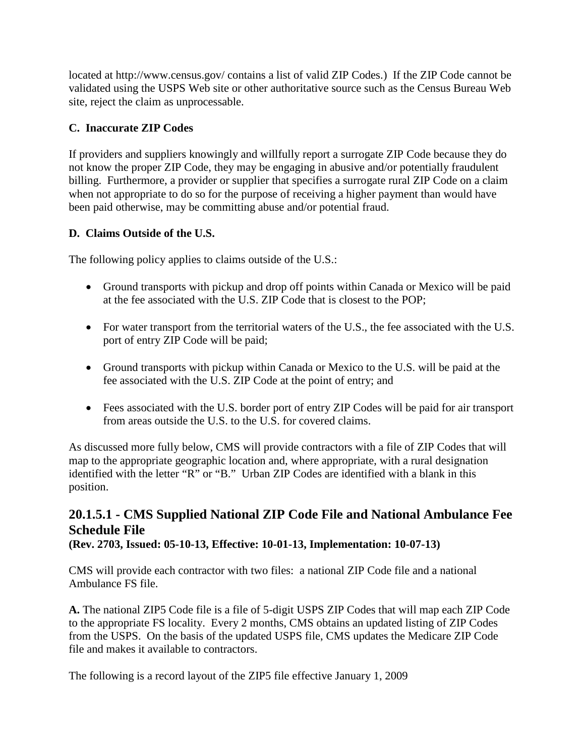located at http://www.census.gov/ contains a list of valid ZIP Codes.) If the ZIP Code cannot be validated using the USPS Web site or other authoritative source such as the Census Bureau Web site, reject the claim as unprocessable.

**C. Inaccurate ZIP Codes**

If providers and suppliers knowingly and willfully report a surrogate ZIP Code because they do not know the proper ZIP Code, they may be engaging in abusive and/or potentially fraudulent billing. Furthermore, a provider or supplier that specifies a surrogate rural ZIP Code on a claim when not appropriate to do so for the purpose of receiving a higher payment than would have been paid otherwise, may be committing abuse and/or potential fraud.

**D. Claims Outside of the U.S.**

The following policy applies to claims outside of the U.S.:

- Ground transports with pickup and drop off points within Canada or Mexico will be paid at the fee associated with the U.S. ZIP Code that is closest to the POP;

- For water transport from the territorial waters of the U.S., the fee associated with the U.S. port of entry ZIP Code will be paid;

- Ground transports with pickup within Canada or Mexico to the U.S. will be paid at the fee associated with the U.S. ZIP Code at the point of entry; and

- Fees associated with the U.S. border port of entry ZIP Codes will be paid for air transport from areas outside the U.S. to the U.S. for covered claims.

As discussed more fully below, CMS will provide contractors with a file of ZIP Codes that will map to the appropriate geographic location and, where appropriate, with a rural designation identified with the letter "R" or "B." Urban ZIP Codes are identified with a blank in this position.

## 20.1.5.1 - CMS Supplied National ZIP Code File and National Ambulance Fee Schedule File

**(Rev. 2703, Issued: 05-10-13, Effective: 10-01-13, Implementation: 10-07-13)**

CMS will provide each contractor with two files: a national ZIP Code file and a national Ambulance FS file.

**A.** The national ZIP5 Code file is a file of 5-digit USPS ZIP Codes that will map each ZIP Code to the appropriate FS locality. Every 2 months, CMS obtains an updated listing of ZIP Codes from the USPS. On the basis of the updated USPS file, CMS updates the Medicare ZIP Code file and makes it available to contractors.

The following is a record layout of the ZIP5 file effective January 1, 2009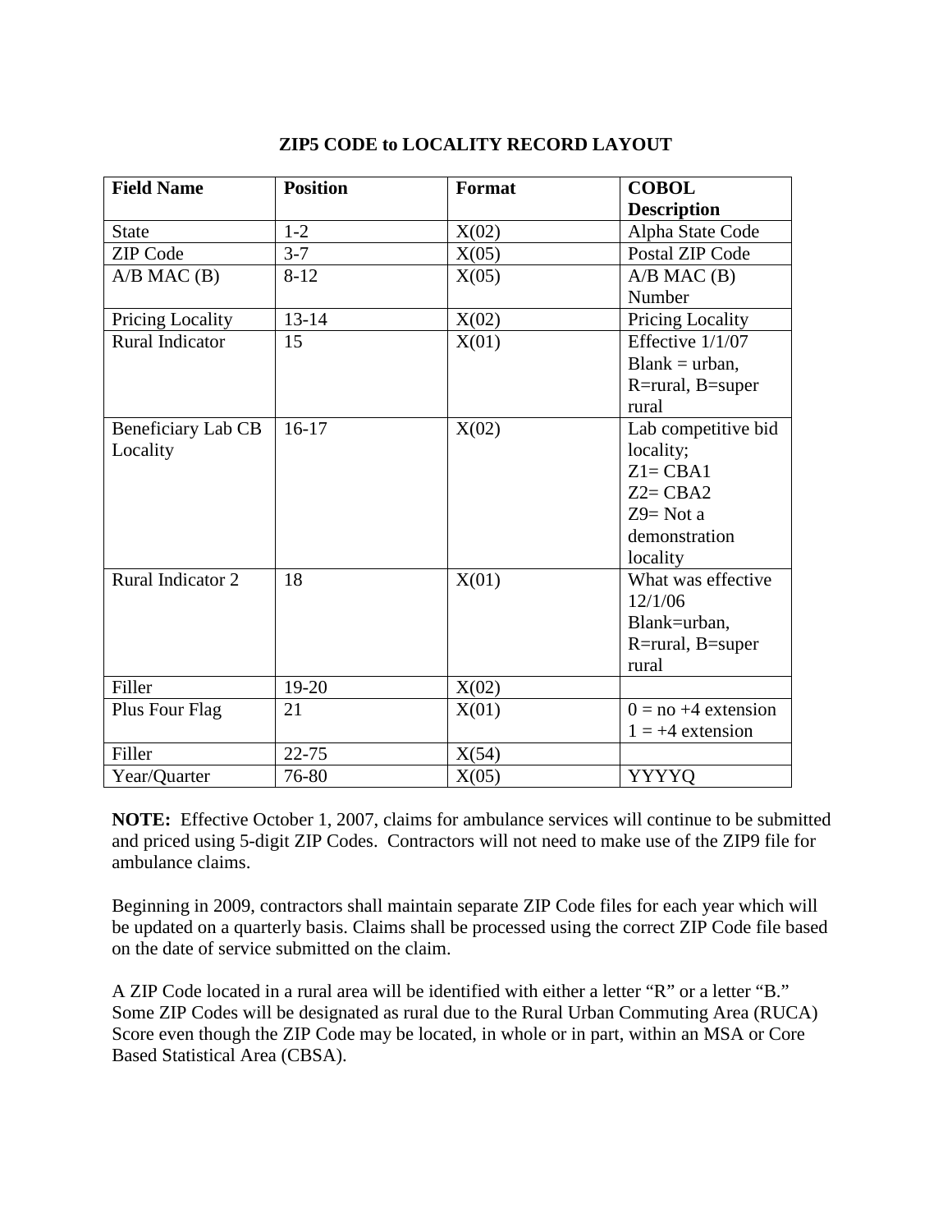## ZIP5 CODE to LOCALITY RECORD LAYOUT

| Field Name | Position | Format | COBOL Description |
|---|---|---|---|
| State | 1-2 | X(02) | Alpha State Code |
| ZIP Code | 3-7 | X(05) | Postal ZIP Code |
| A/B MAC (B) | 8-12 | X(05) | A/B MAC (B) Number |
| Pricing Locality | 13-14 | X(02) | Pricing Locality |
| Rural Indicator | 15 | X(01) | Effective 1/1/07 Blank = urban, R=rural, B=super rural |
| Beneficiary Lab CB Locality | 16-17 | X(02) | Lab competitive bid locality; Z1= CBA1 Z2= CBA2 Z9= Not a demonstration locality |
| Rural Indicator 2 | 18 | X(01) | What was effective 12/1/06 Blank=urban, R=rural, B=super rural |
| Filler | 19-20 | X(02) | |
| Plus Four Flag | 21 | X(01) | 0 = no +4 extension 1 = +4 extension |
| Filler | 22-75 | X(54) | |
| Year/Quarter | 76-80 | X(05) | YYYYQ |

**NOTE:** Effective October 1, 2007, claims for ambulance services will continue to be submitted and priced using 5-digit ZIP Codes. Contractors will not need to make use of the ZIP9 file for ambulance claims.

Beginning in 2009, contractors shall maintain separate ZIP Code files for each year which will be updated on a quarterly basis. Claims shall be processed using the correct ZIP Code file based on the date of service submitted on the claim.

A ZIP Code located in a rural area will be identified with either a letter "R" or a letter "B." Some ZIP Codes will be designated as rural due to the Rural Urban Commuting Area (RUCA) Score even though the ZIP Code may be located, in whole or in part, within an MSA or Core Based Statistical Area (CBSA).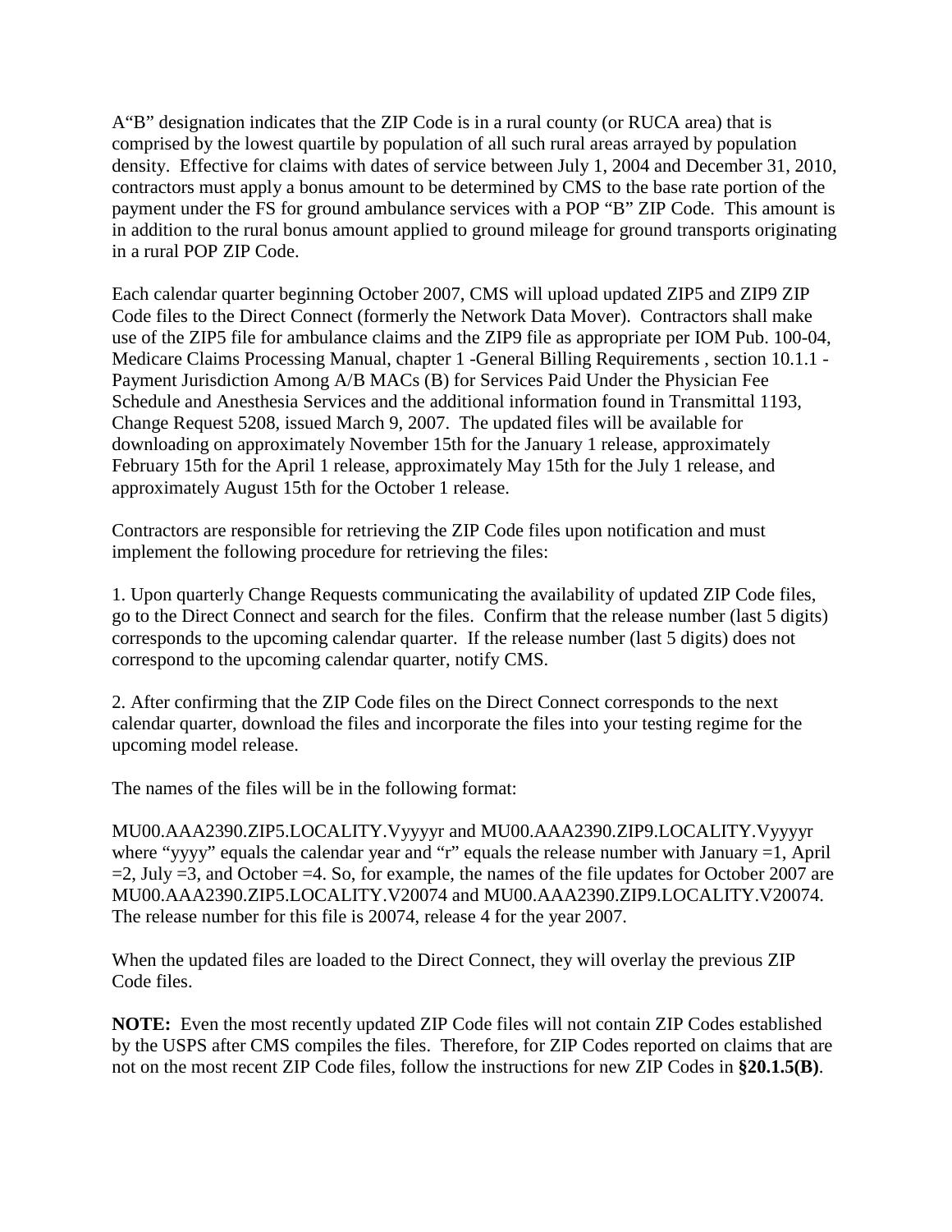A"B" designation indicates that the ZIP Code is in a rural county (or RUCA area) that is comprised by the lowest quartile by population of all such rural areas arrayed by population density. Effective for claims with dates of service between July 1, 2004 and December 31, 2010, contractors must apply a bonus amount to be determined by CMS to the base rate portion of the payment under the FS for ground ambulance services with a POP "B" ZIP Code. This amount is in addition to the rural bonus amount applied to ground mileage for ground transports originating in a rural POP ZIP Code.

Each calendar quarter beginning October 2007, CMS will upload updated ZIP5 and ZIP9 ZIP Code files to the Direct Connect (formerly the Network Data Mover). Contractors shall make use of the ZIP5 file for ambulance claims and the ZIP9 file as appropriate per IOM Pub. 100-04, Medicare Claims Processing Manual, chapter 1 -General Billing Requirements , section 10.1.1 - Payment Jurisdiction Among A/B MACs (B) for Services Paid Under the Physician Fee Schedule and Anesthesia Services and the additional information found in Transmittal 1193, Change Request 5208, issued March 9, 2007. The updated files will be available for downloading on approximately November 15th for the January 1 release, approximately February 15th for the April 1 release, approximately May 15th for the July 1 release, and approximately August 15th for the October 1 release.

Contractors are responsible for retrieving the ZIP Code files upon notification and must implement the following procedure for retrieving the files:

1. Upon quarterly Change Requests communicating the availability of updated ZIP Code files, go to the Direct Connect and search for the files. Confirm that the release number (last 5 digits) corresponds to the upcoming calendar quarter. If the release number (last 5 digits) does not correspond to the upcoming calendar quarter, notify CMS.

2. After confirming that the ZIP Code files on the Direct Connect corresponds to the next calendar quarter, download the files and incorporate the files into your testing regime for the upcoming model release.

The names of the files will be in the following format:

MU00.AAA2390.ZIP5.LOCALITY.Vyyyyr and MU00.AAA2390.ZIP9.LOCALITY.Vyyyyr where "yyyy" equals the calendar year and "r" equals the release number with January =1, April =2, July =3, and October =4. So, for example, the names of the file updates for October 2007 are MU00.AAA2390.ZIP5.LOCALITY.V20074 and MU00.AAA2390.ZIP9.LOCALITY.V20074. The release number for this file is 20074, release 4 for the year 2007.

When the updated files are loaded to the Direct Connect, they will overlay the previous ZIP Code files.

**NOTE:** Even the most recently updated ZIP Code files will not contain ZIP Codes established by the USPS after CMS compiles the files. Therefore, for ZIP Codes reported on claims that are not on the most recent ZIP Code files, follow the instructions for new ZIP Codes in **§20.1.5(B)**.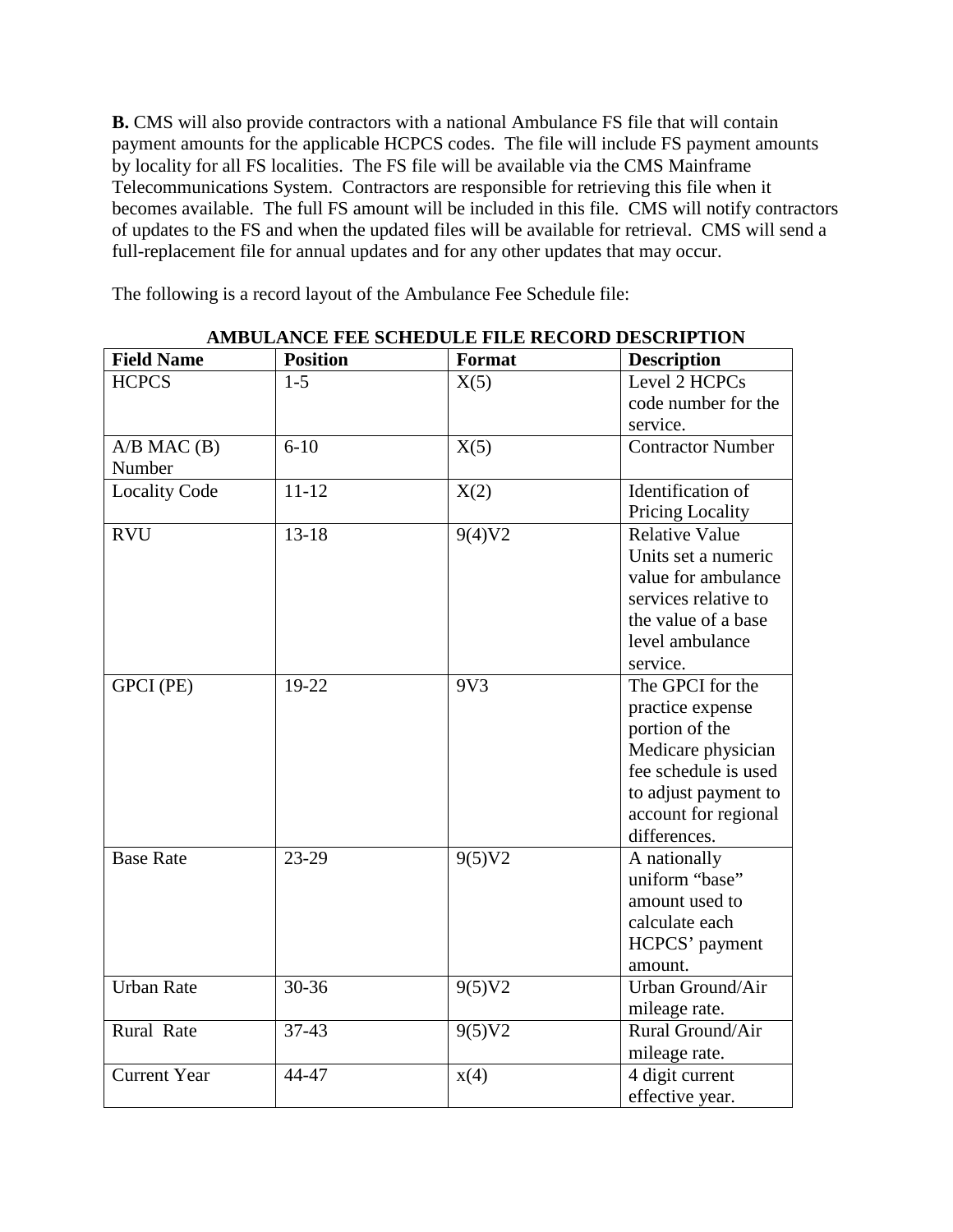**B.** CMS will also provide contractors with a national Ambulance FS file that will contain payment amounts for the applicable HCPCS codes. The file will include FS payment amounts by locality for all FS localities. The FS file will be available via the CMS Mainframe Telecommunications System. Contractors are responsible for retrieving this file when it becomes available. The full FS amount will be included in this file. CMS will notify contractors of updates to the FS and when the updated files will be available for retrieval. CMS will send a full-replacement file for annual updates and for any other updates that may occur.

The following is a record layout of the Ambulance Fee Schedule file:

**AMBULANCE FEE SCHEDULE FILE RECORD DESCRIPTION**

| Field Name | Position | Format | Description |
|---|---|---|---|
| HCPCS | 1-5 | X(5) | Level 2 HCPCs code number for the service. |
| A/B MAC (B) Number | 6-10 | X(5) | Contractor Number |
| Locality Code | 11-12 | X(2) | Identification of Pricing Locality |
| RVU | 13-18 | 9(4)V2 | Relative Value Units set a numeric value for ambulance services relative to the value of a base level ambulance service. |
| GPCI (PE) | 19-22 | 9V3 | The GPCI for the practice expense portion of the Medicare physician fee schedule is used to adjust payment to account for regional differences. |
| Base Rate | 23-29 | 9(5)V2 | A nationally uniform "base" amount used to calculate each HCPCS' payment amount. |
| Urban Rate | 30-36 | 9(5)V2 | Urban Ground/Air mileage rate. |
| Rural Rate | 37-43 | 9(5)V2 | Rural Ground/Air mileage rate. |
| Current Year | 44-47 | x(4) | 4 digit current effective year. |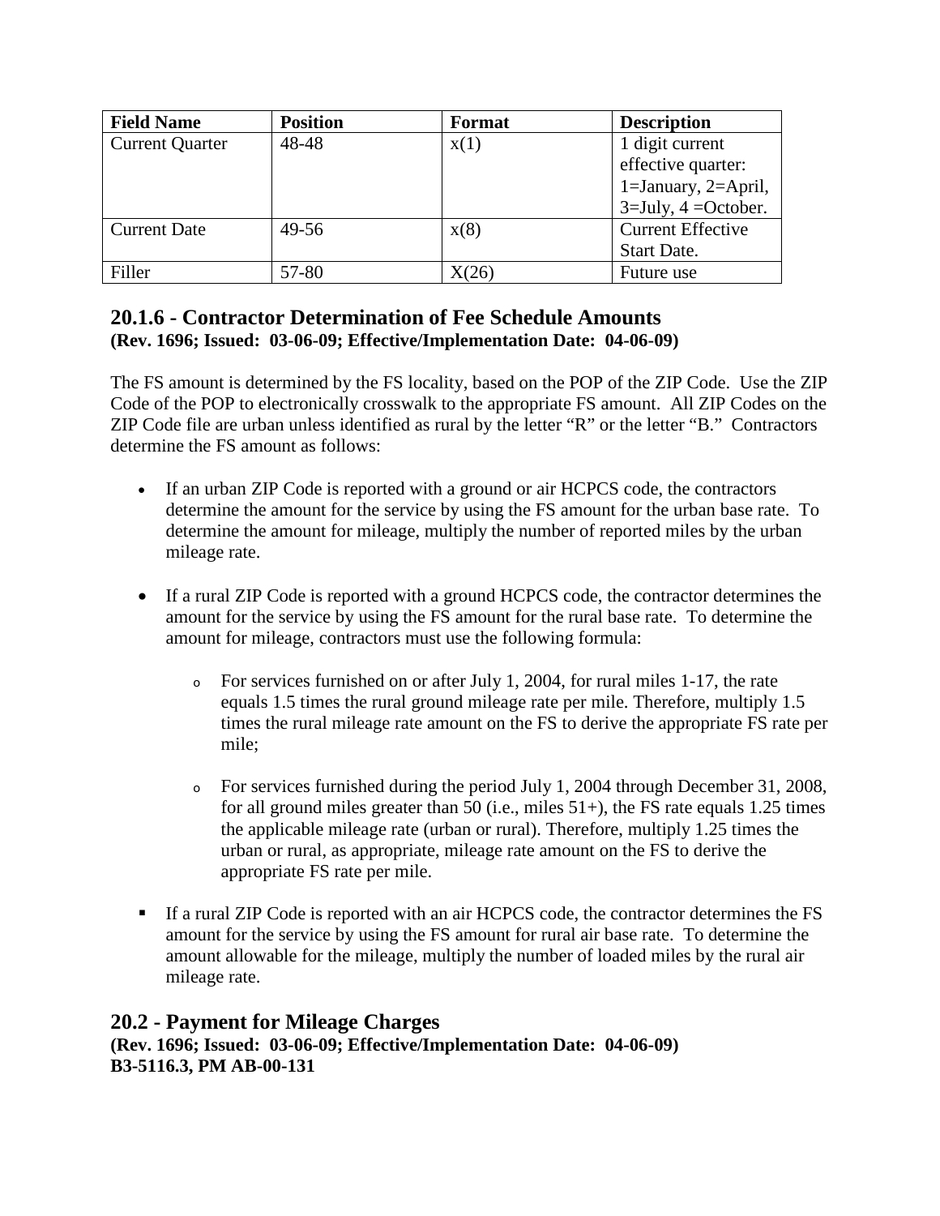| Field Name | Position | Format | Description |
| --- | --- | --- | --- |
| Current Quarter | 48-48 | x(1) | 1 digit current effective quarter: 1=January, 2=April, 3=July, 4 =October. |
| Current Date | 49-56 | x(8) | Current Effective Start Date. |
| Filler | 57-80 | X(26) | Future use |

## 20.1.6 - Contractor Determination of Fee Schedule Amounts

**(Rev. 1696; Issued: 03-06-09; Effective/Implementation Date: 04-06-09)**

The FS amount is determined by the FS locality, based on the POP of the ZIP Code. Use the ZIP Code of the POP to electronically crosswalk to the appropriate FS amount. All ZIP Codes on the ZIP Code file are urban unless identified as rural by the letter "R" or the letter "B." Contractors determine the FS amount as follows:

- If an urban ZIP Code is reported with a ground or air HCPCS code, the contractors determine the amount for the service by using the FS amount for the urban base rate. To determine the amount for mileage, multiply the number of reported miles by the urban mileage rate.

- If a rural ZIP Code is reported with a ground HCPCS code, the contractor determines the amount for the service by using the FS amount for the rural base rate. To determine the amount for mileage, contractors must use the following formula:

  - For services furnished on or after July 1, 2004, for rural miles 1-17, the rate equals 1.5 times the rural ground mileage rate per mile. Therefore, multiply 1.5 times the rural mileage rate amount on the FS to derive the appropriate FS rate per mile;

  - For services furnished during the period July 1, 2004 through December 31, 2008, for all ground miles greater than 50 (i.e., miles 51+), the FS rate equals 1.25 times the applicable mileage rate (urban or rural). Therefore, multiply 1.25 times the urban or rural, as appropriate, mileage rate amount on the FS to derive the appropriate FS rate per mile.

- If a rural ZIP Code is reported with an air HCPCS code, the contractor determines the FS amount for the service by using the FS amount for rural air base rate. To determine the amount allowable for the mileage, multiply the number of loaded miles by the rural air mileage rate.

## 20.2 - Payment for Mileage Charges

**(Rev. 1696; Issued: 03-06-09; Effective/Implementation Date: 04-06-09)**
**B3-5116.3, PM AB-00-131**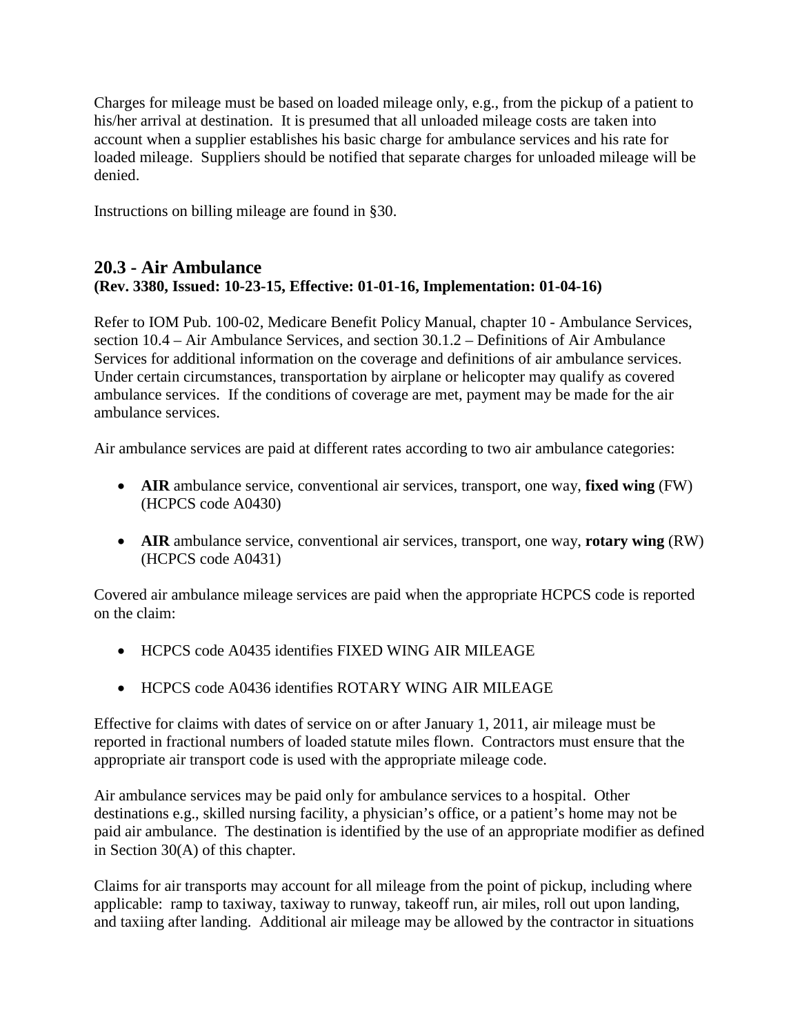Charges for mileage must be based on loaded mileage only, e.g., from the pickup of a patient to his/her arrival at destination. It is presumed that all unloaded mileage costs are taken into account when a supplier establishes his basic charge for ambulance services and his rate for loaded mileage. Suppliers should be notified that separate charges for unloaded mileage will be denied.

Instructions on billing mileage are found in §30.

## 20.3 - Air Ambulance
**(Rev. 3380, Issued: 10-23-15, Effective: 01-01-16, Implementation: 01-04-16)**

Refer to IOM Pub. 100-02, Medicare Benefit Policy Manual, chapter 10 - Ambulance Services, section 10.4 – Air Ambulance Services, and section 30.1.2 – Definitions of Air Ambulance Services for additional information on the coverage and definitions of air ambulance services. Under certain circumstances, transportation by airplane or helicopter may qualify as covered ambulance services. If the conditions of coverage are met, payment may be made for the air ambulance services.

Air ambulance services are paid at different rates according to two air ambulance categories:

- **AIR** ambulance service, conventional air services, transport, one way, **fixed wing** (FW) (HCPCS code A0430)
- **AIR** ambulance service, conventional air services, transport, one way, **rotary wing** (RW) (HCPCS code A0431)

Covered air ambulance mileage services are paid when the appropriate HCPCS code is reported on the claim:

- HCPCS code A0435 identifies FIXED WING AIR MILEAGE
- HCPCS code A0436 identifies ROTARY WING AIR MILEAGE

Effective for claims with dates of service on or after January 1, 2011, air mileage must be reported in fractional numbers of loaded statute miles flown. Contractors must ensure that the appropriate air transport code is used with the appropriate mileage code.

Air ambulance services may be paid only for ambulance services to a hospital. Other destinations e.g., skilled nursing facility, a physician's office, or a patient's home may not be paid air ambulance. The destination is identified by the use of an appropriate modifier as defined in Section 30(A) of this chapter.

Claims for air transports may account for all mileage from the point of pickup, including where applicable: ramp to taxiway, taxiway to runway, takeoff run, air miles, roll out upon landing, and taxiing after landing. Additional air mileage may be allowed by the contractor in situations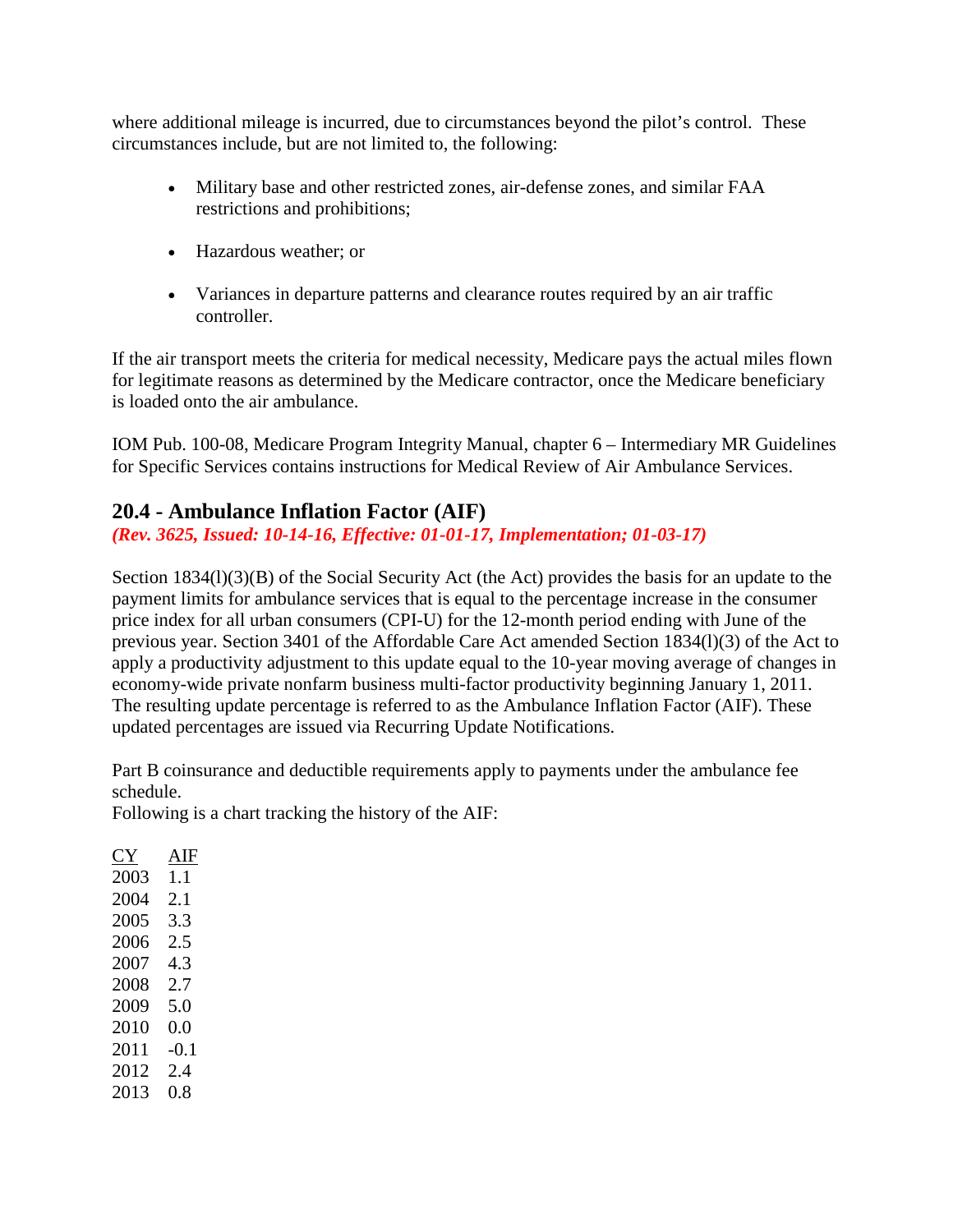where additional mileage is incurred, due to circumstances beyond the pilot's control. These circumstances include, but are not limited to, the following:

- Military base and other restricted zones, air-defense zones, and similar FAA restrictions and prohibitions;
- Hazardous weather; or
- Variances in departure patterns and clearance routes required by an air traffic controller.

If the air transport meets the criteria for medical necessity, Medicare pays the actual miles flown for legitimate reasons as determined by the Medicare contractor, once the Medicare beneficiary is loaded onto the air ambulance.

IOM Pub. 100-08, Medicare Program Integrity Manual, chapter 6 – Intermediary MR Guidelines for Specific Services contains instructions for Medical Review of Air Ambulance Services.

## 20.4 - Ambulance Inflation Factor (AIF)

***(Rev. 3625, Issued: 10-14-16, Effective: 01-01-17, Implementation; 01-03-17)***

Section 1834(l)(3)(B) of the Social Security Act (the Act) provides the basis for an update to the payment limits for ambulance services that is equal to the percentage increase in the consumer price index for all urban consumers (CPI-U) for the 12-month period ending with June of the previous year. Section 3401 of the Affordable Care Act amended Section 1834(l)(3) of the Act to apply a productivity adjustment to this update equal to the 10-year moving average of changes in economy-wide private nonfarm business multi-factor productivity beginning January 1, 2011. The resulting update percentage is referred to as the Ambulance Inflation Factor (AIF). These updated percentages are issued via Recurring Update Notifications.

Part B coinsurance and deductible requirements apply to payments under the ambulance fee schedule.

Following is a chart tracking the history of the AIF:

| CY | AIF |
|---|---|
| 2003 | 1.1 |
| 2004 | 2.1 |
| 2005 | 3.3 |
| 2006 | 2.5 |
| 2007 | 4.3 |
| 2008 | 2.7 |
| 2009 | 5.0 |
| 2010 | 0.0 |
| 2011 | -0.1 |
| 2012 | 2.4 |
| 2013 | 0.8 |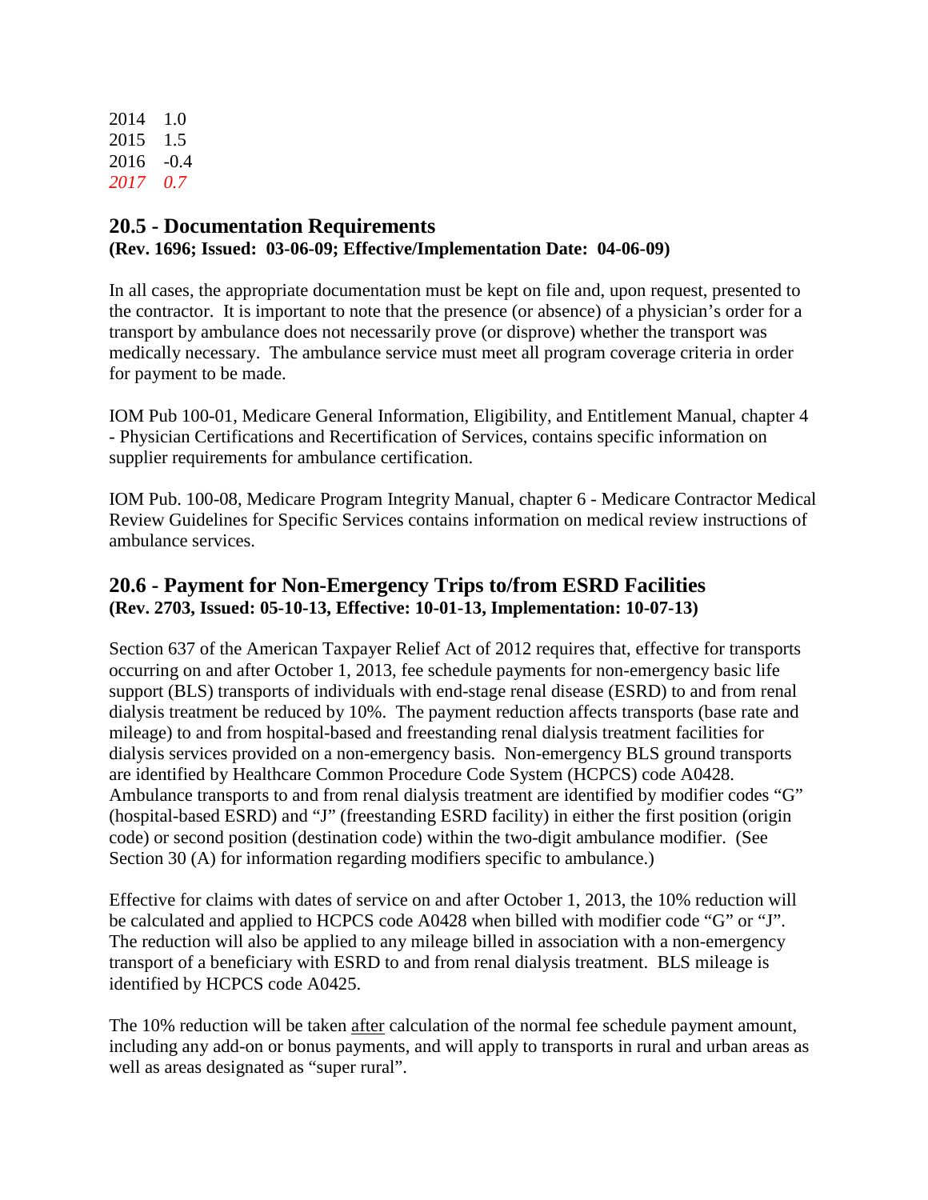| | |
|---|---|
| 2014 | 1.0 |
| 2015 | 1.5 |
| 2016 | -0.4 |
| *2017* | *0.7* |

## 20.5 - Documentation Requirements

**(Rev. 1696; Issued: 03-06-09; Effective/Implementation Date: 04-06-09)**

In all cases, the appropriate documentation must be kept on file and, upon request, presented to the contractor. It is important to note that the presence (or absence) of a physician's order for a transport by ambulance does not necessarily prove (or disprove) whether the transport was medically necessary. The ambulance service must meet all program coverage criteria in order for payment to be made.

IOM Pub 100-01, Medicare General Information, Eligibility, and Entitlement Manual, chapter 4 - Physician Certifications and Recertification of Services, contains specific information on supplier requirements for ambulance certification.

IOM Pub. 100-08, Medicare Program Integrity Manual, chapter 6 - Medicare Contractor Medical Review Guidelines for Specific Services contains information on medical review instructions of ambulance services.

## 20.6 - Payment for Non-Emergency Trips to/from ESRD Facilities

**(Rev. 2703, Issued: 05-10-13, Effective: 10-01-13, Implementation: 10-07-13)**

Section 637 of the American Taxpayer Relief Act of 2012 requires that, effective for transports occurring on and after October 1, 2013, fee schedule payments for non-emergency basic life support (BLS) transports of individuals with end-stage renal disease (ESRD) to and from renal dialysis treatment be reduced by 10%. The payment reduction affects transports (base rate and mileage) to and from hospital-based and freestanding renal dialysis treatment facilities for dialysis services provided on a non-emergency basis. Non-emergency BLS ground transports are identified by Healthcare Common Procedure Code System (HCPCS) code A0428. Ambulance transports to and from renal dialysis treatment are identified by modifier codes "G" (hospital-based ESRD) and "J" (freestanding ESRD facility) in either the first position (origin code) or second position (destination code) within the two-digit ambulance modifier. (See Section 30 (A) for information regarding modifiers specific to ambulance.)

Effective for claims with dates of service on and after October 1, 2013, the 10% reduction will be calculated and applied to HCPCS code A0428 when billed with modifier code "G" or "J". The reduction will also be applied to any mileage billed in association with a non-emergency transport of a beneficiary with ESRD to and from renal dialysis treatment. BLS mileage is identified by HCPCS code A0425.

The 10% reduction will be taken <u>after</u> calculation of the normal fee schedule payment amount, including any add-on or bonus payments, and will apply to transports in rural and urban areas as well as areas designated as "super rural".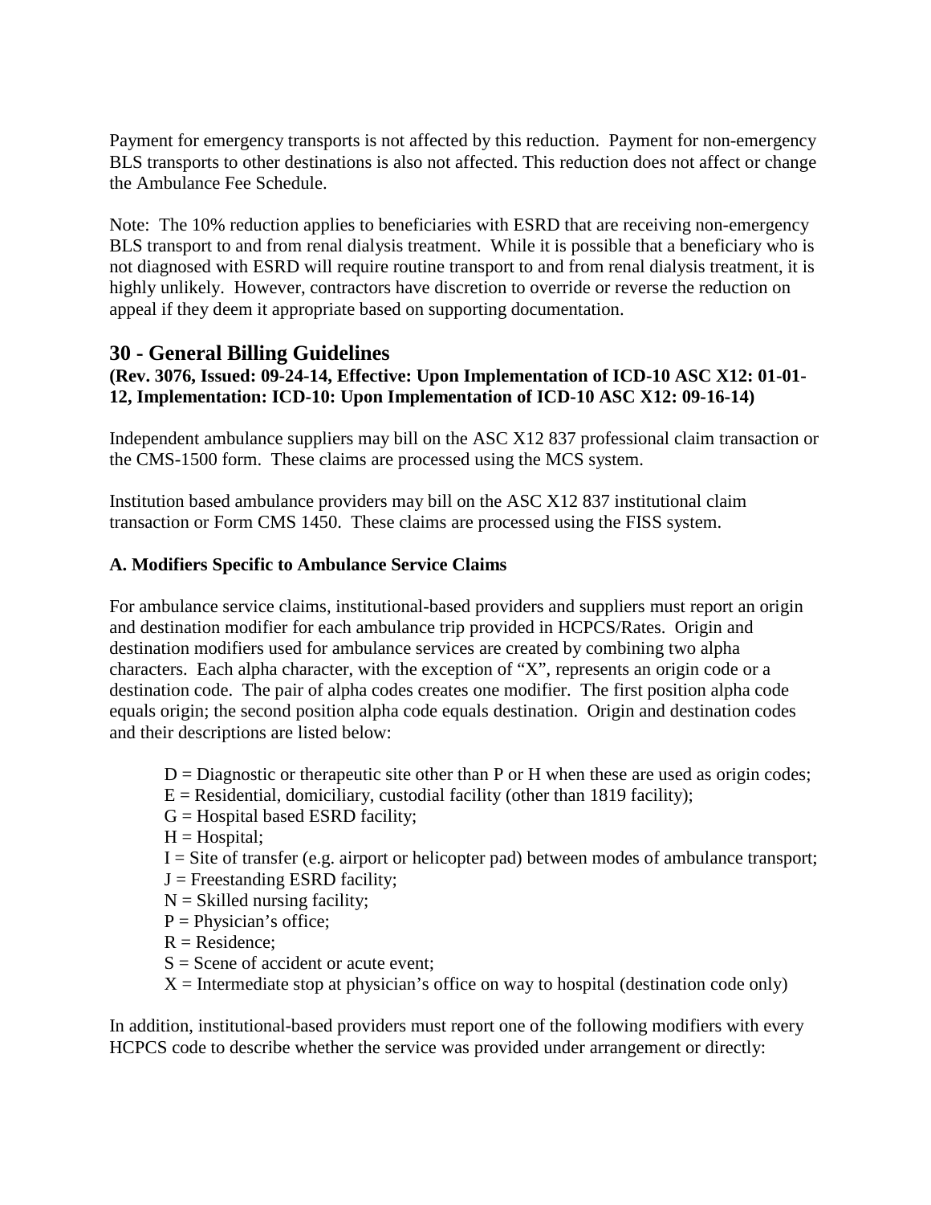Payment for emergency transports is not affected by this reduction. Payment for non-emergency BLS transports to other destinations is also not affected. This reduction does not affect or change the Ambulance Fee Schedule.

Note: The 10% reduction applies to beneficiaries with ESRD that are receiving non-emergency BLS transport to and from renal dialysis treatment. While it is possible that a beneficiary who is not diagnosed with ESRD will require routine transport to and from renal dialysis treatment, it is highly unlikely. However, contractors have discretion to override or reverse the reduction on appeal if they deem it appropriate based on supporting documentation.

## 30 - General Billing Guidelines

**(Rev. 3076, Issued: 09-24-14, Effective: Upon Implementation of ICD-10 ASC X12: 01-01-12, Implementation: ICD-10: Upon Implementation of ICD-10 ASC X12: 09-16-14)**

Independent ambulance suppliers may bill on the ASC X12 837 professional claim transaction or the CMS-1500 form. These claims are processed using the MCS system.

Institution based ambulance providers may bill on the ASC X12 837 institutional claim transaction or Form CMS 1450. These claims are processed using the FISS system.

**A. Modifiers Specific to Ambulance Service Claims**

For ambulance service claims, institutional-based providers and suppliers must report an origin and destination modifier for each ambulance trip provided in HCPCS/Rates. Origin and destination modifiers used for ambulance services are created by combining two alpha characters. Each alpha character, with the exception of "X", represents an origin code or a destination code. The pair of alpha codes creates one modifier. The first position alpha code equals origin; the second position alpha code equals destination. Origin and destination codes and their descriptions are listed below:

D = Diagnostic or therapeutic site other than P or H when these are used as origin codes;
E = Residential, domiciliary, custodial facility (other than 1819 facility);
G = Hospital based ESRD facility;
H = Hospital;
I = Site of transfer (e.g. airport or helicopter pad) between modes of ambulance transport;
J = Freestanding ESRD facility;
N = Skilled nursing facility;
P = Physician's office;
R = Residence;
S = Scene of accident or acute event;
X = Intermediate stop at physician's office on way to hospital (destination code only)

In addition, institutional-based providers must report one of the following modifiers with every HCPCS code to describe whether the service was provided under arrangement or directly: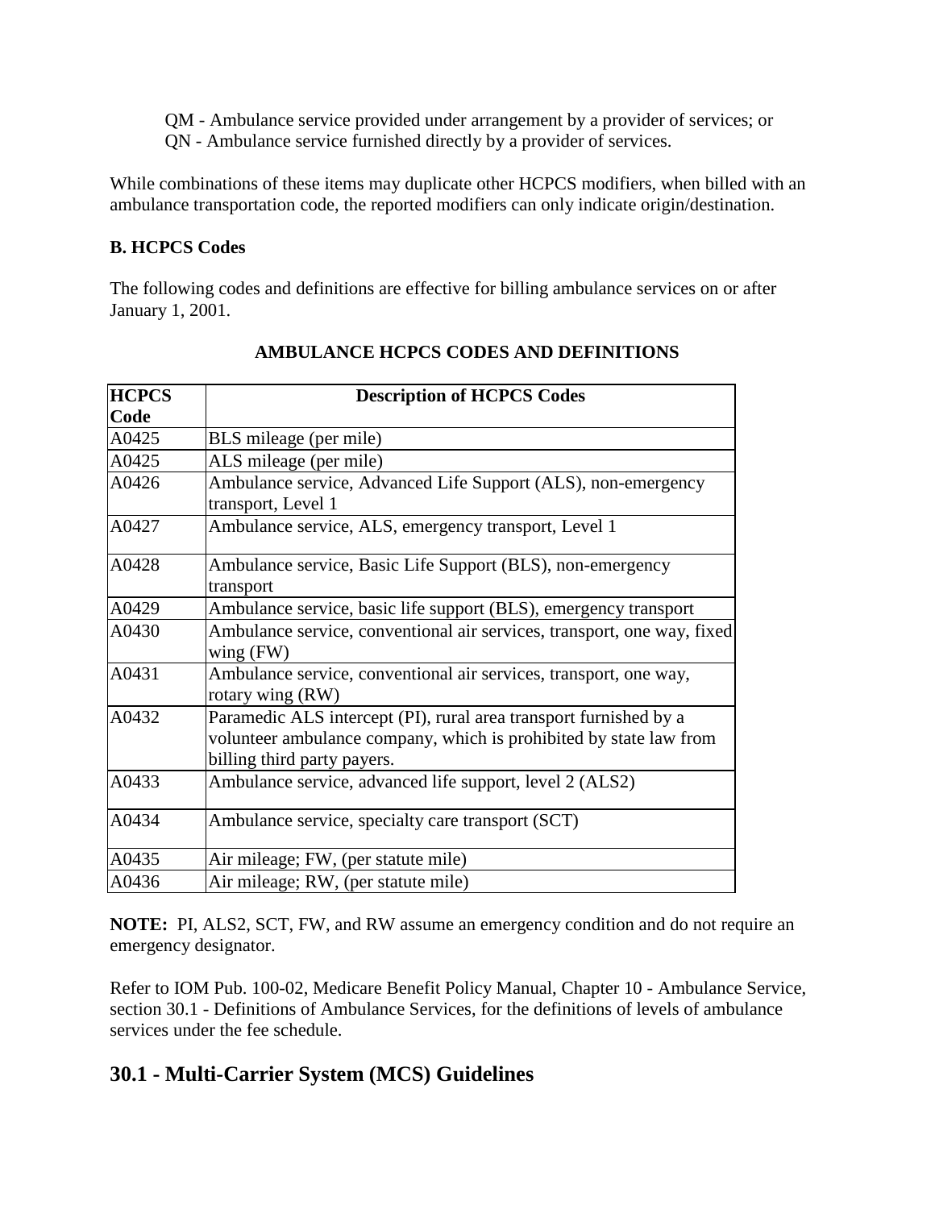QM - Ambulance service provided under arrangement by a provider of services; or
QN - Ambulance service furnished directly by a provider of services.

While combinations of these items may duplicate other HCPCS modifiers, when billed with an ambulance transportation code, the reported modifiers can only indicate origin/destination.

**B. HCPCS Codes**

The following codes and definitions are effective for billing ambulance services on or after January 1, 2001.

**AMBULANCE HCPCS CODES AND DEFINITIONS**

| HCPCS Code | Description of HCPCS Codes |
|---|---|
| A0425 | BLS mileage (per mile) |
| A0425 | ALS mileage (per mile) |
| A0426 | Ambulance service, Advanced Life Support (ALS), non-emergency transport, Level 1 |
| A0427 | Ambulance service, ALS, emergency transport, Level 1 |
| A0428 | Ambulance service, Basic Life Support (BLS), non-emergency transport |
| A0429 | Ambulance service, basic life support (BLS), emergency transport |
| A0430 | Ambulance service, conventional air services, transport, one way, fixed wing (FW) |
| A0431 | Ambulance service, conventional air services, transport, one way, rotary wing (RW) |
| A0432 | Paramedic ALS intercept (PI), rural area transport furnished by a volunteer ambulance company, which is prohibited by state law from billing third party payers. |
| A0433 | Ambulance service, advanced life support, level 2 (ALS2) |
| A0434 | Ambulance service, specialty care transport (SCT) |
| A0435 | Air mileage; FW, (per statute mile) |
| A0436 | Air mileage; RW, (per statute mile) |

**NOTE:** PI, ALS2, SCT, FW, and RW assume an emergency condition and do not require an emergency designator.

Refer to IOM Pub. 100-02, Medicare Benefit Policy Manual, Chapter 10 - Ambulance Service, section 30.1 - Definitions of Ambulance Services, for the definitions of levels of ambulance services under the fee schedule.

## 30.1 - Multi-Carrier System (MCS) Guidelines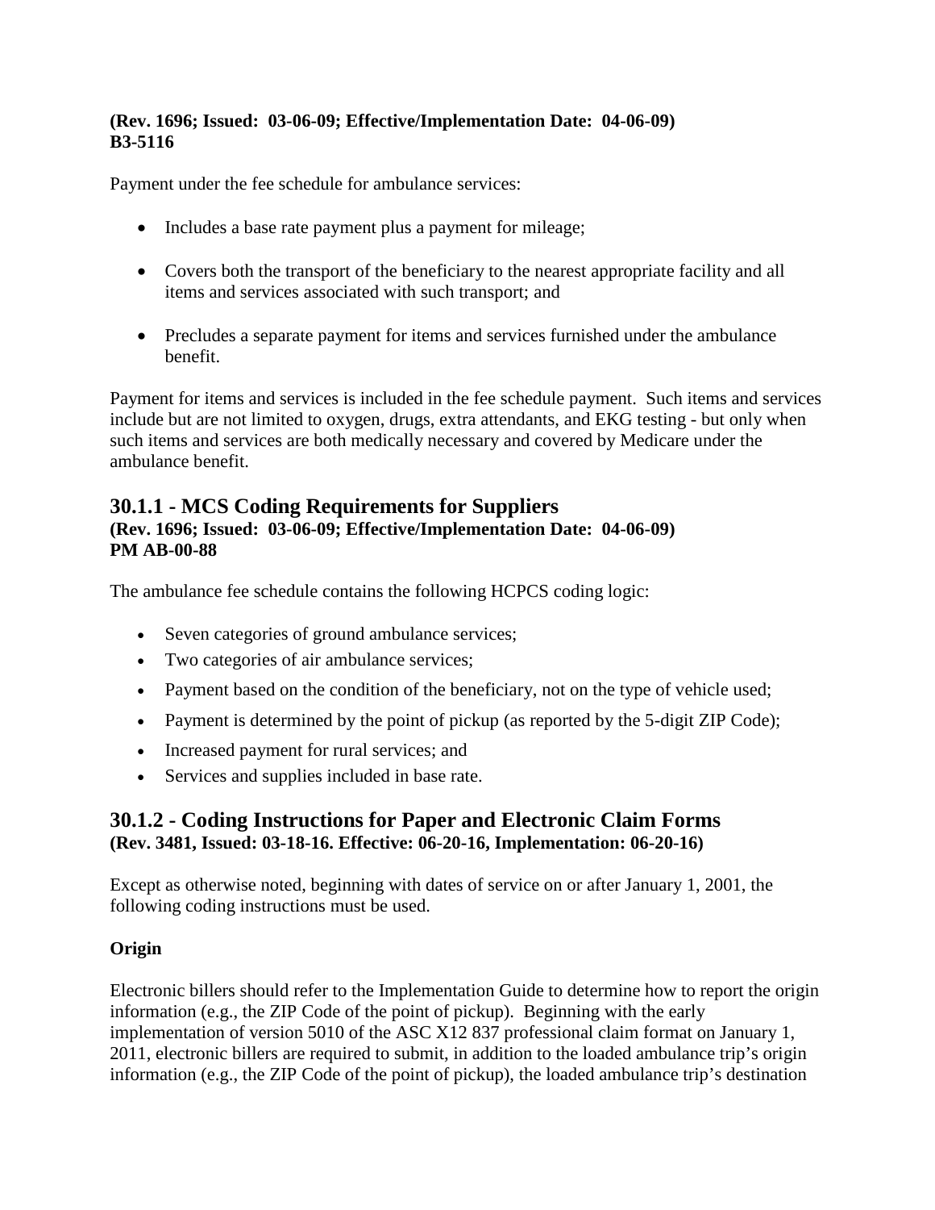**(Rev. 1696; Issued: 03-06-09; Effective/Implementation Date: 04-06-09)**
**B3-5116**

Payment under the fee schedule for ambulance services:

- Includes a base rate payment plus a payment for mileage;
- Covers both the transport of the beneficiary to the nearest appropriate facility and all items and services associated with such transport; and
- Precludes a separate payment for items and services furnished under the ambulance benefit.

Payment for items and services is included in the fee schedule payment. Such items and services include but are not limited to oxygen, drugs, extra attendants, and EKG testing - but only when such items and services are both medically necessary and covered by Medicare under the ambulance benefit.

## 30.1.1 - MCS Coding Requirements for Suppliers

**(Rev. 1696; Issued: 03-06-09; Effective/Implementation Date: 04-06-09)**
**PM AB-00-88**

The ambulance fee schedule contains the following HCPCS coding logic:

- Seven categories of ground ambulance services;
- Two categories of air ambulance services;
- Payment based on the condition of the beneficiary, not on the type of vehicle used;
- Payment is determined by the point of pickup (as reported by the 5-digit ZIP Code);
- Increased payment for rural services; and
- Services and supplies included in base rate.

## 30.1.2 - Coding Instructions for Paper and Electronic Claim Forms

**(Rev. 3481, Issued: 03-18-16. Effective: 06-20-16, Implementation: 06-20-16)**

Except as otherwise noted, beginning with dates of service on or after January 1, 2001, the following coding instructions must be used.

**Origin**

Electronic billers should refer to the Implementation Guide to determine how to report the origin information (e.g., the ZIP Code of the point of pickup). Beginning with the early implementation of version 5010 of the ASC X12 837 professional claim format on January 1, 2011, electronic billers are required to submit, in addition to the loaded ambulance trip's origin information (e.g., the ZIP Code of the point of pickup), the loaded ambulance trip's destination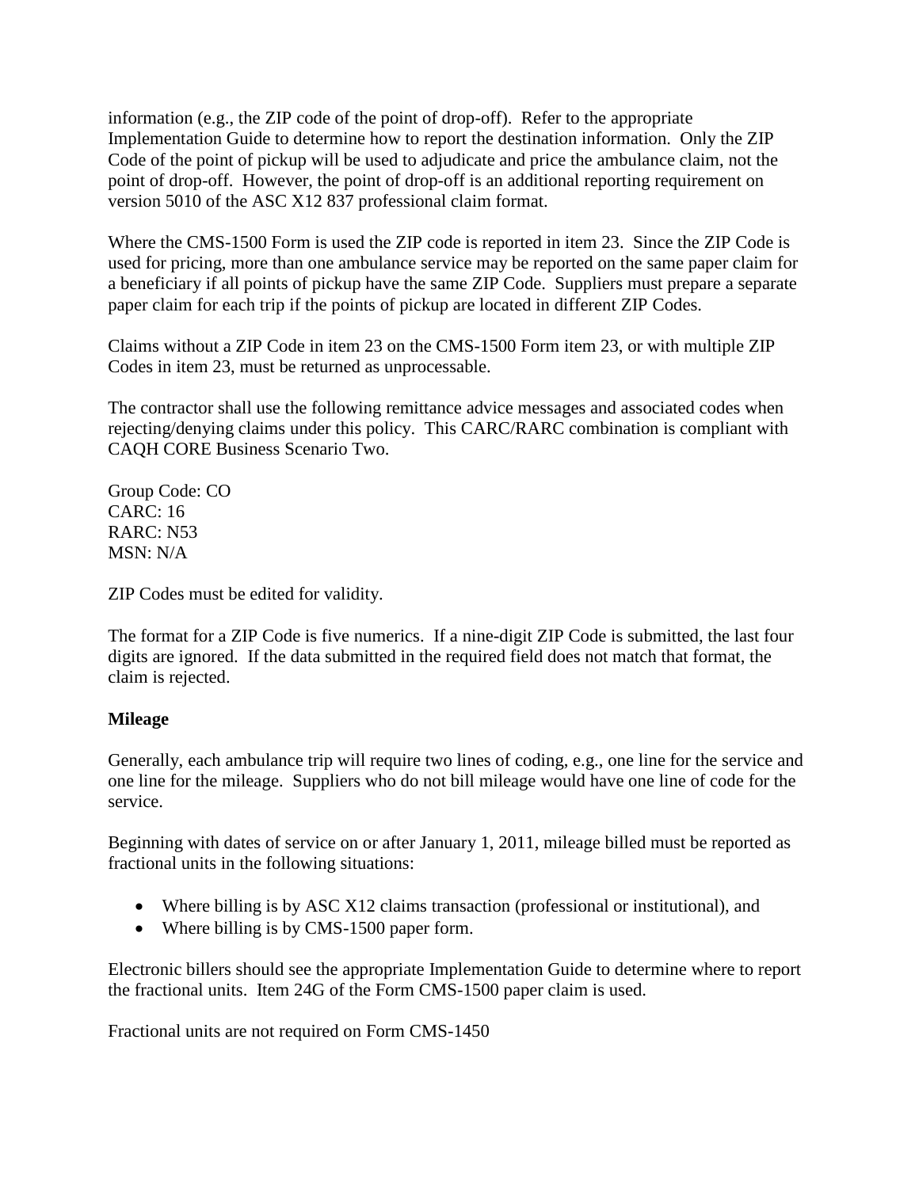information (e.g., the ZIP code of the point of drop-off). Refer to the appropriate Implementation Guide to determine how to report the destination information. Only the ZIP Code of the point of pickup will be used to adjudicate and price the ambulance claim, not the point of drop-off. However, the point of drop-off is an additional reporting requirement on version 5010 of the ASC X12 837 professional claim format.

Where the CMS-1500 Form is used the ZIP code is reported in item 23. Since the ZIP Code is used for pricing, more than one ambulance service may be reported on the same paper claim for a beneficiary if all points of pickup have the same ZIP Code. Suppliers must prepare a separate paper claim for each trip if the points of pickup are located in different ZIP Codes.

Claims without a ZIP Code in item 23 on the CMS-1500 Form item 23, or with multiple ZIP Codes in item 23, must be returned as unprocessable.

The contractor shall use the following remittance advice messages and associated codes when rejecting/denying claims under this policy. This CARC/RARC combination is compliant with CAQH CORE Business Scenario Two.

Group Code: CO
CARC: 16
RARC: N53
MSN: N/A

ZIP Codes must be edited for validity.

The format for a ZIP Code is five numerics. If a nine-digit ZIP Code is submitted, the last four digits are ignored. If the data submitted in the required field does not match that format, the claim is rejected.

**Mileage**

Generally, each ambulance trip will require two lines of coding, e.g., one line for the service and one line for the mileage. Suppliers who do not bill mileage would have one line of code for the service.

Beginning with dates of service on or after January 1, 2011, mileage billed must be reported as fractional units in the following situations:

- Where billing is by ASC X12 claims transaction (professional or institutional), and
- Where billing is by CMS-1500 paper form.

Electronic billers should see the appropriate Implementation Guide to determine where to report the fractional units. Item 24G of the Form CMS-1500 paper claim is used.

Fractional units are not required on Form CMS-1450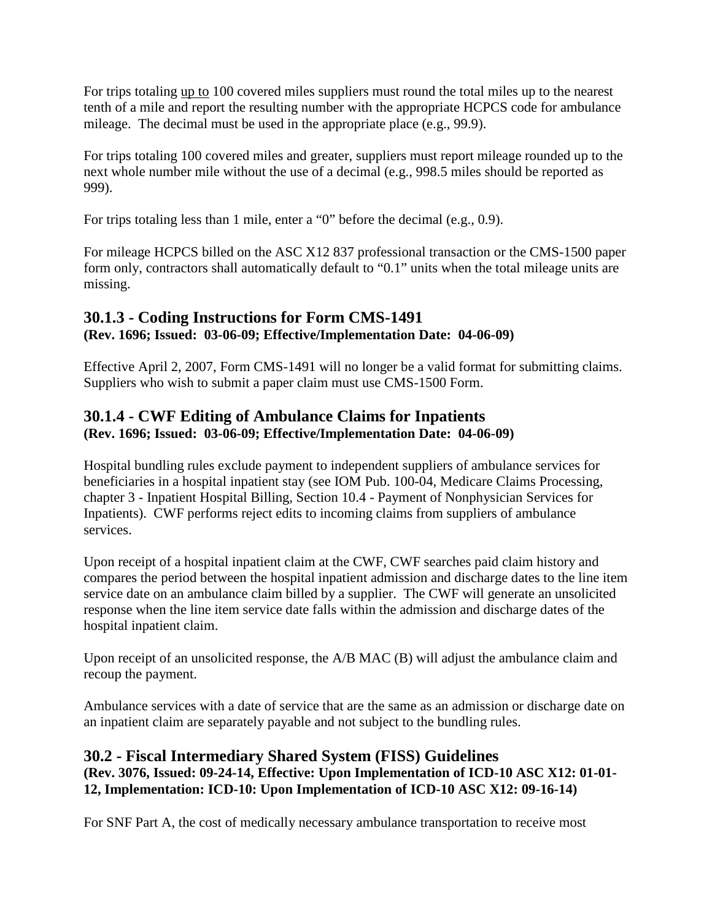For trips totaling <u>up to</u> 100 covered miles suppliers must round the total miles up to the nearest tenth of a mile and report the resulting number with the appropriate HCPCS code for ambulance mileage. The decimal must be used in the appropriate place (e.g., 99.9).

For trips totaling 100 covered miles and greater, suppliers must report mileage rounded up to the next whole number mile without the use of a decimal (e.g., 998.5 miles should be reported as 999).

For trips totaling less than 1 mile, enter a "0" before the decimal (e.g., 0.9).

For mileage HCPCS billed on the ASC X12 837 professional transaction or the CMS-1500 paper form only, contractors shall automatically default to "0.1" units when the total mileage units are missing.

## 30.1.3 - Coding Instructions for Form CMS-1491

**(Rev. 1696; Issued: 03-06-09; Effective/Implementation Date: 04-06-09)**

Effective April 2, 2007, Form CMS-1491 will no longer be a valid format for submitting claims. Suppliers who wish to submit a paper claim must use CMS-1500 Form.

## 30.1.4 - CWF Editing of Ambulance Claims for Inpatients

**(Rev. 1696; Issued: 03-06-09; Effective/Implementation Date: 04-06-09)**

Hospital bundling rules exclude payment to independent suppliers of ambulance services for beneficiaries in a hospital inpatient stay (see IOM Pub. 100-04, Medicare Claims Processing, chapter 3 - Inpatient Hospital Billing, Section 10.4 - Payment of Nonphysician Services for Inpatients). CWF performs reject edits to incoming claims from suppliers of ambulance services.

Upon receipt of a hospital inpatient claim at the CWF, CWF searches paid claim history and compares the period between the hospital inpatient admission and discharge dates to the line item service date on an ambulance claim billed by a supplier. The CWF will generate an unsolicited response when the line item service date falls within the admission and discharge dates of the hospital inpatient claim.

Upon receipt of an unsolicited response, the A/B MAC (B) will adjust the ambulance claim and recoup the payment.

Ambulance services with a date of service that are the same as an admission or discharge date on an inpatient claim are separately payable and not subject to the bundling rules.

## 30.2 - Fiscal Intermediary Shared System (FISS) Guidelines

**(Rev. 3076, Issued: 09-24-14, Effective: Upon Implementation of ICD-10 ASC X12: 01-01-12, Implementation: ICD-10: Upon Implementation of ICD-10 ASC X12: 09-16-14)**

For SNF Part A, the cost of medically necessary ambulance transportation to receive most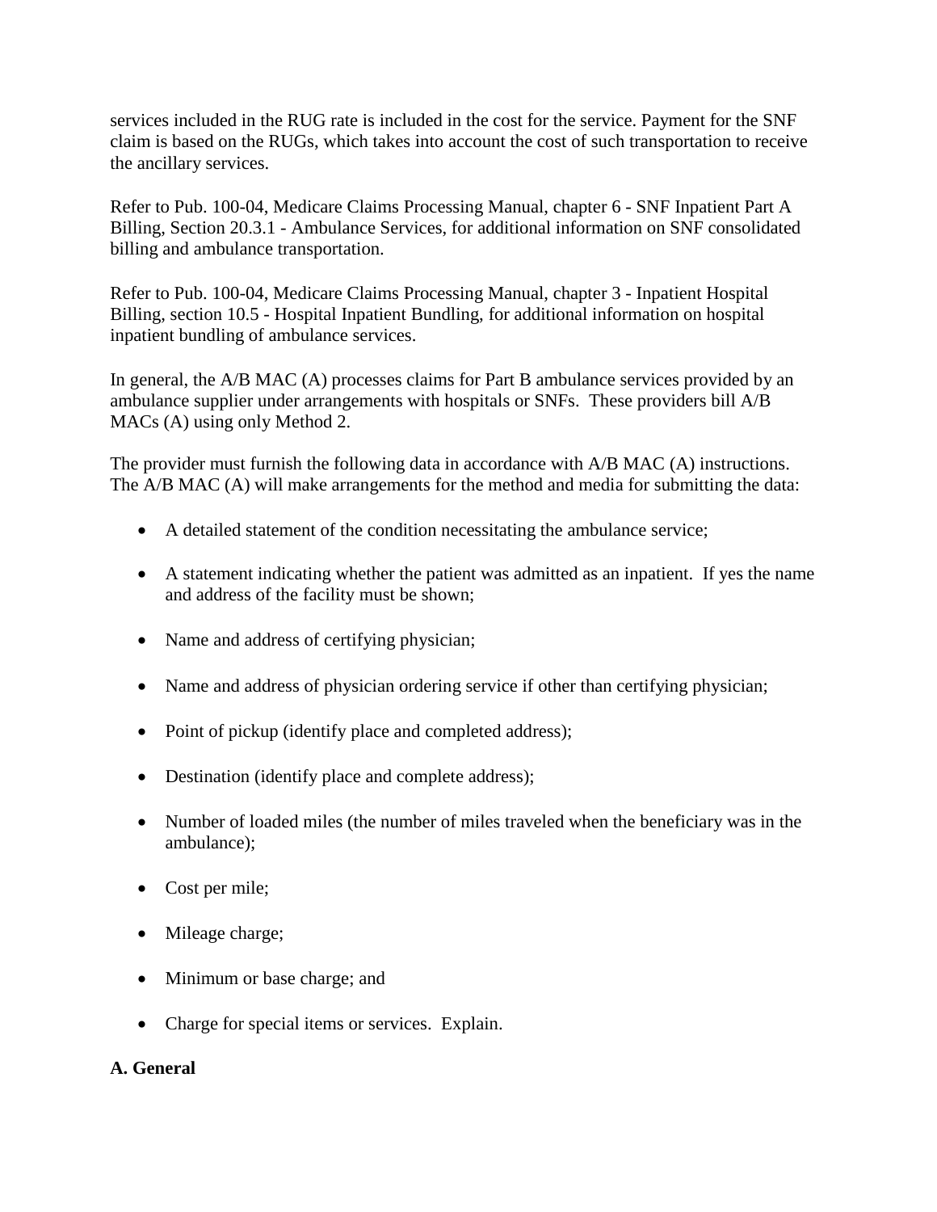services included in the RUG rate is included in the cost for the service. Payment for the SNF claim is based on the RUGs, which takes into account the cost of such transportation to receive the ancillary services.

Refer to Pub. 100-04, Medicare Claims Processing Manual, chapter 6 - SNF Inpatient Part A Billing, Section 20.3.1 - Ambulance Services, for additional information on SNF consolidated billing and ambulance transportation.

Refer to Pub. 100-04, Medicare Claims Processing Manual, chapter 3 - Inpatient Hospital Billing, section 10.5 - Hospital Inpatient Bundling, for additional information on hospital inpatient bundling of ambulance services.

In general, the A/B MAC (A) processes claims for Part B ambulance services provided by an ambulance supplier under arrangements with hospitals or SNFs. These providers bill A/B MACs (A) using only Method 2.

The provider must furnish the following data in accordance with A/B MAC (A) instructions. The A/B MAC (A) will make arrangements for the method and media for submitting the data:

- A detailed statement of the condition necessitating the ambulance service;
- A statement indicating whether the patient was admitted as an inpatient. If yes the name and address of the facility must be shown;
- Name and address of certifying physician;
- Name and address of physician ordering service if other than certifying physician;
- Point of pickup (identify place and completed address);
- Destination (identify place and complete address);
- Number of loaded miles (the number of miles traveled when the beneficiary was in the ambulance);
- Cost per mile;
- Mileage charge;
- Minimum or base charge; and
- Charge for special items or services. Explain.

**A. General**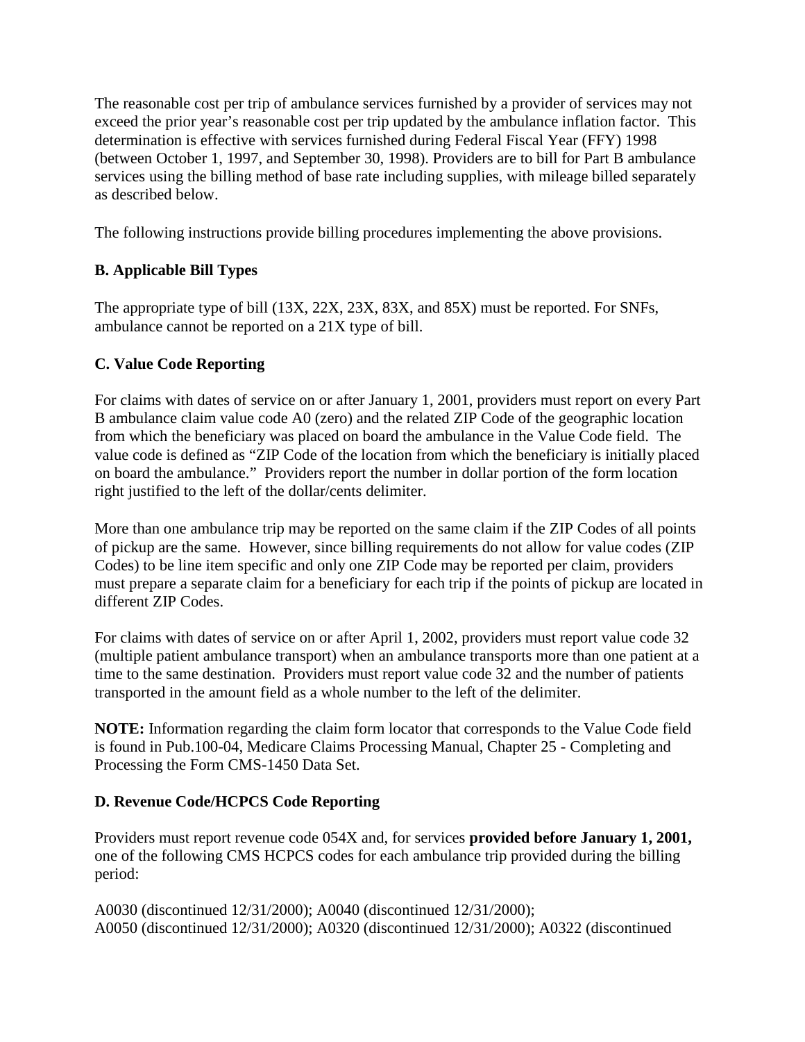The reasonable cost per trip of ambulance services furnished by a provider of services may not exceed the prior year's reasonable cost per trip updated by the ambulance inflation factor. This determination is effective with services furnished during Federal Fiscal Year (FFY) 1998 (between October 1, 1997, and September 30, 1998). Providers are to bill for Part B ambulance services using the billing method of base rate including supplies, with mileage billed separately as described below.

The following instructions provide billing procedures implementing the above provisions.

### B. Applicable Bill Types

The appropriate type of bill (13X, 22X, 23X, 83X, and 85X) must be reported. For SNFs, ambulance cannot be reported on a 21X type of bill.

### C. Value Code Reporting

For claims with dates of service on or after January 1, 2001, providers must report on every Part B ambulance claim value code A0 (zero) and the related ZIP Code of the geographic location from which the beneficiary was placed on board the ambulance in the Value Code field. The value code is defined as "ZIP Code of the location from which the beneficiary is initially placed on board the ambulance." Providers report the number in dollar portion of the form location right justified to the left of the dollar/cents delimiter.

More than one ambulance trip may be reported on the same claim if the ZIP Codes of all points of pickup are the same. However, since billing requirements do not allow for value codes (ZIP Codes) to be line item specific and only one ZIP Code may be reported per claim, providers must prepare a separate claim for a beneficiary for each trip if the points of pickup are located in different ZIP Codes.

For claims with dates of service on or after April 1, 2002, providers must report value code 32 (multiple patient ambulance transport) when an ambulance transports more than one patient at a time to the same destination. Providers must report value code 32 and the number of patients transported in the amount field as a whole number to the left of the delimiter.

**NOTE:** Information regarding the claim form locator that corresponds to the Value Code field is found in Pub.100-04, Medicare Claims Processing Manual, Chapter 25 - Completing and Processing the Form CMS-1450 Data Set.

### D. Revenue Code/HCPCS Code Reporting

Providers must report revenue code 054X and, for services **provided before January 1, 2001,** one of the following CMS HCPCS codes for each ambulance trip provided during the billing period:

A0030 (discontinued 12/31/2000); A0040 (discontinued 12/31/2000);
A0050 (discontinued 12/31/2000); A0320 (discontinued 12/31/2000); A0322 (discontinued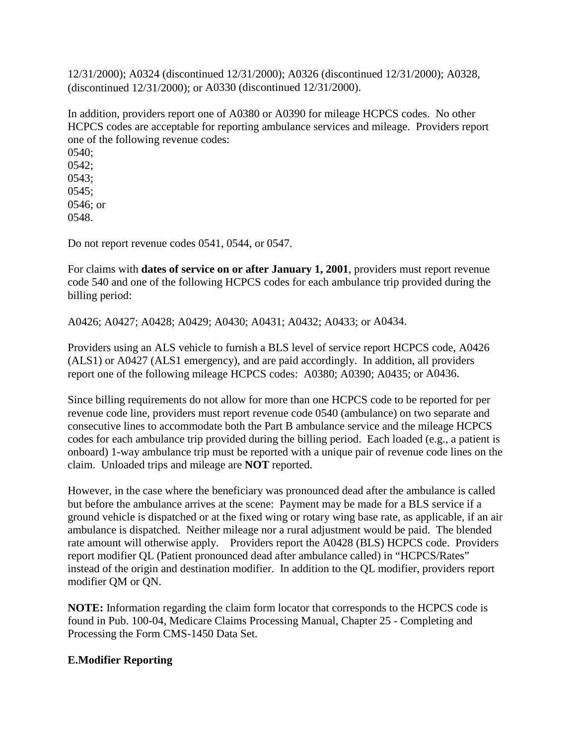12/31/2000); A0324 (discontinued 12/31/2000); A0326 (discontinued 12/31/2000); A0328, (discontinued 12/31/2000); or A0330 (discontinued 12/31/2000).

In addition, providers report one of A0380 or A0390 for mileage HCPCS codes. No other HCPCS codes are acceptable for reporting ambulance services and mileage. Providers report one of the following revenue codes:
0540;
0542;
0543;
0545;
0546; or
0548.

Do not report revenue codes 0541, 0544, or 0547.

For claims with **dates of service on or after January 1, 2001**, providers must report revenue code 540 and one of the following HCPCS codes for each ambulance trip provided during the billing period:

A0426; A0427; A0428; A0429; A0430; A0431; A0432; A0433; or A0434.

Providers using an ALS vehicle to furnish a BLS level of service report HCPCS code, A0426 (ALS1) or A0427 (ALS1 emergency), and are paid accordingly. In addition, all providers report one of the following mileage HCPCS codes: A0380; A0390; A0435; or A0436.

Since billing requirements do not allow for more than one HCPCS code to be reported for per revenue code line, providers must report revenue code 0540 (ambulance) on two separate and consecutive lines to accommodate both the Part B ambulance service and the mileage HCPCS codes for each ambulance trip provided during the billing period. Each loaded (e.g., a patient is onboard) 1-way ambulance trip must be reported with a unique pair of revenue code lines on the claim. Unloaded trips and mileage are **NOT** reported.

However, in the case where the beneficiary was pronounced dead after the ambulance is called but before the ambulance arrives at the scene: Payment may be made for a BLS service if a ground vehicle is dispatched or at the fixed wing or rotary wing base rate, as applicable, if an air ambulance is dispatched. Neither mileage nor a rural adjustment would be paid. The blended rate amount will otherwise apply. Providers report the A0428 (BLS) HCPCS code. Providers report modifier QL (Patient pronounced dead after ambulance called) in "HCPCS/Rates" instead of the origin and destination modifier. In addition to the QL modifier, providers report modifier QM or QN.

**NOTE:** Information regarding the claim form locator that corresponds to the HCPCS code is found in Pub. 100-04, Medicare Claims Processing Manual, Chapter 25 - Completing and Processing the Form CMS-1450 Data Set.

**E.Modifier Reporting**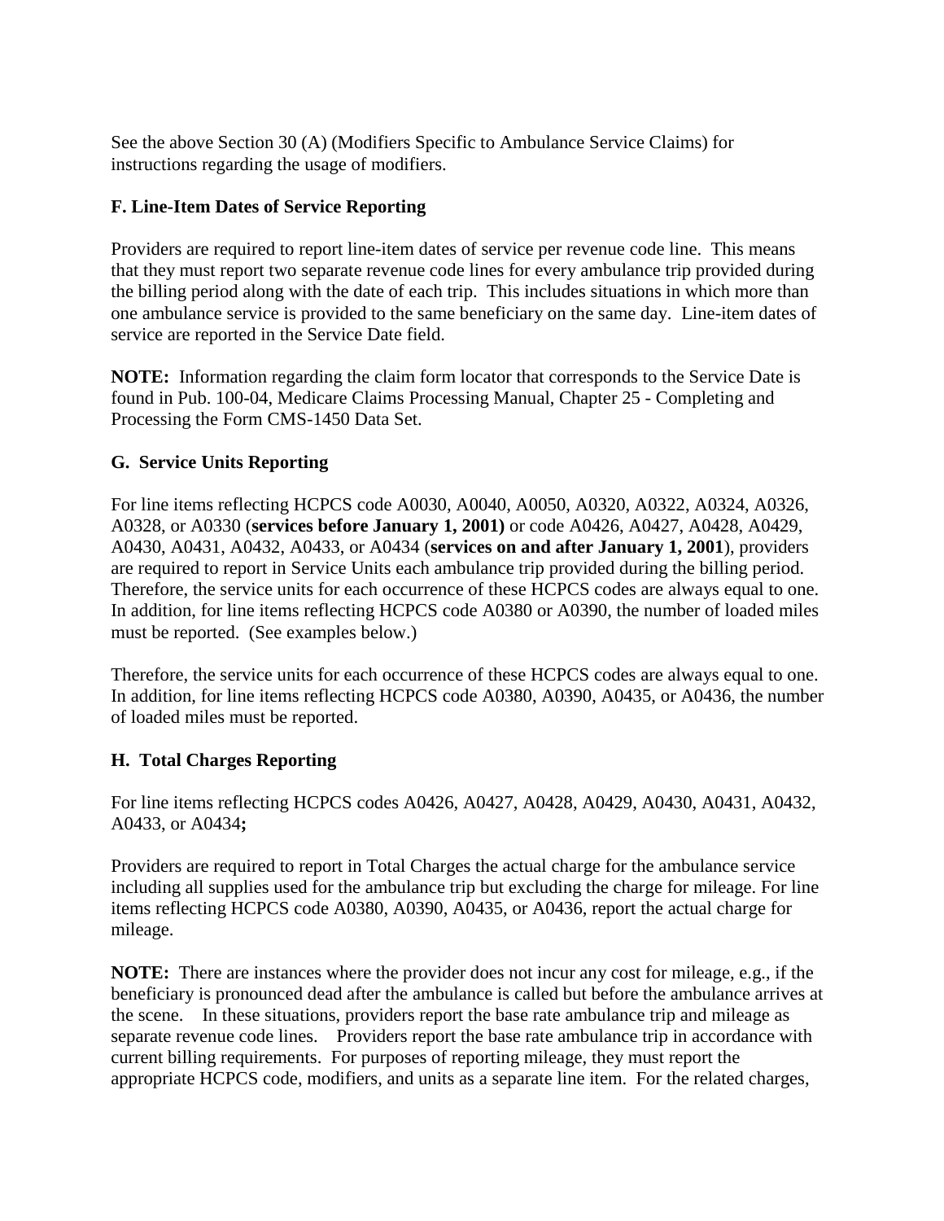See the above Section 30 (A) (Modifiers Specific to Ambulance Service Claims) for instructions regarding the usage of modifiers.

**F. Line-Item Dates of Service Reporting**

Providers are required to report line-item dates of service per revenue code line. This means that they must report two separate revenue code lines for every ambulance trip provided during the billing period along with the date of each trip. This includes situations in which more than one ambulance service is provided to the same beneficiary on the same day. Line-item dates of service are reported in the Service Date field.

**NOTE:** Information regarding the claim form locator that corresponds to the Service Date is found in Pub. 100-04, Medicare Claims Processing Manual, Chapter 25 - Completing and Processing the Form CMS-1450 Data Set.

**G. Service Units Reporting**

For line items reflecting HCPCS code A0030, A0040, A0050, A0320, A0322, A0324, A0326, A0328, or A0330 (**services before January 1, 2001)** or code A0426, A0427, A0428, A0429, A0430, A0431, A0432, A0433, or A0434 (**services on and after January 1, 2001**), providers are required to report in Service Units each ambulance trip provided during the billing period. Therefore, the service units for each occurrence of these HCPCS codes are always equal to one. In addition, for line items reflecting HCPCS code A0380 or A0390, the number of loaded miles must be reported. (See examples below.)

Therefore, the service units for each occurrence of these HCPCS codes are always equal to one. In addition, for line items reflecting HCPCS code A0380, A0390, A0435, or A0436, the number of loaded miles must be reported.

**H. Total Charges Reporting**

For line items reflecting HCPCS codes A0426, A0427, A0428, A0429, A0430, A0431, A0432, A0433, or A0434**;**

Providers are required to report in Total Charges the actual charge for the ambulance service including all supplies used for the ambulance trip but excluding the charge for mileage. For line items reflecting HCPCS code A0380, A0390, A0435, or A0436, report the actual charge for mileage.

**NOTE:** There are instances where the provider does not incur any cost for mileage, e.g., if the beneficiary is pronounced dead after the ambulance is called but before the ambulance arrives at the scene. In these situations, providers report the base rate ambulance trip and mileage as separate revenue code lines. Providers report the base rate ambulance trip in accordance with current billing requirements. For purposes of reporting mileage, they must report the appropriate HCPCS code, modifiers, and units as a separate line item. For the related charges,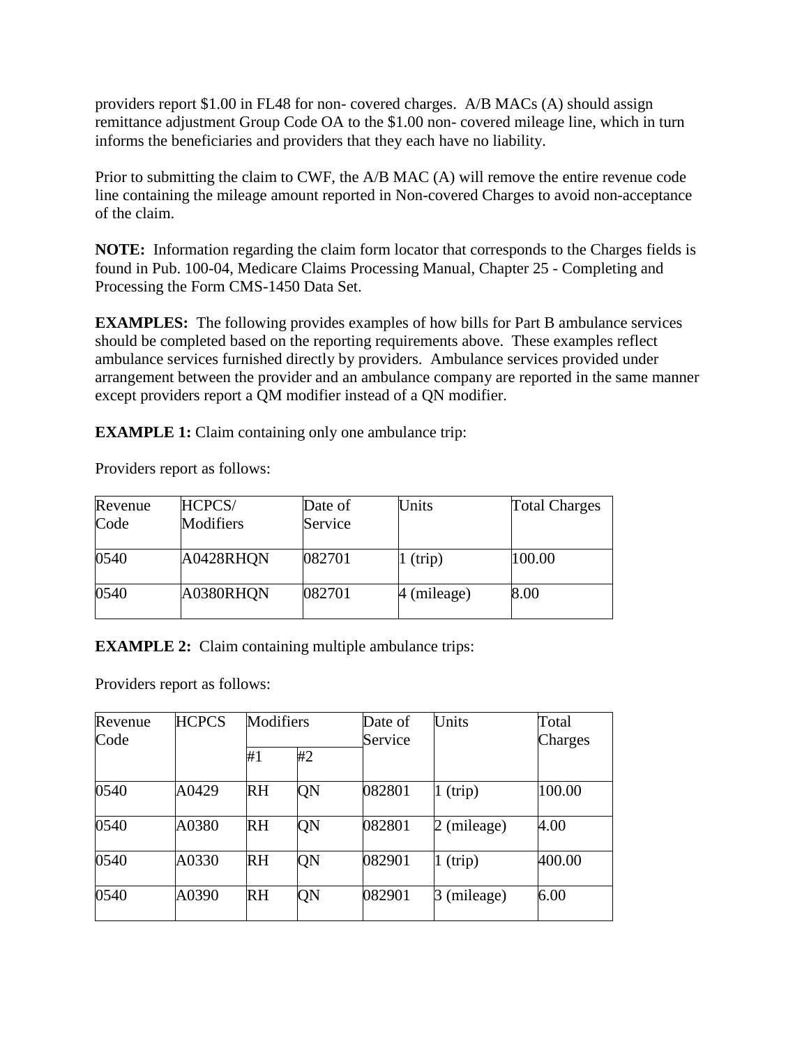providers report $1.00 in FL48 for non- covered charges. A/B MACs (A) should assign remittance adjustment Group Code OA to the $1.00 non- covered mileage line, which in turn informs the beneficiaries and providers that they each have no liability.

Prior to submitting the claim to CWF, the A/B MAC (A) will remove the entire revenue code line containing the mileage amount reported in Non-covered Charges to avoid non-acceptance of the claim.

**NOTE:** Information regarding the claim form locator that corresponds to the Charges fields is found in Pub. 100-04, Medicare Claims Processing Manual, Chapter 25 - Completing and Processing the Form CMS-1450 Data Set.

**EXAMPLES:** The following provides examples of how bills for Part B ambulance services should be completed based on the reporting requirements above. These examples reflect ambulance services furnished directly by providers. Ambulance services provided under arrangement between the provider and an ambulance company are reported in the same manner except providers report a QM modifier instead of a QN modifier.

**EXAMPLE 1:** Claim containing only one ambulance trip:

Providers report as follows:

| Revenue Code | HCPCS/ Modifiers | Date of Service | Units | Total Charges |
|---|---|---|---|---|
| 0540 | A0428RHQN | 082701 | 1 (trip) | 100.00 |
| 0540 | A0380RHQN | 082701 | 4 (mileage) | 8.00 |

**EXAMPLE 2:** Claim containing multiple ambulance trips:

Providers report as follows:

| Revenue Code | HCPCS | Modifiers | | Date of Service | Units | Total Charges |
|---|---|---|---|---|---|---|
| | | #1 | #2 | | | |
| 0540 | A0429 | RH | QN | 082801 | 1 (trip) | 100.00 |
| 0540 | A0380 | RH | QN | 082801 | 2 (mileage) | 4.00 |
| 0540 | A0330 | RH | QN | 082901 | 1 (trip) | 400.00 |
| 0540 | A0390 | RH | QN | 082901 | 3 (mileage) | 6.00 |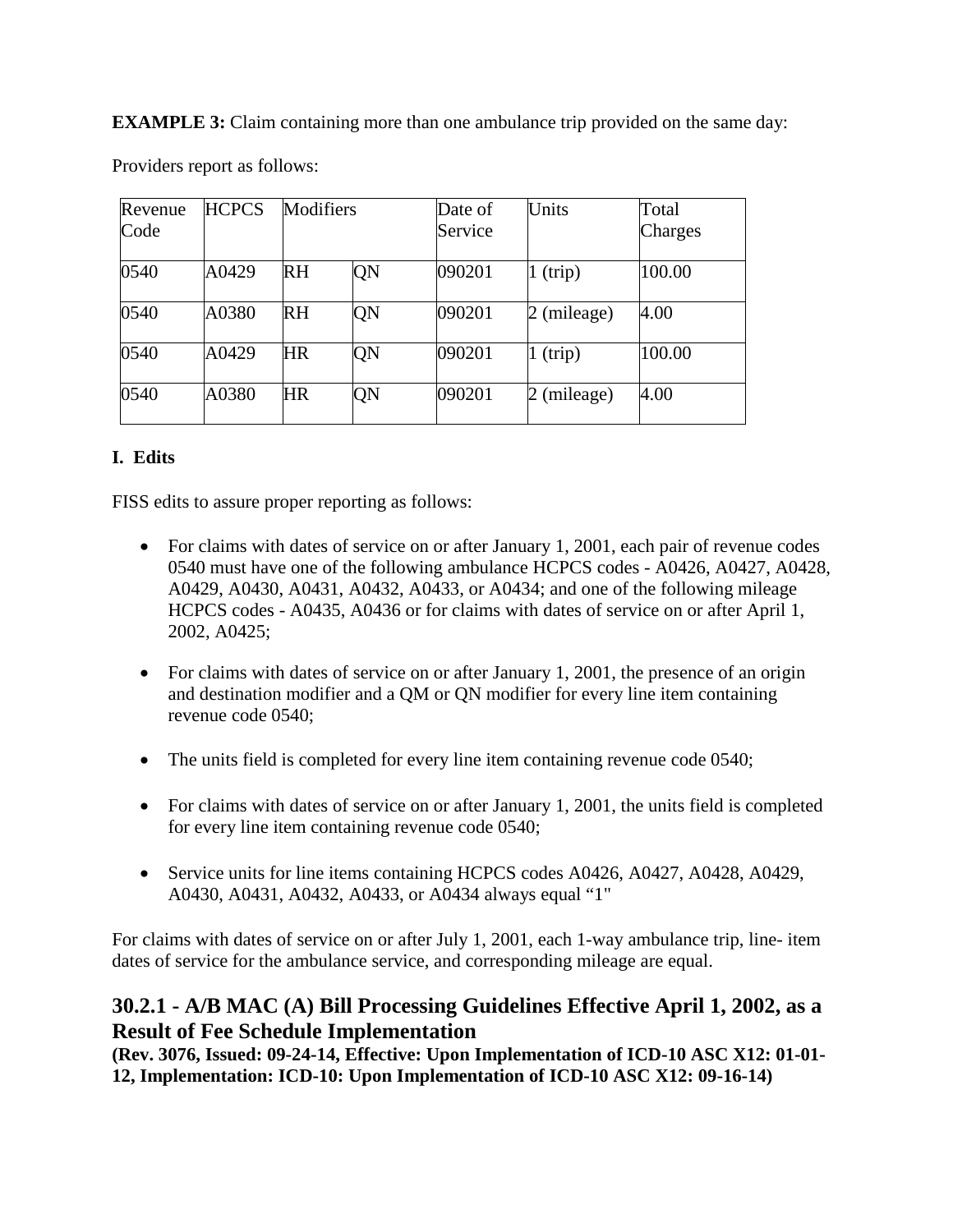**EXAMPLE 3:** Claim containing more than one ambulance trip provided on the same day:

Providers report as follows:

| Revenue Code | HCPCS | Modifiers | | Date of Service | Units | Total Charges |
|---|---|---|---|---|---|---|
| 0540 | A0429 | RH | QN | 090201 | 1 (trip) | 100.00 |
| 0540 | A0380 | RH | QN | 090201 | 2 (mileage) | 4.00 |
| 0540 | A0429 | HR | QN | 090201 | 1 (trip) | 100.00 |
| 0540 | A0380 | HR | QN | 090201 | 2 (mileage) | 4.00 |

**I. Edits**

FISS edits to assure proper reporting as follows:

- For claims with dates of service on or after January 1, 2001, each pair of revenue codes 0540 must have one of the following ambulance HCPCS codes - A0426, A0427, A0428, A0429, A0430, A0431, A0432, A0433, or A0434; and one of the following mileage HCPCS codes - A0435, A0436 or for claims with dates of service on or after April 1, 2002, A0425;
- For claims with dates of service on or after January 1, 2001, the presence of an origin and destination modifier and a QM or QN modifier for every line item containing revenue code 0540;
- The units field is completed for every line item containing revenue code 0540;
- For claims with dates of service on or after January 1, 2001, the units field is completed for every line item containing revenue code 0540;
- Service units for line items containing HCPCS codes A0426, A0427, A0428, A0429, A0430, A0431, A0432, A0433, or A0434 always equal "1"

For claims with dates of service on or after July 1, 2001, each 1-way ambulance trip, line- item dates of service for the ambulance service, and corresponding mileage are equal.

## 30.2.1 - A/B MAC (A) Bill Processing Guidelines Effective April 1, 2002, as a Result of Fee Schedule Implementation

**(Rev. 3076, Issued: 09-24-14, Effective: Upon Implementation of ICD-10 ASC X12: 01-01-12, Implementation: ICD-10: Upon Implementation of ICD-10 ASC X12: 09-16-14)**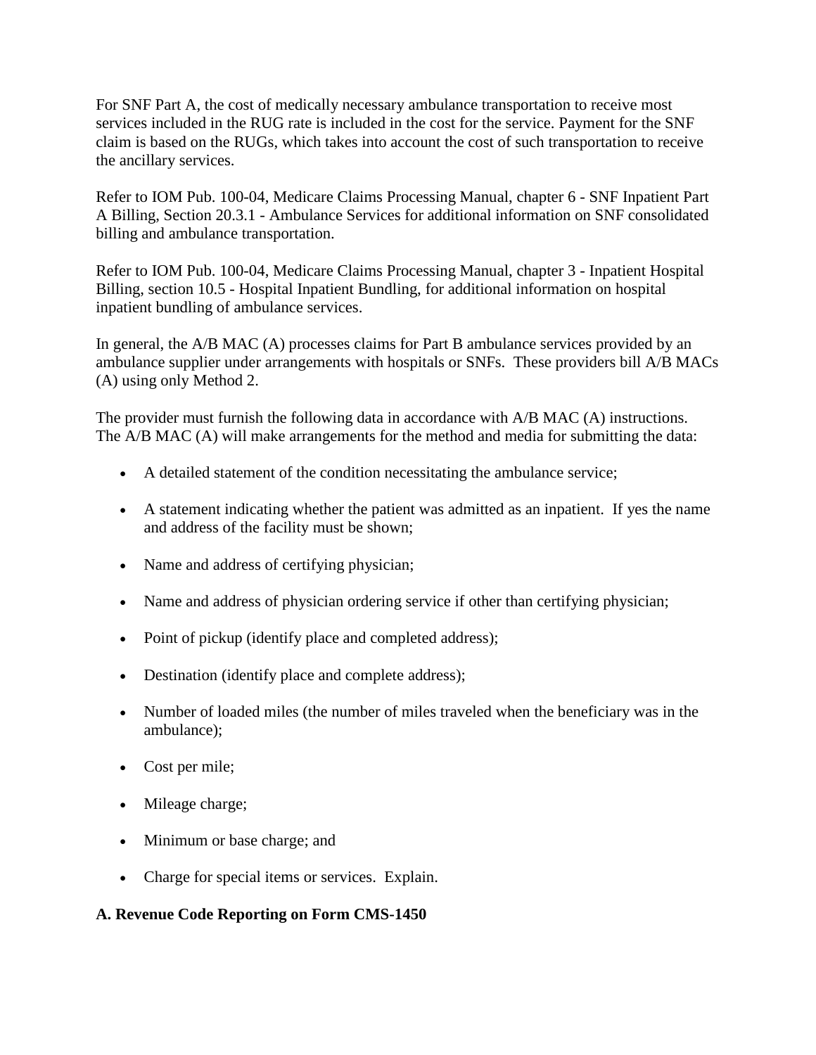For SNF Part A, the cost of medically necessary ambulance transportation to receive most services included in the RUG rate is included in the cost for the service. Payment for the SNF claim is based on the RUGs, which takes into account the cost of such transportation to receive the ancillary services.

Refer to IOM Pub. 100-04, Medicare Claims Processing Manual, chapter 6 - SNF Inpatient Part A Billing, Section 20.3.1 - Ambulance Services for additional information on SNF consolidated billing and ambulance transportation.

Refer to IOM Pub. 100-04, Medicare Claims Processing Manual, chapter 3 - Inpatient Hospital Billing, section 10.5 - Hospital Inpatient Bundling, for additional information on hospital inpatient bundling of ambulance services.

In general, the A/B MAC (A) processes claims for Part B ambulance services provided by an ambulance supplier under arrangements with hospitals or SNFs. These providers bill A/B MACs (A) using only Method 2.

The provider must furnish the following data in accordance with A/B MAC (A) instructions. The A/B MAC (A) will make arrangements for the method and media for submitting the data:

- A detailed statement of the condition necessitating the ambulance service;
- A statement indicating whether the patient was admitted as an inpatient. If yes the name and address of the facility must be shown;
- Name and address of certifying physician;
- Name and address of physician ordering service if other than certifying physician;
- Point of pickup (identify place and completed address);
- Destination (identify place and complete address);
- Number of loaded miles (the number of miles traveled when the beneficiary was in the ambulance);
- Cost per mile;
- Mileage charge;
- Minimum or base charge; and
- Charge for special items or services. Explain.

**A. Revenue Code Reporting on Form CMS-1450**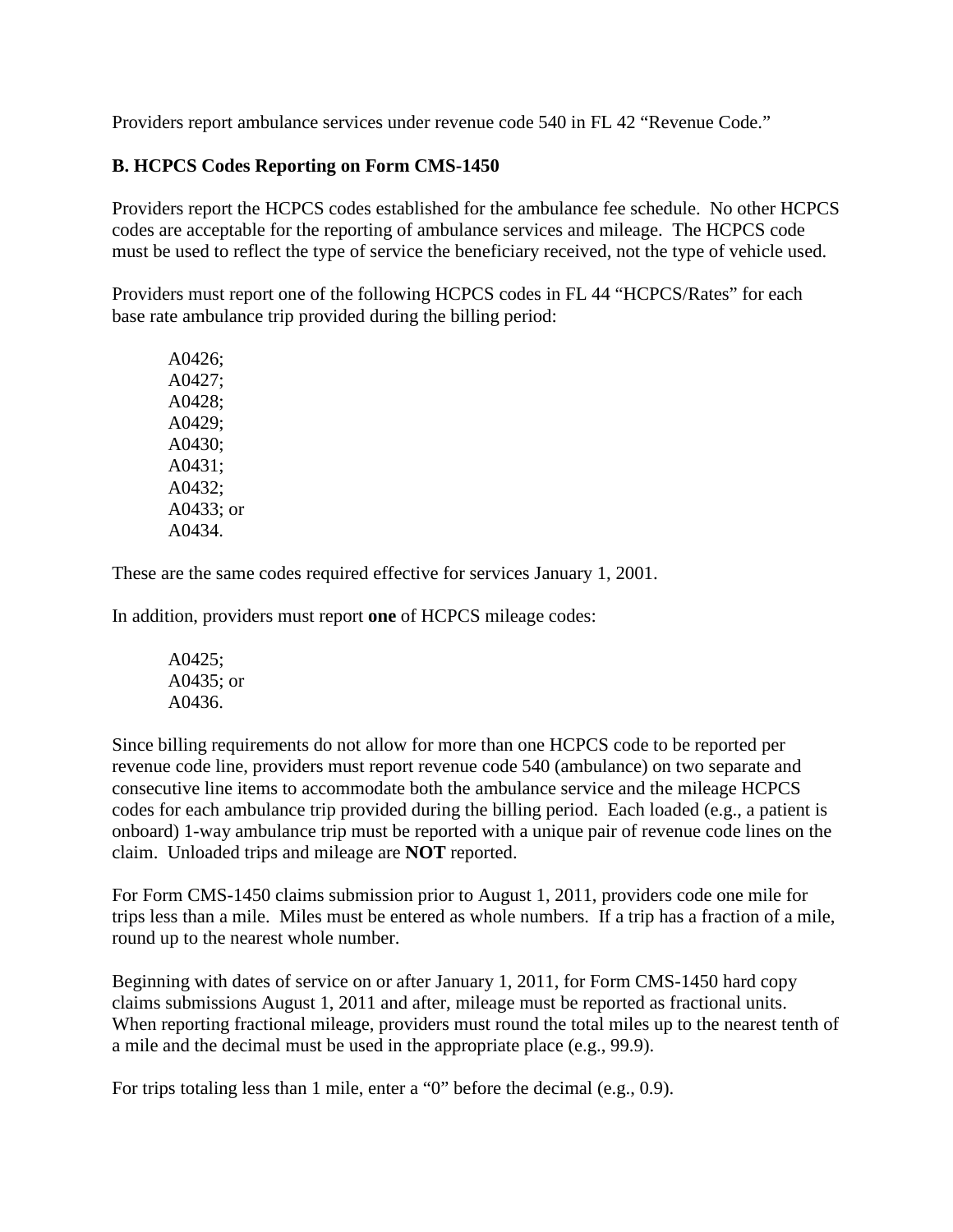Providers report ambulance services under revenue code 540 in FL 42 “Revenue Code.”

**B. HCPCS Codes Reporting on Form CMS-1450**

Providers report the HCPCS codes established for the ambulance fee schedule. No other HCPCS codes are acceptable for the reporting of ambulance services and mileage. The HCPCS code must be used to reflect the type of service the beneficiary received, not the type of vehicle used.

Providers must report one of the following HCPCS codes in FL 44 “HCPCS/Rates” for each base rate ambulance trip provided during the billing period:

A0426;
A0427;
A0428;
A0429;
A0430;
A0431;
A0432;
A0433; or
A0434.

These are the same codes required effective for services January 1, 2001.

In addition, providers must report **one** of HCPCS mileage codes:

A0425;
A0435; or
A0436.

Since billing requirements do not allow for more than one HCPCS code to be reported per revenue code line, providers must report revenue code 540 (ambulance) on two separate and consecutive line items to accommodate both the ambulance service and the mileage HCPCS codes for each ambulance trip provided during the billing period. Each loaded (e.g., a patient is onboard) 1-way ambulance trip must be reported with a unique pair of revenue code lines on the claim. Unloaded trips and mileage are **NOT** reported.

For Form CMS-1450 claims submission prior to August 1, 2011, providers code one mile for trips less than a mile. Miles must be entered as whole numbers. If a trip has a fraction of a mile, round up to the nearest whole number.

Beginning with dates of service on or after January 1, 2011, for Form CMS-1450 hard copy claims submissions August 1, 2011 and after, mileage must be reported as fractional units. When reporting fractional mileage, providers must round the total miles up to the nearest tenth of a mile and the decimal must be used in the appropriate place (e.g., 99.9).

For trips totaling less than 1 mile, enter a “0” before the decimal (e.g., 0.9).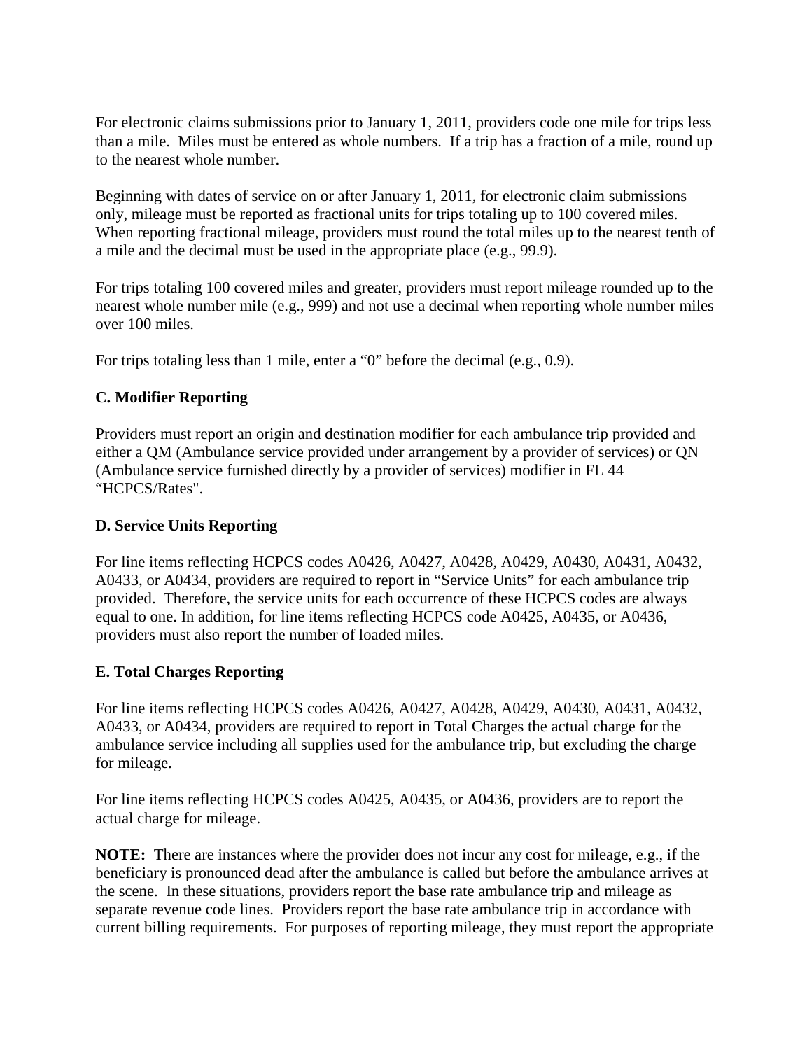For electronic claims submissions prior to January 1, 2011, providers code one mile for trips less than a mile. Miles must be entered as whole numbers. If a trip has a fraction of a mile, round up to the nearest whole number.

Beginning with dates of service on or after January 1, 2011, for electronic claim submissions only, mileage must be reported as fractional units for trips totaling up to 100 covered miles. When reporting fractional mileage, providers must round the total miles up to the nearest tenth of a mile and the decimal must be used in the appropriate place (e.g., 99.9).

For trips totaling 100 covered miles and greater, providers must report mileage rounded up to the nearest whole number mile (e.g., 999) and not use a decimal when reporting whole number miles over 100 miles.

For trips totaling less than 1 mile, enter a "0" before the decimal (e.g., 0.9).

### C. Modifier Reporting

Providers must report an origin and destination modifier for each ambulance trip provided and either a QM (Ambulance service provided under arrangement by a provider of services) or QN (Ambulance service furnished directly by a provider of services) modifier in FL 44 "HCPCS/Rates".

### D. Service Units Reporting

For line items reflecting HCPCS codes A0426, A0427, A0428, A0429, A0430, A0431, A0432, A0433, or A0434, providers are required to report in "Service Units" for each ambulance trip provided. Therefore, the service units for each occurrence of these HCPCS codes are always equal to one. In addition, for line items reflecting HCPCS code A0425, A0435, or A0436, providers must also report the number of loaded miles.

### E. Total Charges Reporting

For line items reflecting HCPCS codes A0426, A0427, A0428, A0429, A0430, A0431, A0432, A0433, or A0434, providers are required to report in Total Charges the actual charge for the ambulance service including all supplies used for the ambulance trip, but excluding the charge for mileage.

For line items reflecting HCPCS codes A0425, A0435, or A0436, providers are to report the actual charge for mileage.

**NOTE:** There are instances where the provider does not incur any cost for mileage, e.g., if the beneficiary is pronounced dead after the ambulance is called but before the ambulance arrives at the scene. In these situations, providers report the base rate ambulance trip and mileage as separate revenue code lines. Providers report the base rate ambulance trip in accordance with current billing requirements. For purposes of reporting mileage, they must report the appropriate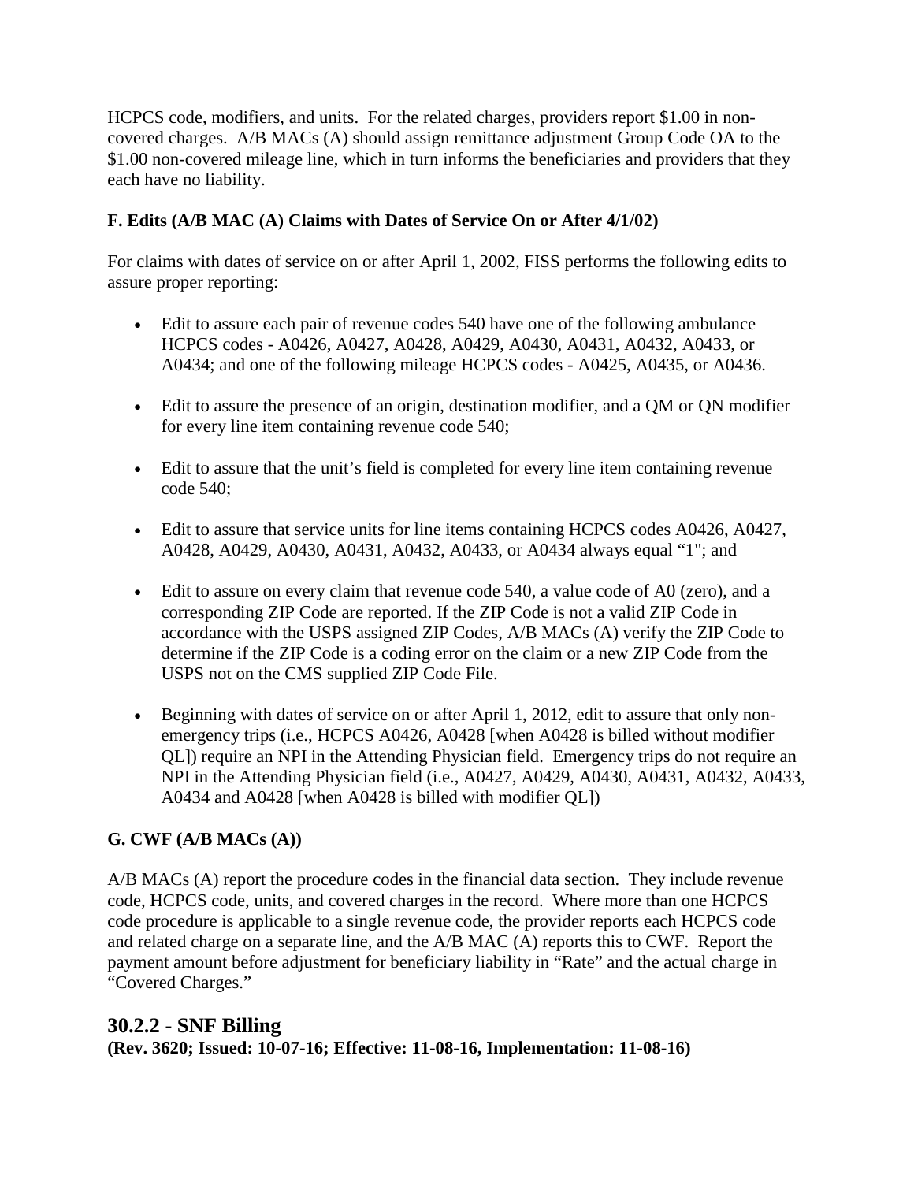HCPCS code, modifiers, and units. For the related charges, providers report $1.00 in non-covered charges. A/B MACs (A) should assign remittance adjustment Group Code OA to the $1.00 non-covered mileage line, which in turn informs the beneficiaries and providers that they each have no liability.

**F. Edits (A/B MAC (A) Claims with Dates of Service On or After 4/1/02)**

For claims with dates of service on or after April 1, 2002, FISS performs the following edits to assure proper reporting:

- Edit to assure each pair of revenue codes 540 have one of the following ambulance HCPCS codes - A0426, A0427, A0428, A0429, A0430, A0431, A0432, A0433, or A0434; and one of the following mileage HCPCS codes - A0425, A0435, or A0436.

- Edit to assure the presence of an origin, destination modifier, and a QM or QN modifier for every line item containing revenue code 540;

- Edit to assure that the unit's field is completed for every line item containing revenue code 540;

- Edit to assure that service units for line items containing HCPCS codes A0426, A0427, A0428, A0429, A0430, A0431, A0432, A0433, or A0434 always equal "1"; and

- Edit to assure on every claim that revenue code 540, a value code of A0 (zero), and a corresponding ZIP Code are reported. If the ZIP Code is not a valid ZIP Code in accordance with the USPS assigned ZIP Codes, A/B MACs (A) verify the ZIP Code to determine if the ZIP Code is a coding error on the claim or a new ZIP Code from the USPS not on the CMS supplied ZIP Code File.

- Beginning with dates of service on or after April 1, 2012, edit to assure that only non-emergency trips (i.e., HCPCS A0426, A0428 [when A0428 is billed without modifier QL]) require an NPI in the Attending Physician field. Emergency trips do not require an NPI in the Attending Physician field (i.e., A0427, A0429, A0430, A0431, A0432, A0433, A0434 and A0428 [when A0428 is billed with modifier QL])

**G. CWF (A/B MACs (A))**

A/B MACs (A) report the procedure codes in the financial data section. They include revenue code, HCPCS code, units, and covered charges in the record. Where more than one HCPCS code procedure is applicable to a single revenue code, the provider reports each HCPCS code and related charge on a separate line, and the A/B MAC (A) reports this to CWF. Report the payment amount before adjustment for beneficiary liability in "Rate" and the actual charge in "Covered Charges."

## 30.2.2 - SNF Billing

**(Rev. 3620; Issued: 10-07-16; Effective: 11-08-16, Implementation: 11-08-16)**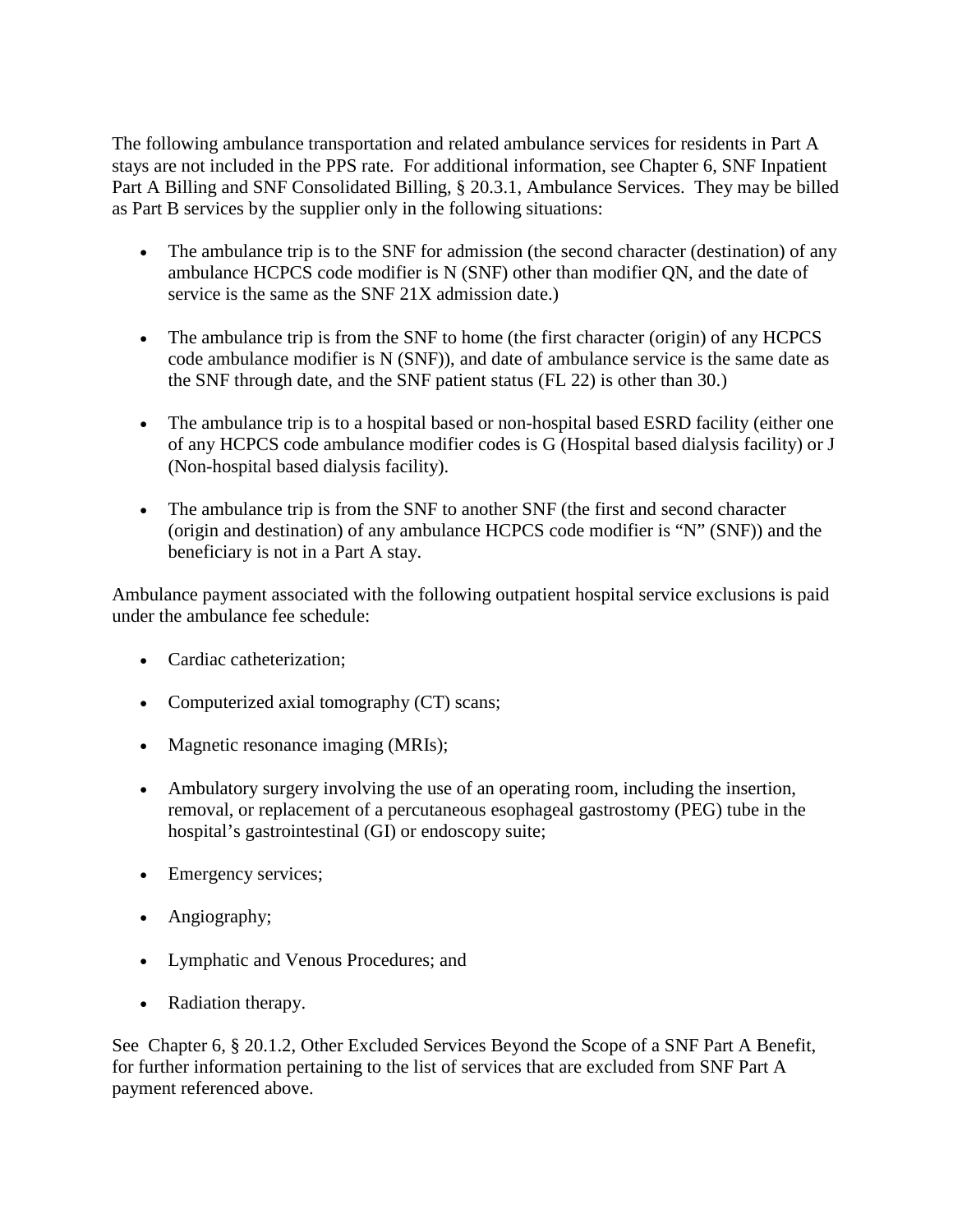The following ambulance transportation and related ambulance services for residents in Part A stays are not included in the PPS rate. For additional information, see Chapter 6, SNF Inpatient Part A Billing and SNF Consolidated Billing, § 20.3.1, Ambulance Services. They may be billed as Part B services by the supplier only in the following situations:

- The ambulance trip is to the SNF for admission (the second character (destination) of any ambulance HCPCS code modifier is N (SNF) other than modifier QN, and the date of service is the same as the SNF 21X admission date.)
- The ambulance trip is from the SNF to home (the first character (origin) of any HCPCS code ambulance modifier is N (SNF)), and date of ambulance service is the same date as the SNF through date, and the SNF patient status (FL 22) is other than 30.)
- The ambulance trip is to a hospital based or non-hospital based ESRD facility (either one of any HCPCS code ambulance modifier codes is G (Hospital based dialysis facility) or J (Non-hospital based dialysis facility).
- The ambulance trip is from the SNF to another SNF (the first and second character (origin and destination) of any ambulance HCPCS code modifier is "N" (SNF)) and the beneficiary is not in a Part A stay.

Ambulance payment associated with the following outpatient hospital service exclusions is paid under the ambulance fee schedule:

- Cardiac catheterization;
- Computerized axial tomography (CT) scans;
- Magnetic resonance imaging (MRIs);
- Ambulatory surgery involving the use of an operating room, including the insertion, removal, or replacement of a percutaneous esophageal gastrostomy (PEG) tube in the hospital's gastrointestinal (GI) or endoscopy suite;
- Emergency services;
- Angiography;
- Lymphatic and Venous Procedures; and
- Radiation therapy.

See Chapter 6, § 20.1.2, Other Excluded Services Beyond the Scope of a SNF Part A Benefit, for further information pertaining to the list of services that are excluded from SNF Part A payment referenced above.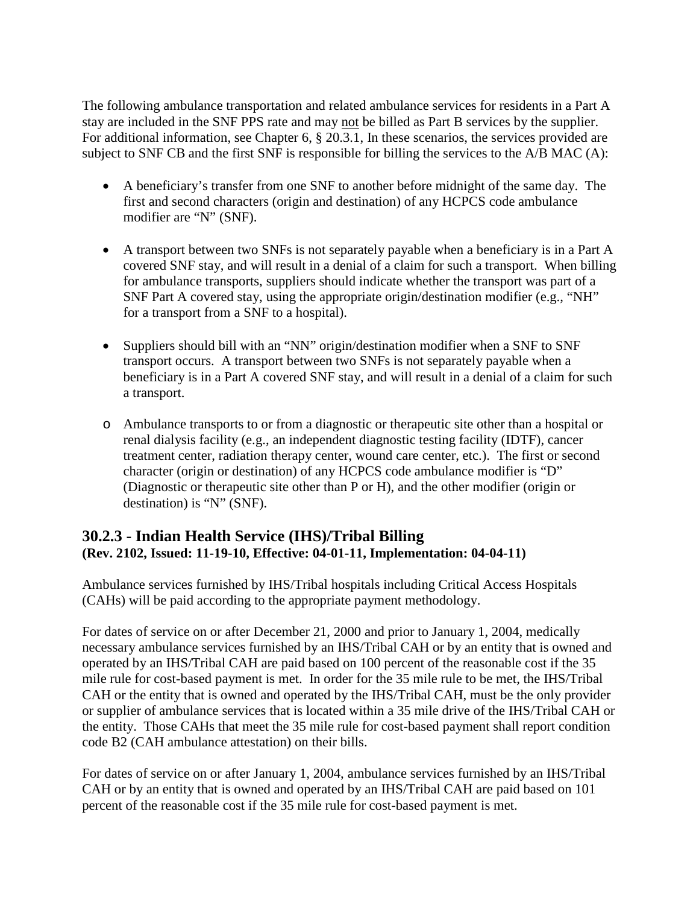The following ambulance transportation and related ambulance services for residents in a Part A stay are included in the SNF PPS rate and may not be billed as Part B services by the supplier. For additional information, see Chapter 6, § 20.3.1, In these scenarios, the services provided are subject to SNF CB and the first SNF is responsible for billing the services to the A/B MAC (A):

- A beneficiary's transfer from one SNF to another before midnight of the same day. The first and second characters (origin and destination) of any HCPCS code ambulance modifier are "N" (SNF).

- A transport between two SNFs is not separately payable when a beneficiary is in a Part A covered SNF stay, and will result in a denial of a claim for such a transport. When billing for ambulance transports, suppliers should indicate whether the transport was part of a SNF Part A covered stay, using the appropriate origin/destination modifier (e.g., "NH" for a transport from a SNF to a hospital).

- Suppliers should bill with an "NN" origin/destination modifier when a SNF to SNF transport occurs. A transport between two SNFs is not separately payable when a beneficiary is in a Part A covered SNF stay, and will result in a denial of a claim for such a transport.

  - Ambulance transports to or from a diagnostic or therapeutic site other than a hospital or renal dialysis facility (e.g., an independent diagnostic testing facility (IDTF), cancer treatment center, radiation therapy center, wound care center, etc.). The first or second character (origin or destination) of any HCPCS code ambulance modifier is "D" (Diagnostic or therapeutic site other than P or H), and the other modifier (origin or destination) is "N" (SNF).

## 30.2.3 - Indian Health Service (IHS)/Tribal Billing

**(Rev. 2102, Issued: 11-19-10, Effective: 04-01-11, Implementation: 04-04-11)**

Ambulance services furnished by IHS/Tribal hospitals including Critical Access Hospitals (CAHs) will be paid according to the appropriate payment methodology.

For dates of service on or after December 21, 2000 and prior to January 1, 2004, medically necessary ambulance services furnished by an IHS/Tribal CAH or by an entity that is owned and operated by an IHS/Tribal CAH are paid based on 100 percent of the reasonable cost if the 35 mile rule for cost-based payment is met. In order for the 35 mile rule to be met, the IHS/Tribal CAH or the entity that is owned and operated by the IHS/Tribal CAH, must be the only provider or supplier of ambulance services that is located within a 35 mile drive of the IHS/Tribal CAH or the entity. Those CAHs that meet the 35 mile rule for cost-based payment shall report condition code B2 (CAH ambulance attestation) on their bills.

For dates of service on or after January 1, 2004, ambulance services furnished by an IHS/Tribal CAH or by an entity that is owned and operated by an IHS/Tribal CAH are paid based on 101 percent of the reasonable cost if the 35 mile rule for cost-based payment is met.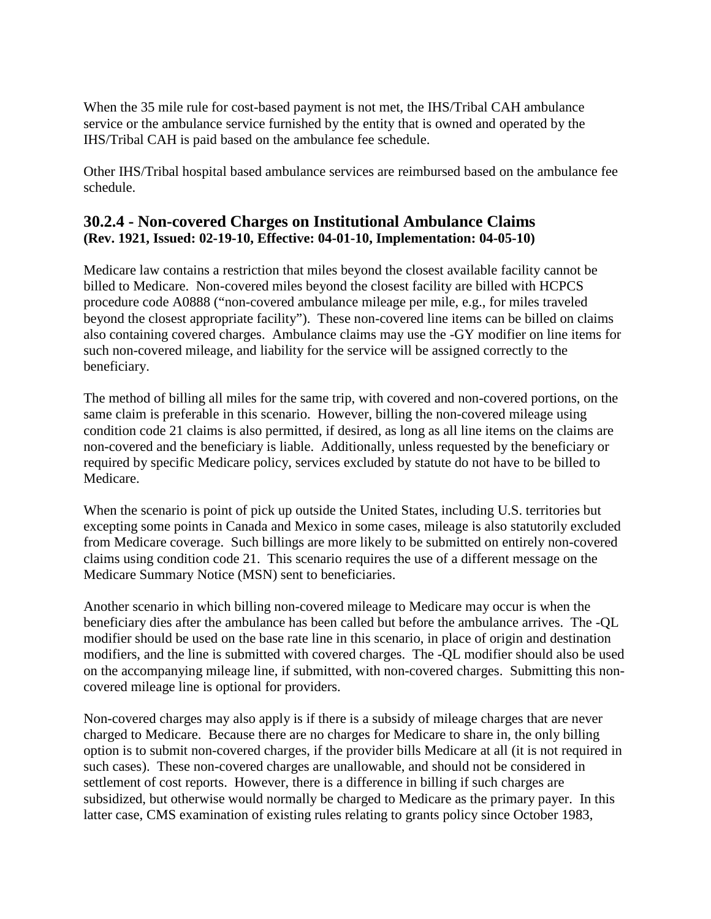When the 35 mile rule for cost-based payment is not met, the IHS/Tribal CAH ambulance service or the ambulance service furnished by the entity that is owned and operated by the IHS/Tribal CAH is paid based on the ambulance fee schedule.

Other IHS/Tribal hospital based ambulance services are reimbursed based on the ambulance fee schedule.

## 30.2.4 - Non-covered Charges on Institutional Ambulance Claims
**(Rev. 1921, Issued: 02-19-10, Effective: 04-01-10, Implementation: 04-05-10)**

Medicare law contains a restriction that miles beyond the closest available facility cannot be billed to Medicare. Non-covered miles beyond the closest facility are billed with HCPCS procedure code A0888 ("non-covered ambulance mileage per mile, e.g., for miles traveled beyond the closest appropriate facility"). These non-covered line items can be billed on claims also containing covered charges. Ambulance claims may use the -GY modifier on line items for such non-covered mileage, and liability for the service will be assigned correctly to the beneficiary.

The method of billing all miles for the same trip, with covered and non-covered portions, on the same claim is preferable in this scenario. However, billing the non-covered mileage using condition code 21 claims is also permitted, if desired, as long as all line items on the claims are non-covered and the beneficiary is liable. Additionally, unless requested by the beneficiary or required by specific Medicare policy, services excluded by statute do not have to be billed to Medicare.

When the scenario is point of pick up outside the United States, including U.S. territories but excepting some points in Canada and Mexico in some cases, mileage is also statutorily excluded from Medicare coverage. Such billings are more likely to be submitted on entirely non-covered claims using condition code 21. This scenario requires the use of a different message on the Medicare Summary Notice (MSN) sent to beneficiaries.

Another scenario in which billing non-covered mileage to Medicare may occur is when the beneficiary dies after the ambulance has been called but before the ambulance arrives. The -QL modifier should be used on the base rate line in this scenario, in place of origin and destination modifiers, and the line is submitted with covered charges. The -QL modifier should also be used on the accompanying mileage line, if submitted, with non-covered charges. Submitting this non-covered mileage line is optional for providers.

Non-covered charges may also apply is if there is a subsidy of mileage charges that are never charged to Medicare. Because there are no charges for Medicare to share in, the only billing option is to submit non-covered charges, if the provider bills Medicare at all (it is not required in such cases). These non-covered charges are unallowable, and should not be considered in settlement of cost reports. However, there is a difference in billing if such charges are subsidized, but otherwise would normally be charged to Medicare as the primary payer. In this latter case, CMS examination of existing rules relating to grants policy since October 1983,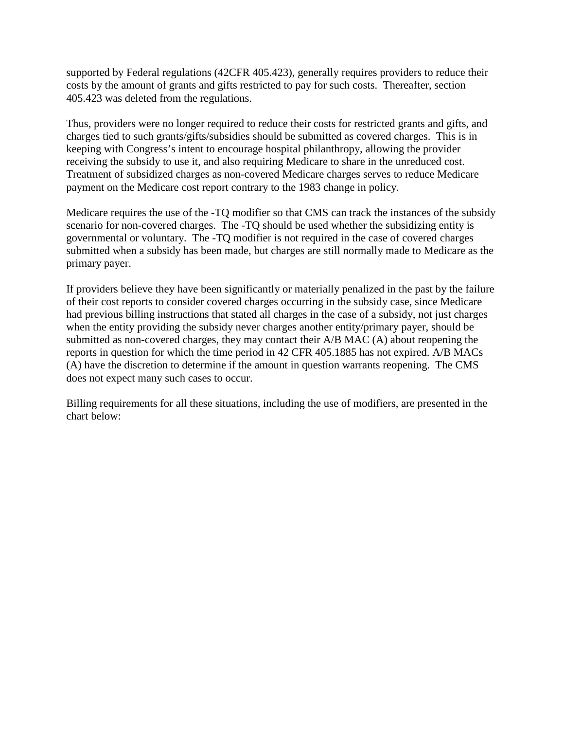supported by Federal regulations (42CFR 405.423), generally requires providers to reduce their costs by the amount of grants and gifts restricted to pay for such costs. Thereafter, section 405.423 was deleted from the regulations.

Thus, providers were no longer required to reduce their costs for restricted grants and gifts, and charges tied to such grants/gifts/subsidies should be submitted as covered charges. This is in keeping with Congress's intent to encourage hospital philanthropy, allowing the provider receiving the subsidy to use it, and also requiring Medicare to share in the unreduced cost. Treatment of subsidized charges as non-covered Medicare charges serves to reduce Medicare payment on the Medicare cost report contrary to the 1983 change in policy.

Medicare requires the use of the -TQ modifier so that CMS can track the instances of the subsidy scenario for non-covered charges. The -TQ should be used whether the subsidizing entity is governmental or voluntary. The -TQ modifier is not required in the case of covered charges submitted when a subsidy has been made, but charges are still normally made to Medicare as the primary payer.

If providers believe they have been significantly or materially penalized in the past by the failure of their cost reports to consider covered charges occurring in the subsidy case, since Medicare had previous billing instructions that stated all charges in the case of a subsidy, not just charges when the entity providing the subsidy never charges another entity/primary payer, should be submitted as non-covered charges, they may contact their A/B MAC (A) about reopening the reports in question for which the time period in 42 CFR 405.1885 has not expired. A/B MACs (A) have the discretion to determine if the amount in question warrants reopening. The CMS does not expect many such cases to occur.

Billing requirements for all these situations, including the use of modifiers, are presented in the chart below: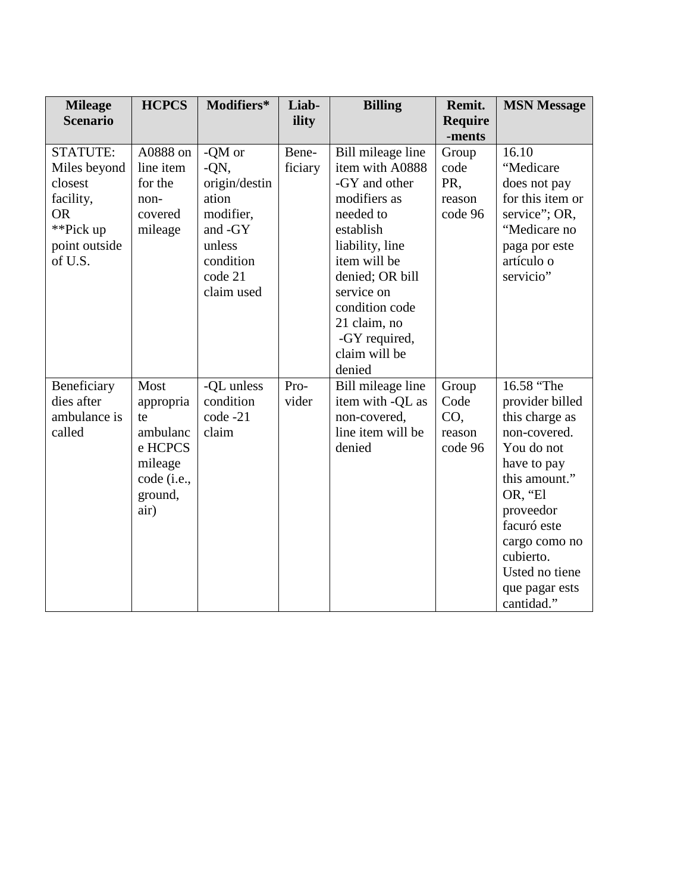| Mileage Scenario | HCPCS | Modifiers* | Liab-ility | Billing | Remit. Require-ments | MSN Message |
|---|---|---|---|---|---|---|
| STATUTE: Miles beyond closest facility, OR **Pick up point outside of U.S. | A0888 on line item for the non-covered mileage | -QM or -QN, origin/destination modifier, and -GY unless condition code 21 claim used | Bene-ficiary | Bill mileage line item with A0888 -GY and other modifiers as needed to establish liability, line item will be denied; OR bill service on condition code 21 claim, no -GY required, claim will be denied | Group code PR, reason code 96 | 16.10 "Medicare does not pay for this item or service"; OR, "Medicare no paga por este artículo o servicio" |
| Beneficiary dies after ambulance is called | Most appropriate ambulance HCPCS mileage code (i.e., ground, air) | -QL unless condition code -21 claim | Pro-vider | Bill mileage line item with -QL as non-covered, line item will be denied | Group Code CO, reason code 96 | 16.58 "The provider billed this charge as non-covered. You do not have to pay this amount." OR, "El proveedor facuró este cargo como no cubierto. Usted no tiene que pagar ests cantidad." |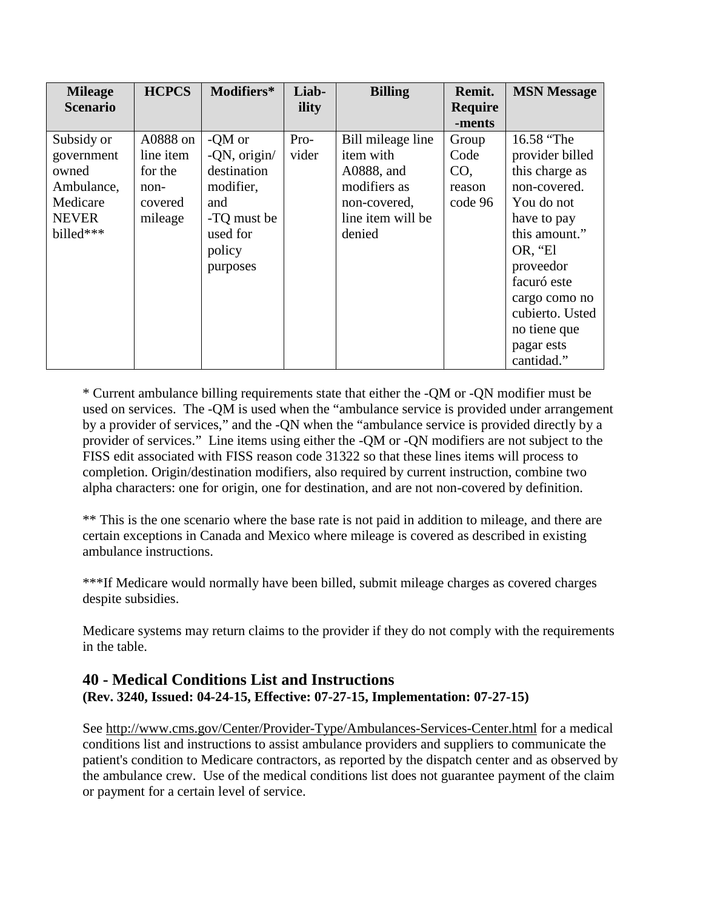| Mileage Scenario | HCPCS | Modifiers* | Liab-ility | Billing | Remit. Require-ments | MSN Message |
|---|---|---|---|---|---|---|
| Subsidy or government owned Ambulance, Medicare NEVER billed*** | A0888 on line item for the non-covered mileage | -QM or -QN, origin/ destination modifier, and -TQ must be used for policy purposes | Pro-vider | Bill mileage line item with A0888, and modifiers as non-covered, line item will be denied | Group Code CO, reason code 96 | 16.58 "The provider billed this charge as non-covered. You do not have to pay this amount." OR, "El proveedor facuró este cargo como no cubierto. Usted no tiene que pagar ests cantidad." |

* Current ambulance billing requirements state that either the -QM or -QN modifier must be used on services. The -QM is used when the "ambulance service is provided under arrangement by a provider of services," and the -QN when the "ambulance service is provided directly by a provider of services." Line items using either the -QM or -QN modifiers are not subject to the FISS edit associated with FISS reason code 31322 so that these lines items will process to completion. Origin/destination modifiers, also required by current instruction, combine two alpha characters: one for origin, one for destination, and are not non-covered by definition.

** This is the one scenario where the base rate is not paid in addition to mileage, and there are certain exceptions in Canada and Mexico where mileage is covered as described in existing ambulance instructions.

***If Medicare would normally have been billed, submit mileage charges as covered charges despite subsidies.

Medicare systems may return claims to the provider if they do not comply with the requirements in the table.

## 40 - Medical Conditions List and Instructions

**(Rev. 3240, Issued: 04-24-15, Effective: 07-27-15, Implementation: 07-27-15)**

See http://www.cms.gov/Center/Provider-Type/Ambulances-Services-Center.html for a medical conditions list and instructions to assist ambulance providers and suppliers to communicate the patient's condition to Medicare contractors, as reported by the dispatch center and as observed by the ambulance crew. Use of the medical conditions list does not guarantee payment of the claim or payment for a certain level of service.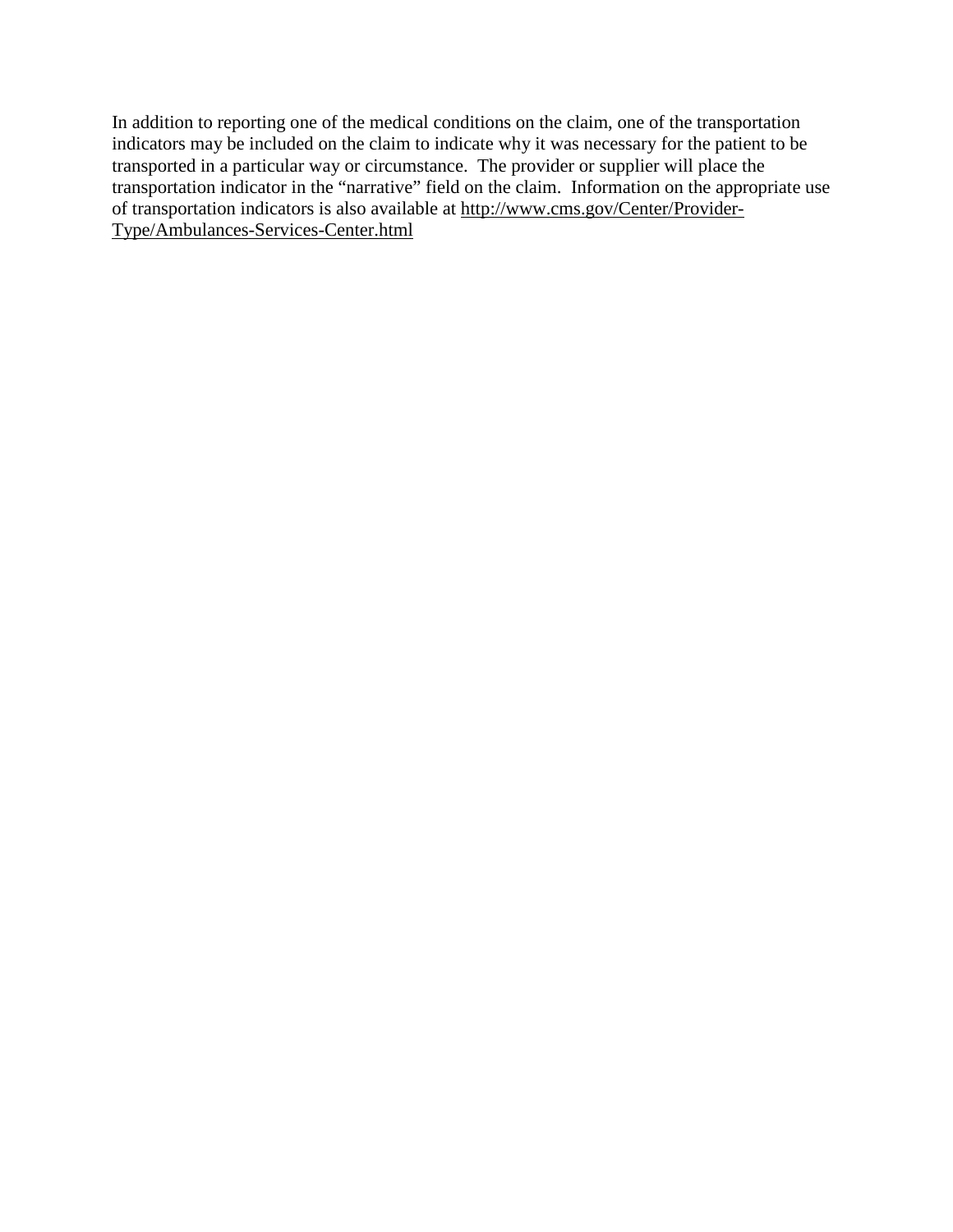In addition to reporting one of the medical conditions on the claim, one of the transportation indicators may be included on the claim to indicate why it was necessary for the patient to be transported in a particular way or circumstance. The provider or supplier will place the transportation indicator in the "narrative" field on the claim. Information on the appropriate use of transportation indicators is also available at http://www.cms.gov/Center/Provider-Type/Ambulances-Services-Center.html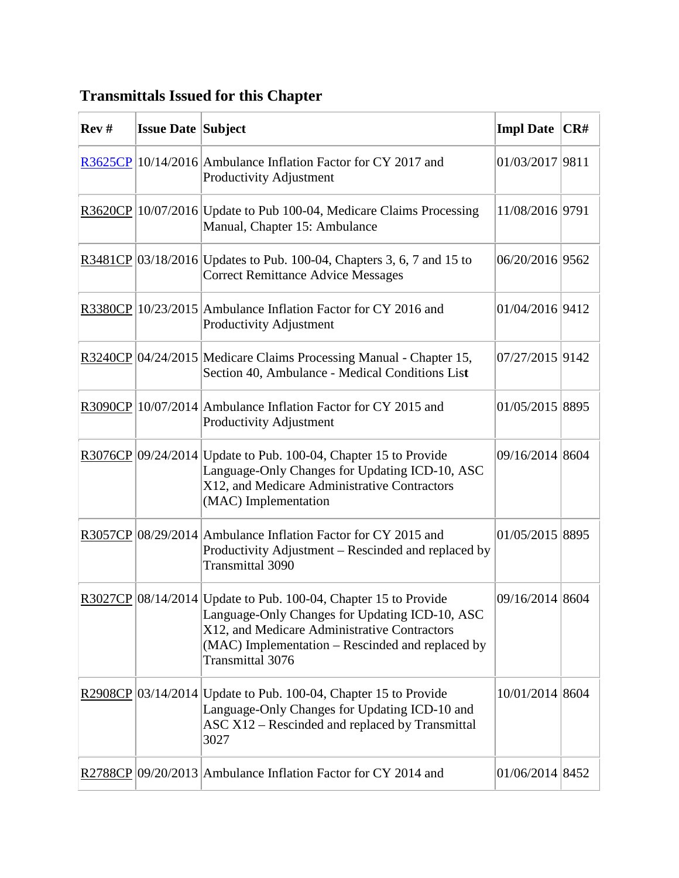## Transmittals Issued for this Chapter

| Rev # | Issue Date | Subject | Impl Date | CR# |
|---|---|---|---|---|
| R3625CP | 10/14/2016 | Ambulance Inflation Factor for CY 2017 and Productivity Adjustment | 01/03/2017 | 9811 |
| R3620CP | 10/07/2016 | Update to Pub 100-04, Medicare Claims Processing Manual, Chapter 15: Ambulance | 11/08/2016 | 9791 |
| R3481CP | 03/18/2016 | Updates to Pub. 100-04, Chapters 3, 6, 7 and 15 to Correct Remittance Advice Messages | 06/20/2016 | 9562 |
| R3380CP | 10/23/2015 | Ambulance Inflation Factor for CY 2016 and Productivity Adjustment | 01/04/2016 | 9412 |
| R3240CP | 04/24/2015 | Medicare Claims Processing Manual - Chapter 15, Section 40, Ambulance - Medical Conditions List | 07/27/2015 | 9142 |
| R3090CP | 10/07/2014 | Ambulance Inflation Factor for CY 2015 and Productivity Adjustment | 01/05/2015 | 8895 |
| R3076CP | 09/24/2014 | Update to Pub. 100-04, Chapter 15 to Provide Language-Only Changes for Updating ICD-10, ASC X12, and Medicare Administrative Contractors (MAC) Implementation | 09/16/2014 | 8604 |
| R3057CP | 08/29/2014 | Ambulance Inflation Factor for CY 2015 and Productivity Adjustment – Rescinded and replaced by Transmittal 3090 | 01/05/2015 | 8895 |
| R3027CP | 08/14/2014 | Update to Pub. 100-04, Chapter 15 to Provide Language-Only Changes for Updating ICD-10, ASC X12, and Medicare Administrative Contractors (MAC) Implementation – Rescinded and replaced by Transmittal 3076 | 09/16/2014 | 8604 |
| R2908CP | 03/14/2014 | Update to Pub. 100-04, Chapter 15 to Provide Language-Only Changes for Updating ICD-10 and ASC X12 – Rescinded and replaced by Transmittal 3027 | 10/01/2014 | 8604 |
| R2788CP | 09/20/2013 | Ambulance Inflation Factor for CY 2014 and | 01/06/2014 | 8452 |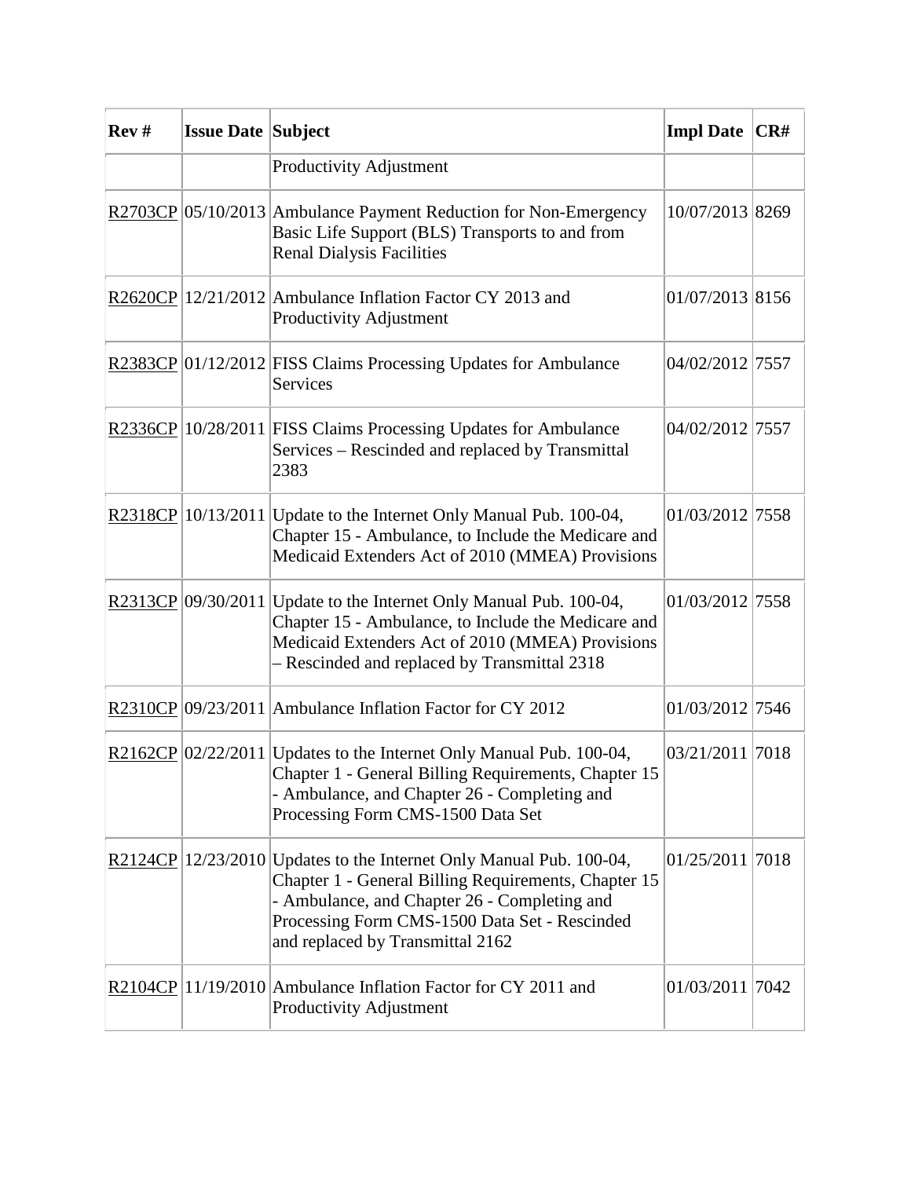| Rev # | Issue Date | Subject | Impl Date | CR# |
|---|---|---|---|---|
| | | Productivity Adjustment | | |
| R2703CP | 05/10/2013 | Ambulance Payment Reduction for Non-Emergency Basic Life Support (BLS) Transports to and from Renal Dialysis Facilities | 10/07/2013 | 8269 |
| R2620CP | 12/21/2012 | Ambulance Inflation Factor CY 2013 and Productivity Adjustment | 01/07/2013 | 8156 |
| R2383CP | 01/12/2012 | FISS Claims Processing Updates for Ambulance Services | 04/02/2012 | 7557 |
| R2336CP | 10/28/2011 | FISS Claims Processing Updates for Ambulance Services – Rescinded and replaced by Transmittal 2383 | 04/02/2012 | 7557 |
| R2318CP | 10/13/2011 | Update to the Internet Only Manual Pub. 100-04, Chapter 15 - Ambulance, to Include the Medicare and Medicaid Extenders Act of 2010 (MMEA) Provisions | 01/03/2012 | 7558 |
| R2313CP | 09/30/2011 | Update to the Internet Only Manual Pub. 100-04, Chapter 15 - Ambulance, to Include the Medicare and Medicaid Extenders Act of 2010 (MMEA) Provisions – Rescinded and replaced by Transmittal 2318 | 01/03/2012 | 7558 |
| R2310CP | 09/23/2011 | Ambulance Inflation Factor for CY 2012 | 01/03/2012 | 7546 |
| R2162CP | 02/22/2011 | Updates to the Internet Only Manual Pub. 100-04, Chapter 1 - General Billing Requirements, Chapter 15 - Ambulance, and Chapter 26 - Completing and Processing Form CMS-1500 Data Set | 03/21/2011 | 7018 |
| R2124CP | 12/23/2010 | Updates to the Internet Only Manual Pub. 100-04, Chapter 1 - General Billing Requirements, Chapter 15 - Ambulance, and Chapter 26 - Completing and Processing Form CMS-1500 Data Set - Rescinded and replaced by Transmittal 2162 | 01/25/2011 | 7018 |
| R2104CP | 11/19/2010 | Ambulance Inflation Factor for CY 2011 and Productivity Adjustment | 01/03/2011 | 7042 |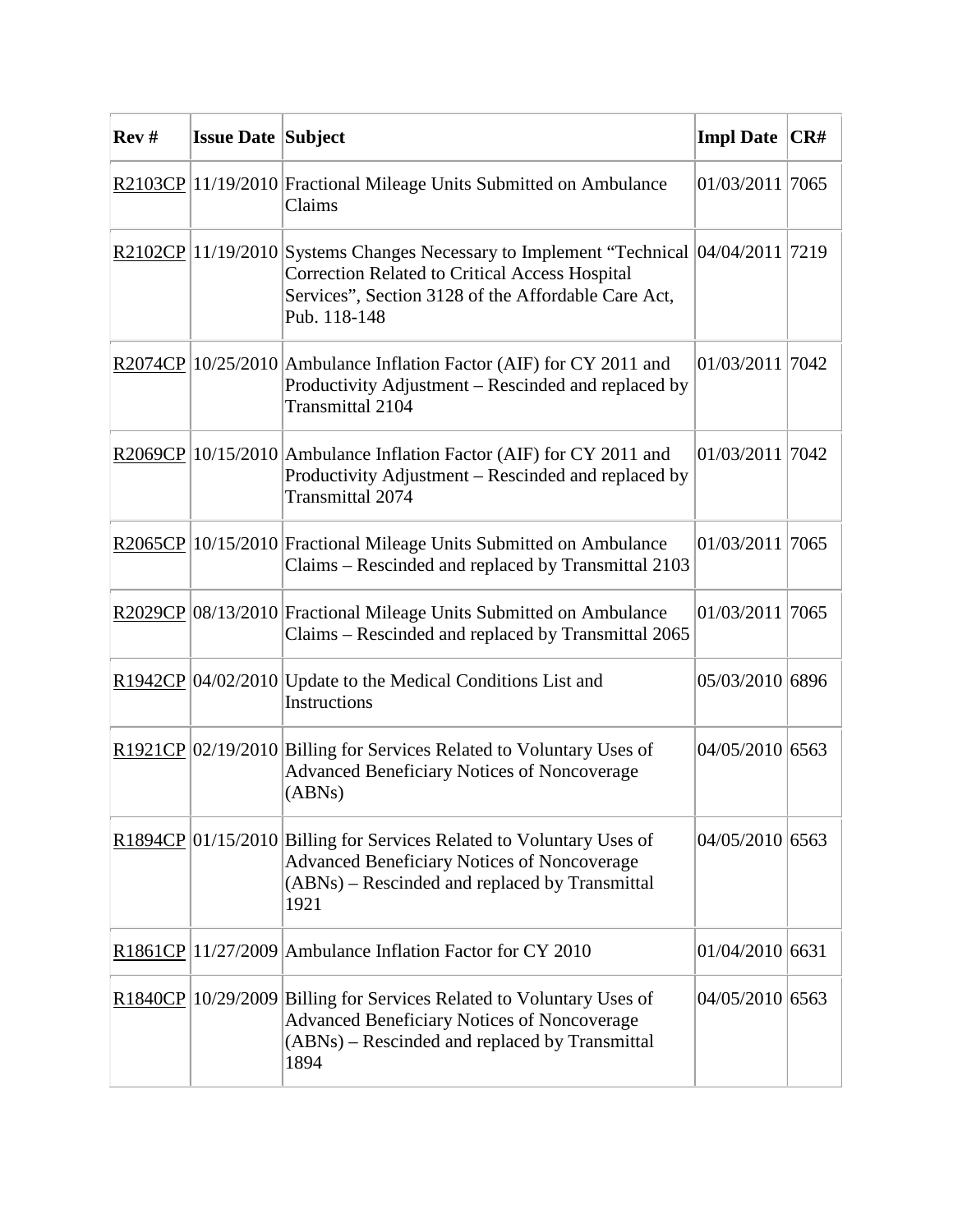| Rev # | Issue Date | Subject | Impl Date | CR# |
|---|---|---|---|---|
| R2103CP | 11/19/2010 | Fractional Mileage Units Submitted on Ambulance Claims | 01/03/2011 | 7065 |
| R2102CP | 11/19/2010 | Systems Changes Necessary to Implement "Technical Correction Related to Critical Access Hospital Services", Section 3128 of the Affordable Care Act, Pub. 118-148 | 04/04/2011 | 7219 |
| R2074CP | 10/25/2010 | Ambulance Inflation Factor (AIF) for CY 2011 and Productivity Adjustment – Rescinded and replaced by Transmittal 2104 | 01/03/2011 | 7042 |
| R2069CP | 10/15/2010 | Ambulance Inflation Factor (AIF) for CY 2011 and Productivity Adjustment – Rescinded and replaced by Transmittal 2074 | 01/03/2011 | 7042 |
| R2065CP | 10/15/2010 | Fractional Mileage Units Submitted on Ambulance Claims – Rescinded and replaced by Transmittal 2103 | 01/03/2011 | 7065 |
| R2029CP | 08/13/2010 | Fractional Mileage Units Submitted on Ambulance Claims – Rescinded and replaced by Transmittal 2065 | 01/03/2011 | 7065 |
| R1942CP | 04/02/2010 | Update to the Medical Conditions List and Instructions | 05/03/2010 | 6896 |
| R1921CP | 02/19/2010 | Billing for Services Related to Voluntary Uses of Advanced Beneficiary Notices of Noncoverage (ABNs) | 04/05/2010 | 6563 |
| R1894CP | 01/15/2010 | Billing for Services Related to Voluntary Uses of Advanced Beneficiary Notices of Noncoverage (ABNs) – Rescinded and replaced by Transmittal 1921 | 04/05/2010 | 6563 |
| R1861CP | 11/27/2009 | Ambulance Inflation Factor for CY 2010 | 01/04/2010 | 6631 |
| R1840CP | 10/29/2009 | Billing for Services Related to Voluntary Uses of Advanced Beneficiary Notices of Noncoverage (ABNs) – Rescinded and replaced by Transmittal 1894 | 04/05/2010 | 6563 |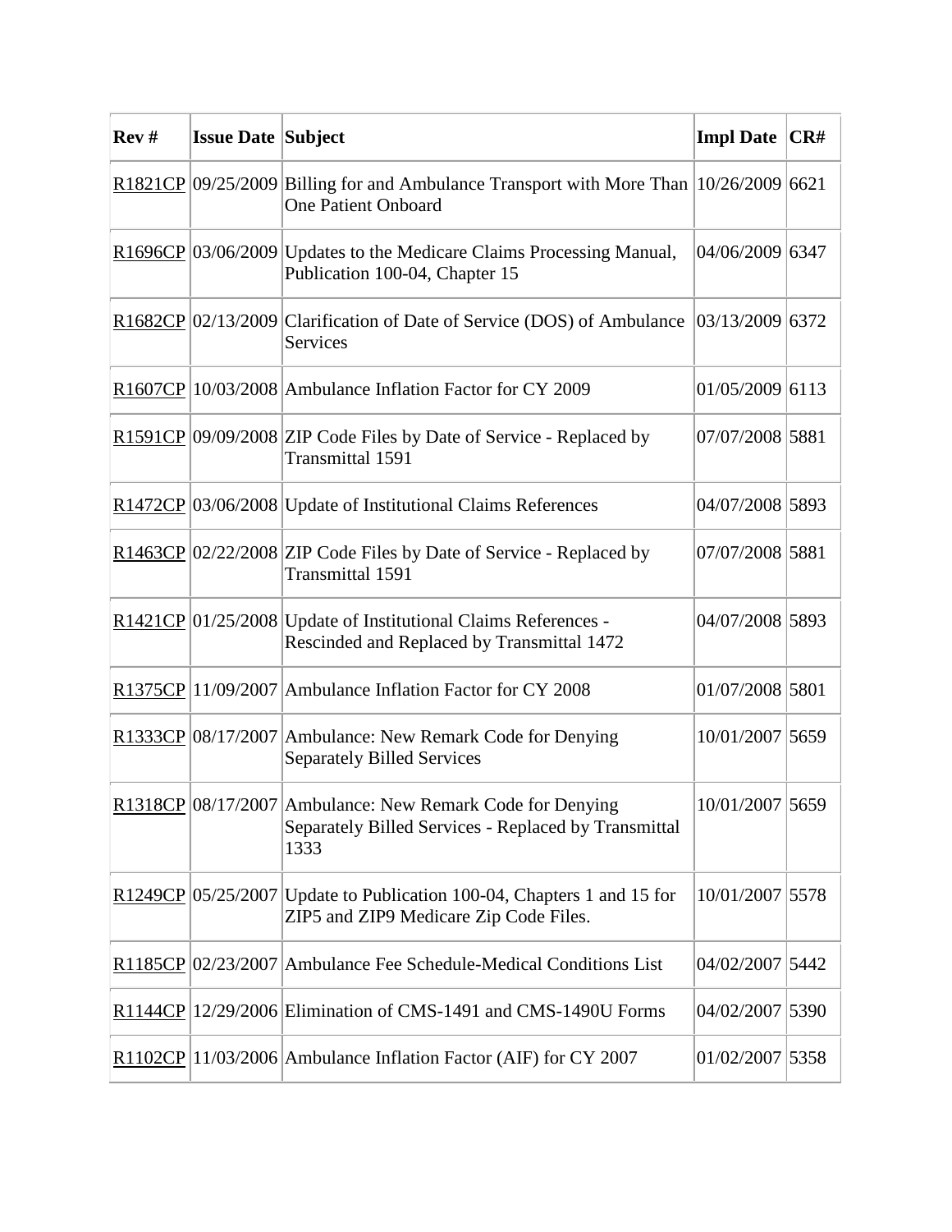| Rev # | Issue Date | Subject | Impl Date | CR# |
|---|---|---|---|---|
| R1821CP | 09/25/2009 | Billing for and Ambulance Transport with More Than One Patient Onboard | 10/26/2009 | 6621 |
| R1696CP | 03/06/2009 | Updates to the Medicare Claims Processing Manual, Publication 100-04, Chapter 15 | 04/06/2009 | 6347 |
| R1682CP | 02/13/2009 | Clarification of Date of Service (DOS) of Ambulance Services | 03/13/2009 | 6372 |
| R1607CP | 10/03/2008 | Ambulance Inflation Factor for CY 2009 | 01/05/2009 | 6113 |
| R1591CP | 09/09/2008 | ZIP Code Files by Date of Service - Replaced by Transmittal 1591 | 07/07/2008 | 5881 |
| R1472CP | 03/06/2008 | Update of Institutional Claims References | 04/07/2008 | 5893 |
| R1463CP | 02/22/2008 | ZIP Code Files by Date of Service - Replaced by Transmittal 1591 | 07/07/2008 | 5881 |
| R1421CP | 01/25/2008 | Update of Institutional Claims References - Rescinded and Replaced by Transmittal 1472 | 04/07/2008 | 5893 |
| R1375CP | 11/09/2007 | Ambulance Inflation Factor for CY 2008 | 01/07/2008 | 5801 |
| R1333CP | 08/17/2007 | Ambulance: New Remark Code for Denying Separately Billed Services | 10/01/2007 | 5659 |
| R1318CP | 08/17/2007 | Ambulance: New Remark Code for Denying Separately Billed Services - Replaced by Transmittal 1333 | 10/01/2007 | 5659 |
| R1249CP | 05/25/2007 | Update to Publication 100-04, Chapters 1 and 15 for ZIP5 and ZIP9 Medicare Zip Code Files. | 10/01/2007 | 5578 |
| R1185CP | 02/23/2007 | Ambulance Fee Schedule-Medical Conditions List | 04/02/2007 | 5442 |
| R1144CP | 12/29/2006 | Elimination of CMS-1491 and CMS-1490U Forms | 04/02/2007 | 5390 |
| R1102CP | 11/03/2006 | Ambulance Inflation Factor (AIF) for CY 2007 | 01/02/2007 | 5358 |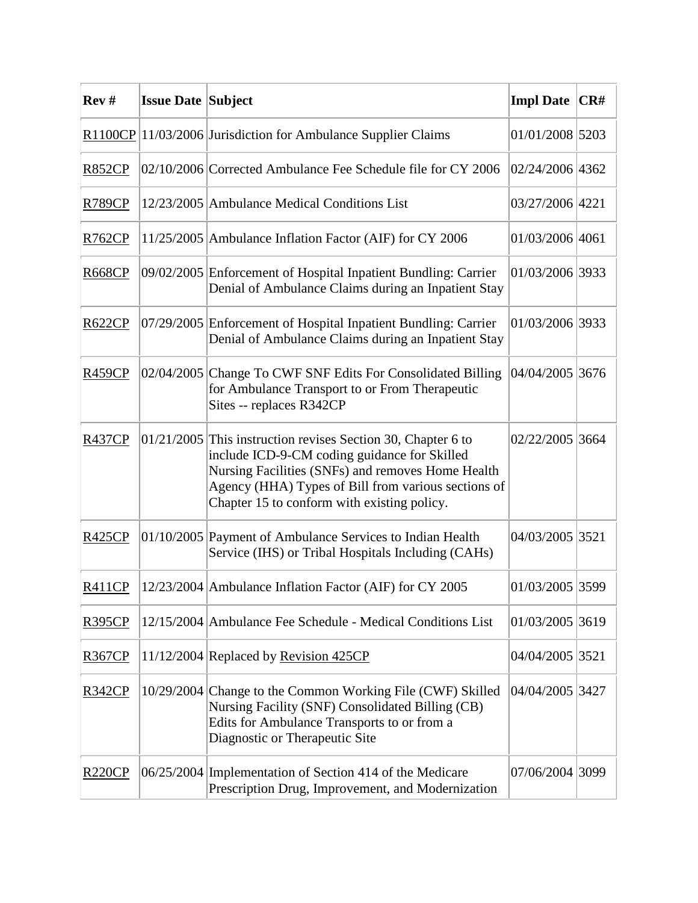| Rev # | Issue Date | Subject | Impl Date | CR# |
|---|---|---|---|---|
| R1100CP | 11/03/2006 | Jurisdiction for Ambulance Supplier Claims | 01/01/2008 | 5203 |
| R852CP | 02/10/2006 | Corrected Ambulance Fee Schedule file for CY 2006 | 02/24/2006 | 4362 |
| R789CP | 12/23/2005 | Ambulance Medical Conditions List | 03/27/2006 | 4221 |
| R762CP | 11/25/2005 | Ambulance Inflation Factor (AIF) for CY 2006 | 01/03/2006 | 4061 |
| R668CP | 09/02/2005 | Enforcement of Hospital Inpatient Bundling: Carrier Denial of Ambulance Claims during an Inpatient Stay | 01/03/2006 | 3933 |
| R622CP | 07/29/2005 | Enforcement of Hospital Inpatient Bundling: Carrier Denial of Ambulance Claims during an Inpatient Stay | 01/03/2006 | 3933 |
| R459CP | 02/04/2005 | Change To CWF SNF Edits For Consolidated Billing for Ambulance Transport to or From Therapeutic Sites -- replaces R342CP | 04/04/2005 | 3676 |
| R437CP | 01/21/2005 | This instruction revises Section 30, Chapter 6 to include ICD-9-CM coding guidance for Skilled Nursing Facilities (SNFs) and removes Home Health Agency (HHA) Types of Bill from various sections of Chapter 15 to conform with existing policy. | 02/22/2005 | 3664 |
| R425CP | 01/10/2005 | Payment of Ambulance Services to Indian Health Service (IHS) or Tribal Hospitals Including (CAHs) | 04/03/2005 | 3521 |
| R411CP | 12/23/2004 | Ambulance Inflation Factor (AIF) for CY 2005 | 01/03/2005 | 3599 |
| R395CP | 12/15/2004 | Ambulance Fee Schedule - Medical Conditions List | 01/03/2005 | 3619 |
| R367CP | 11/12/2004 | Replaced by Revision 425CP | 04/04/2005 | 3521 |
| R342CP | 10/29/2004 | Change to the Common Working File (CWF) Skilled Nursing Facility (SNF) Consolidated Billing (CB) Edits for Ambulance Transports to or from a Diagnostic or Therapeutic Site | 04/04/2005 | 3427 |
| R220CP | 06/25/2004 | Implementation of Section 414 of the Medicare Prescription Drug, Improvement, and Modernization | 07/06/2004 | 3099 |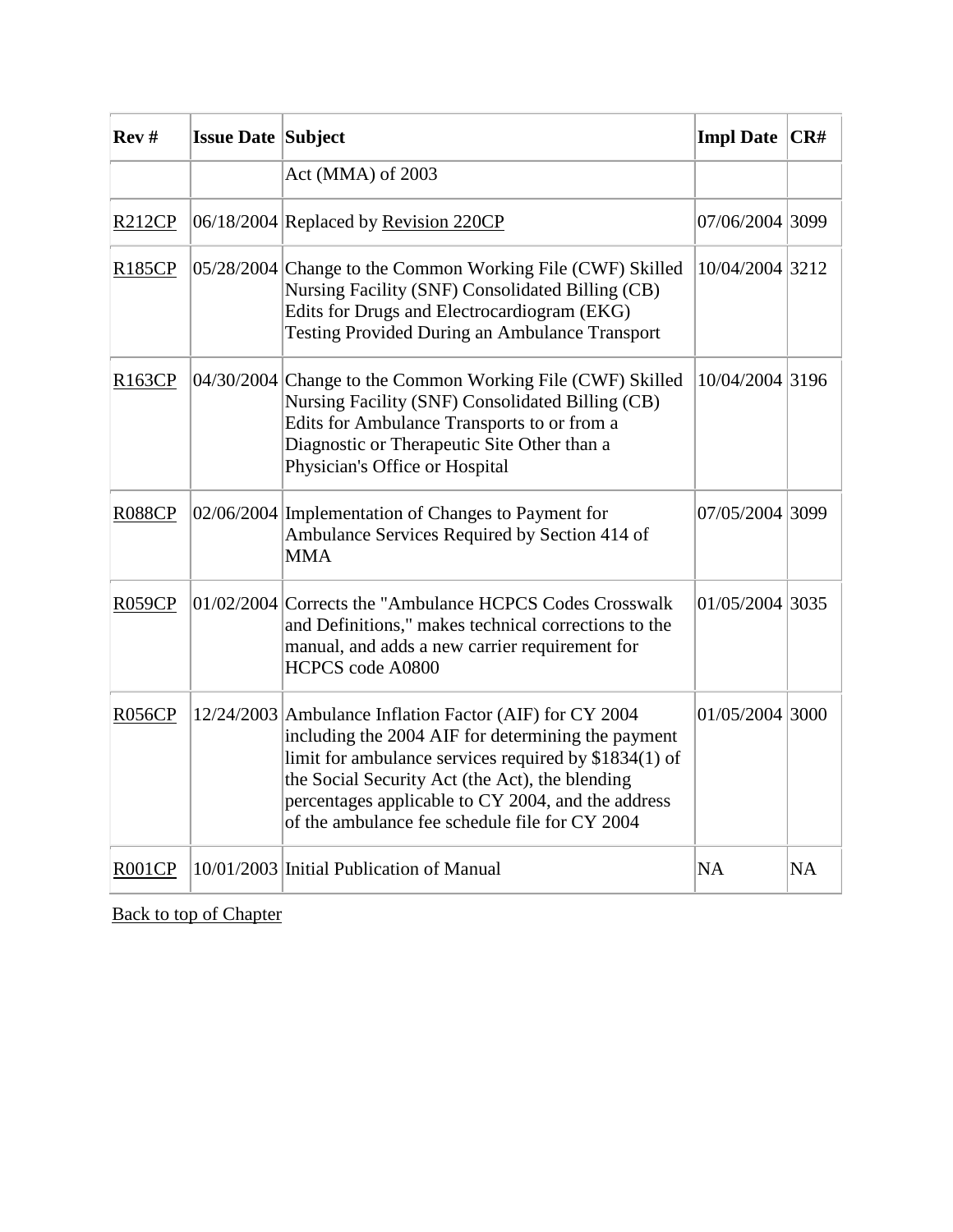| Rev # | Issue Date | Subject | Impl Date | CR# |
|---|---|---|---|---|
| | | Act (MMA) of 2003 | | |
| R212CP | 06/18/2004 | Replaced by Revision 220CP | 07/06/2004 | 3099 |
| R185CP | 05/28/2004 | Change to the Common Working File (CWF) Skilled Nursing Facility (SNF) Consolidated Billing (CB) Edits for Drugs and Electrocardiogram (EKG) Testing Provided During an Ambulance Transport | 10/04/2004 | 3212 |
| R163CP | 04/30/2004 | Change to the Common Working File (CWF) Skilled Nursing Facility (SNF) Consolidated Billing (CB) Edits for Ambulance Transports to or from a Diagnostic or Therapeutic Site Other than a Physician's Office or Hospital | 10/04/2004 | 3196 |
| R088CP | 02/06/2004 | Implementation of Changes to Payment for Ambulance Services Required by Section 414 of MMA | 07/05/2004 | 3099 |
| R059CP | 01/02/2004 | Corrects the "Ambulance HCPCS Codes Crosswalk and Definitions," makes technical corrections to the manual, and adds a new carrier requirement for HCPCS code A0800 | 01/05/2004 | 3035 |
| R056CP | 12/24/2003 | Ambulance Inflation Factor (AIF) for CY 2004 including the 2004 AIF for determining the payment limit for ambulance services required by $1834(1) of the Social Security Act (the Act), the blending percentages applicable to CY 2004, and the address of the ambulance fee schedule file for CY 2004 | 01/05/2004 | 3000 |
| R001CP | 10/01/2003 | Initial Publication of Manual | NA | NA |

Back to top of Chapter